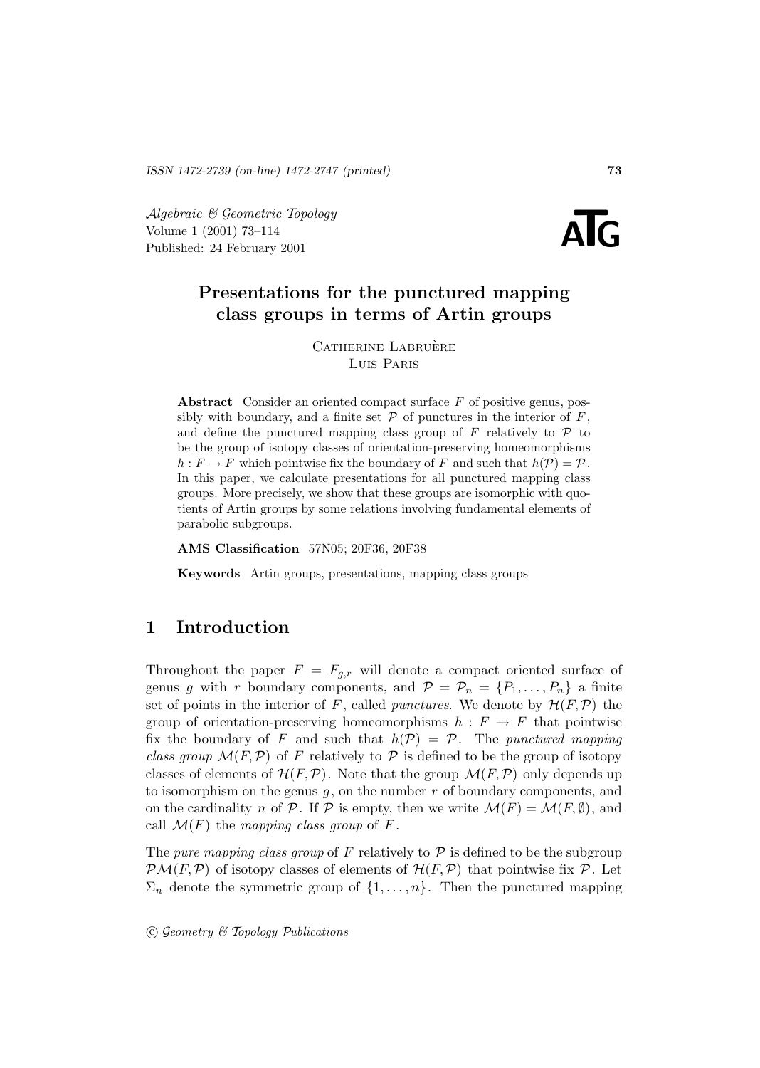# Presentations for the punctured mapping class groups in terms of Artin groups

Catherine Labruère
Luis Paris

**Abstract** Consider an oriented compact surface $F$ of positive genus, possibly with boundary, and a finite set $\mathcal{P}$ of punctures in the interior of $F$, and define the punctured mapping class group of $F$ relatively to $\mathcal{P}$ to be the group of isotopy classes of orientation-preserving homeomorphisms $h : F \to F$ which pointwise fix the boundary of $F$ and such that $h(\mathcal{P}) = \mathcal{P}$. In this paper, we calculate presentations for all punctured mapping class groups. More precisely, we show that these groups are isomorphic with quotients of Artin groups by some relations involving fundamental elements of parabolic subgroups.

**AMS Classification** 57N05; 20F36, 20F38

**Keywords** Artin groups, presentations, mapping class groups

## 1 Introduction

Throughout the paper $F = F_{g,r}$ will denote a compact oriented surface of genus $g$ with $r$ boundary components, and $\mathcal{P} = \mathcal{P}_n = \{P_1, \dots, P_n\}$ a finite set of points in the interior of $F$, called *punctures*. We denote by $\mathcal{H}(F,\mathcal{P})$ the group of orientation-preserving homeomorphisms $h : F \to F$ that pointwise fix the boundary of $F$ and such that $h(\mathcal{P}) = \mathcal{P}$. The *punctured mapping class group* $\mathcal{M}(F,\mathcal{P})$ of $F$ relatively to $\mathcal{P}$ is defined to be the group of isotopy classes of elements of $\mathcal{H}(F,\mathcal{P})$. Note that the group $\mathcal{M}(F,\mathcal{P})$ only depends up to isomorphism on the genus $g$, on the number $r$ of boundary components, and on the cardinality $n$ of $\mathcal{P}$. If $\mathcal{P}$ is empty, then we write $\mathcal{M}(F) = \mathcal{M}(F,\emptyset)$, and call $\mathcal{M}(F)$ the *mapping class group* of $F$.

The *pure mapping class group* of $F$ relatively to $\mathcal{P}$ is defined to be the subgroup $\mathcal{PM}(F,\mathcal{P})$ of isotopy classes of elements of $\mathcal{H}(F,\mathcal{P})$ that pointwise fix $\mathcal{P}$. Let $\Sigma_n$ denote the symmetric group of $\{1, \dots, n\}$. Then the punctured mapping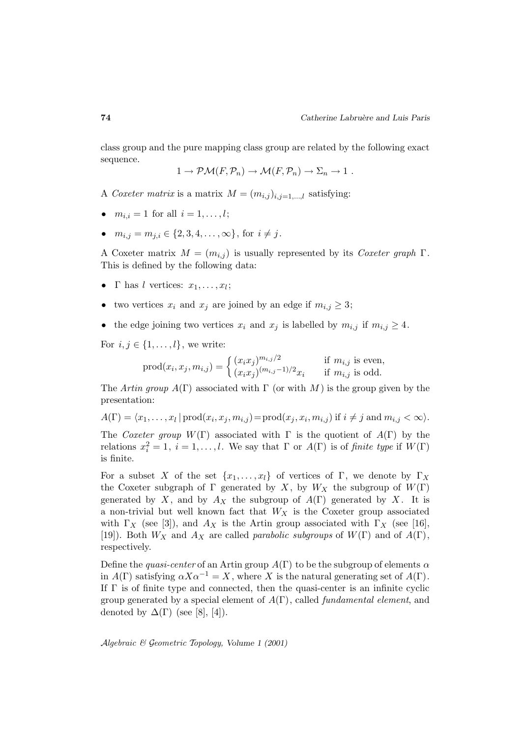class group and the pure mapping class group are related by the following exact sequence.

$$1 \to \mathcal{PM}(F, \mathcal{P}_n) \to \mathcal{M}(F, \mathcal{P}_n) \to \Sigma_n \to 1 \ .$$

A *Coxeter matrix* is a matrix $M = (m_{i,j})_{i,j=1,\dots,l}$ satisfying:

- $m_{i,i} = 1$ for all $i = 1, \dots, l$;
- $m_{i,j} = m_{j,i} \in \{2, 3, 4, \dots, \infty\}$, for $i \neq j$.

A Coxeter matrix $M = (m_{i,j})$ is usually represented by its *Coxeter graph* $\Gamma$. This is defined by the following data:

- $\Gamma$ has $l$ vertices: $x_1, \dots, x_l$;
- two vertices $x_i$ and $x_j$ are joined by an edge if $m_{i,j} \geq 3$;
- the edge joining two vertices $x_i$ and $x_j$ is labelled by $m_{i,j}$ if $m_{i,j} \geq 4$.

For $i, j \in \{1, \dots, l\}$, we write:

$$\mathrm{prod}(x_i, x_j, m_{i,j}) = \begin{cases} (x_i x_j)^{m_{i,j}/2} & \text{if } m_{i,j} \text{ is even,} \\ (x_i x_j)^{(m_{i,j}-1)/2} x_i & \text{if } m_{i,j} \text{ is odd.} \end{cases}$$

The *Artin group* $A(\Gamma)$ associated with $\Gamma$ (or with $M$) is the group given by the presentation:

$$A(\Gamma) = \langle x_1, \dots, x_l \,|\, \mathrm{prod}(x_i, x_j, m_{i,j}) = \mathrm{prod}(x_j, x_i, m_{i,j}) \text{ if } i \neq j \text{ and } m_{i,j} < \infty \rangle.$$

The *Coxeter group* $W(\Gamma)$ associated with $\Gamma$ is the quotient of $A(\Gamma)$ by the relations $x_i^2 = 1$, $i = 1, \dots, l$. We say that $\Gamma$ or $A(\Gamma)$ is of *finite type* if $W(\Gamma)$ is finite.

For a subset $X$ of the set $\{x_1, \dots, x_l\}$ of vertices of $\Gamma$, we denote by $\Gamma_X$ the Coxeter subgraph of $\Gamma$ generated by $X$, by $W_X$ the subgroup of $W(\Gamma)$ generated by $X$, and by $A_X$ the subgroup of $A(\Gamma)$ generated by $X$. It is a non-trivial but well known fact that $W_X$ is the Coxeter group associated with $\Gamma_X$ (see [3]), and $A_X$ is the Artin group associated with $\Gamma_X$ (see [16], [19]). Both $W_X$ and $A_X$ are called *parabolic subgroups* of $W(\Gamma)$ and of $A(\Gamma)$, respectively.

Define the *quasi-center* of an Artin group $A(\Gamma)$ to be the subgroup of elements $\alpha$ in $A(\Gamma)$ satisfying $\alpha X \alpha^{-1} = X$, where $X$ is the natural generating set of $A(\Gamma)$. If $\Gamma$ is of finite type and connected, then the quasi-center is an infinite cyclic group generated by a special element of $A(\Gamma)$, called *fundamental element*, and denoted by $\Delta(\Gamma)$ (see [8], [4]).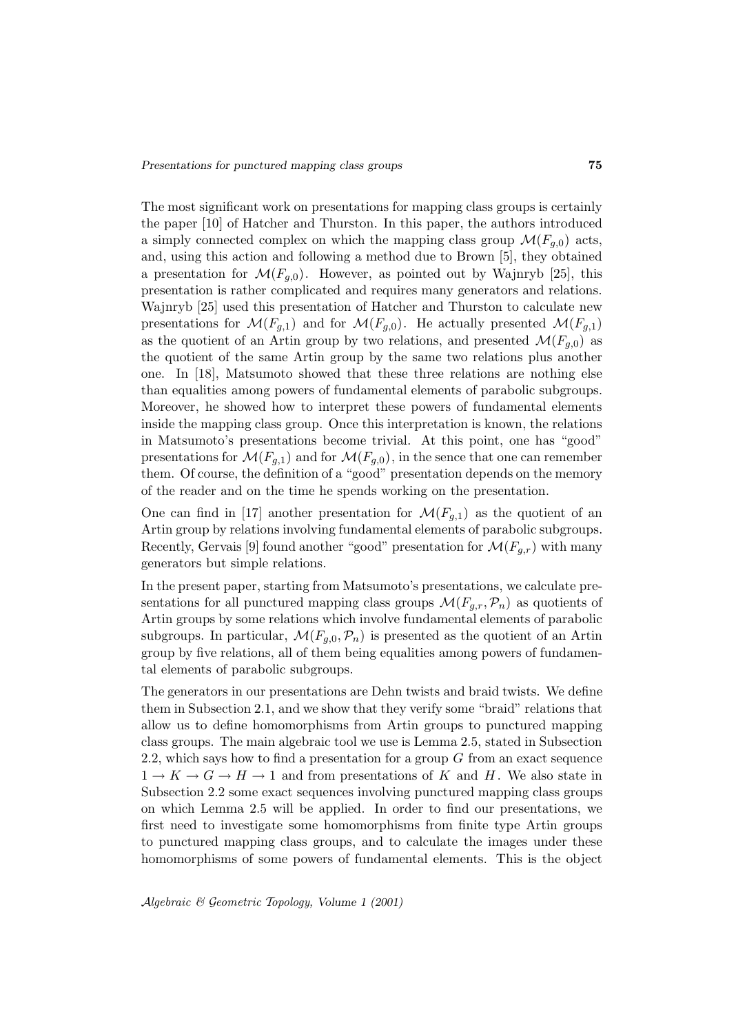The most significant work on presentations for mapping class groups is certainly the paper [10] of Hatcher and Thurston. In this paper, the authors introduced a simply connected complex on which the mapping class group $\mathcal{M}(F_{g,0})$ acts, and, using this action and following a method due to Brown [5], they obtained a presentation for $\mathcal{M}(F_{g,0})$. However, as pointed out by Wajnryb [25], this presentation is rather complicated and requires many generators and relations. Wajnryb [25] used this presentation of Hatcher and Thurston to calculate new presentations for $\mathcal{M}(F_{g,1})$ and for $\mathcal{M}(F_{g,0})$. He actually presented $\mathcal{M}(F_{g,1})$ as the quotient of an Artin group by two relations, and presented $\mathcal{M}(F_{g,0})$ as the quotient of the same Artin group by the same two relations plus another one. In [18], Matsumoto showed that these three relations are nothing else than equalities among powers of fundamental elements of parabolic subgroups. Moreover, he showed how to interpret these powers of fundamental elements inside the mapping class group. Once this interpretation is known, the relations in Matsumoto's presentations become trivial. At this point, one has "good" presentations for $\mathcal{M}(F_{g,1})$ and for $\mathcal{M}(F_{g,0})$, in the sence that one can remember them. Of course, the definition of a "good" presentation depends on the memory of the reader and on the time he spends working on the presentation.

One can find in [17] another presentation for $\mathcal{M}(F_{g,1})$ as the quotient of an Artin group by relations involving fundamental elements of parabolic subgroups. Recently, Gervais [9] found another "good" presentation for $\mathcal{M}(F_{g,r})$ with many generators but simple relations.

In the present paper, starting from Matsumoto's presentations, we calculate presentations for all punctured mapping class groups $\mathcal{M}(F_{g,r}, \mathcal{P}_n)$ as quotients of Artin groups by some relations which involve fundamental elements of parabolic subgroups. In particular, $\mathcal{M}(F_{g,0}, \mathcal{P}_n)$ is presented as the quotient of an Artin group by five relations, all of them being equalities among powers of fundamental elements of parabolic subgroups.

The generators in our presentations are Dehn twists and braid twists. We define them in Subsection 2.1, and we show that they verify some "braid" relations that allow us to define homomorphisms from Artin groups to punctured mapping class groups. The main algebraic tool we use is Lemma 2.5, stated in Subsection 2.2, which says how to find a presentation for a group $G$ from an exact sequence $1 \to K \to G \to H \to 1$ and from presentations of $K$ and $H$. We also state in Subsection 2.2 some exact sequences involving punctured mapping class groups on which Lemma 2.5 will be applied. In order to find our presentations, we first need to investigate some homomorphisms from finite type Artin groups to punctured mapping class groups, and to calculate the images under these homomorphisms of some powers of fundamental elements. This is the object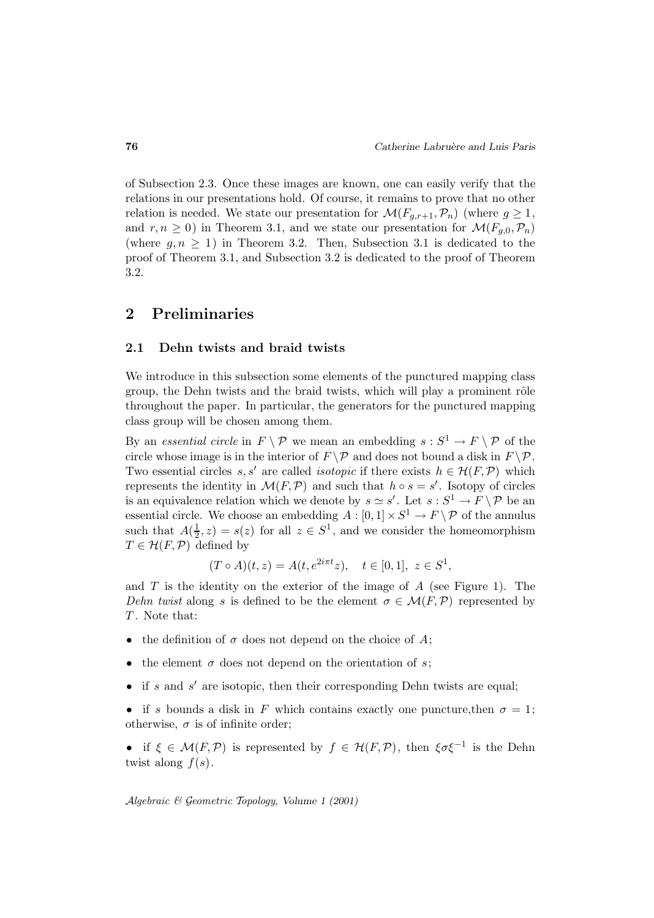of Subsection 2.3. Once these images are known, one can easily verify that the relations in our presentations hold. Of course, it remains to prove that no other relation is needed. We state our presentation for $\mathcal{M}(F_{g,r+1}, \mathcal{P}_n)$ (where $g \geq 1$, and $r, n \geq 0$) in Theorem 3.1, and we state our presentation for $\mathcal{M}(F_{g,0}, \mathcal{P}_n)$ (where $g, n \geq 1$) in Theorem 3.2. Then, Subsection 3.1 is dedicated to the proof of Theorem 3.1, and Subsection 3.2 is dedicated to the proof of Theorem 3.2.

## 2 Preliminaries

### 2.1 Dehn twists and braid twists

We introduce in this subsection some elements of the punctured mapping class group, the Dehn twists and the braid twists, which will play a prominent rôle throughout the paper. In particular, the generators for the punctured mapping class group will be chosen among them.

By an *essential circle* in $F \setminus \mathcal{P}$ we mean an embedding $s : S^1 \to F \setminus \mathcal{P}$ of the circle whose image is in the interior of $F \setminus \mathcal{P}$ and does not bound a disk in $F \setminus \mathcal{P}$. Two essential circles $s, s'$ are called *isotopic* if there exists $h \in \mathcal{H}(F, \mathcal{P})$ which represents the identity in $\mathcal{M}(F, \mathcal{P})$ and such that $h \circ s = s'$. Isotopy of circles is an equivalence relation which we denote by $s \simeq s'$. Let $s : S^1 \to F \setminus \mathcal{P}$ be an essential circle. We choose an embedding $A : [0,1] \times S^1 \to F \setminus \mathcal{P}$ of the annulus such that $A(\frac{1}{2}, z) = s(z)$ for all $z \in S^1$, and we consider the homeomorphism $T \in \mathcal{H}(F, \mathcal{P})$ defined by

$$(T \circ A)(t, z) = A(t, e^{2i\pi t} z), \quad t \in [0,1], \ z \in S^1,$$

and $T$ is the identity on the exterior of the image of $A$ (see Figure 1). The *Dehn twist* along $s$ is defined to be the element $\sigma \in \mathcal{M}(F, \mathcal{P})$ represented by $T$. Note that:

- the definition of $\sigma$ does not depend on the choice of $A$;
- the element $\sigma$ does not depend on the orientation of $s$;
- if $s$ and $s'$ are isotopic, then their corresponding Dehn twists are equal;
- if $s$ bounds a disk in $F$ which contains exactly one puncture,then $\sigma = 1$; otherwise, $\sigma$ is of infinite order;
- if $\xi \in \mathcal{M}(F, \mathcal{P})$ is represented by $f \in \mathcal{H}(F, \mathcal{P})$, then $\xi \sigma \xi^{-1}$ is the Dehn twist along $f(s)$.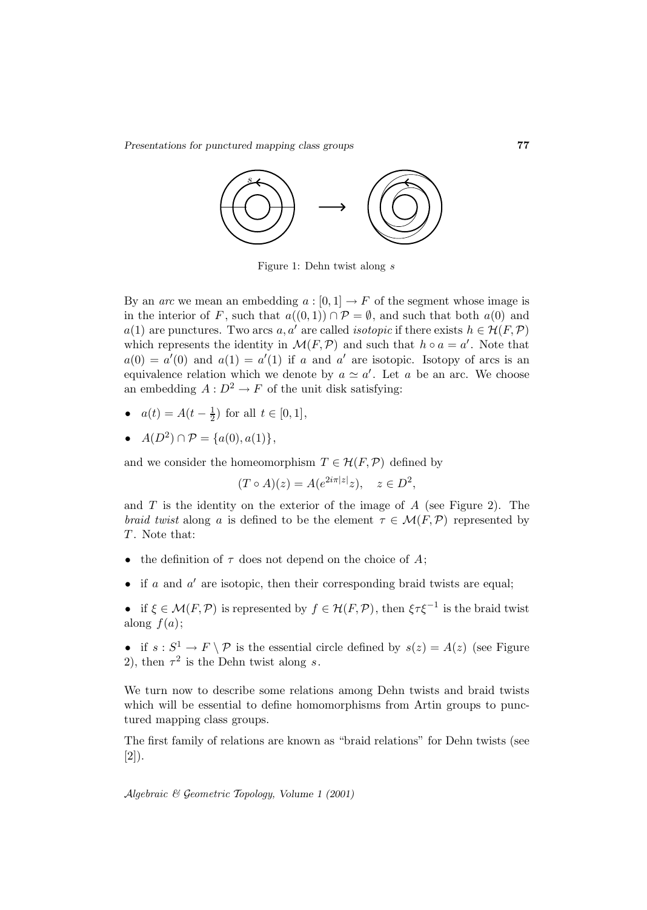Figure 1: Dehn twist along $s$

By an *arc* we mean an embedding $a : [0,1] \to F$ of the segment whose image is in the interior of $F$, such that $a((0,1)) \cap \mathcal{P} = \emptyset$, and such that both $a(0)$ and $a(1)$ are punctures. Two arcs $a, a'$ are called *isotopic* if there exists $h \in \mathcal{H}(F,\mathcal{P})$ which represents the identity in $\mathcal{M}(F,\mathcal{P})$ and such that $h \circ a = a'$. Note that $a(0) = a'(0)$ and $a(1) = a'(1)$ if $a$ and $a'$ are isotopic. Isotopy of arcs is an equivalence relation which we denote by $a \simeq a'$. Let $a$ be an arc. We choose an embedding $A : D^2 \to F$ of the unit disk satisfying:

- $a(t) = A(t - \frac{1}{2})$ for all $t \in [0,1]$,
- $A(D^2) \cap \mathcal{P} = \{a(0), a(1)\}$,

and we consider the homeomorphism $T \in \mathcal{H}(F,\mathcal{P})$ defined by

$$(T \circ A)(z) = A(e^{2i\pi|z|}z), \quad z \in D^2,$$

and $T$ is the identity on the exterior of the image of $A$ (see Figure 2). The *braid twist* along $a$ is defined to be the element $\tau \in \mathcal{M}(F,\mathcal{P})$ represented by $T$. Note that:

- the definition of $\tau$ does not depend on the choice of $A$;
- if $a$ and $a'$ are isotopic, then their corresponding braid twists are equal;
- if $\xi \in \mathcal{M}(F,\mathcal{P})$ is represented by $f \in \mathcal{H}(F,\mathcal{P})$, then $\xi\tau\xi^{-1}$ is the braid twist along $f(a)$;
- if $s : S^1 \to F \setminus \mathcal{P}$ is the essential circle defined by $s(z) = A(z)$ (see Figure 2), then $\tau^2$ is the Dehn twist along $s$.

We turn now to describe some relations among Dehn twists and braid twists which will be essential to define homomorphisms from Artin groups to punctured mapping class groups.

The first family of relations are known as "braid relations" for Dehn twists (see [2]).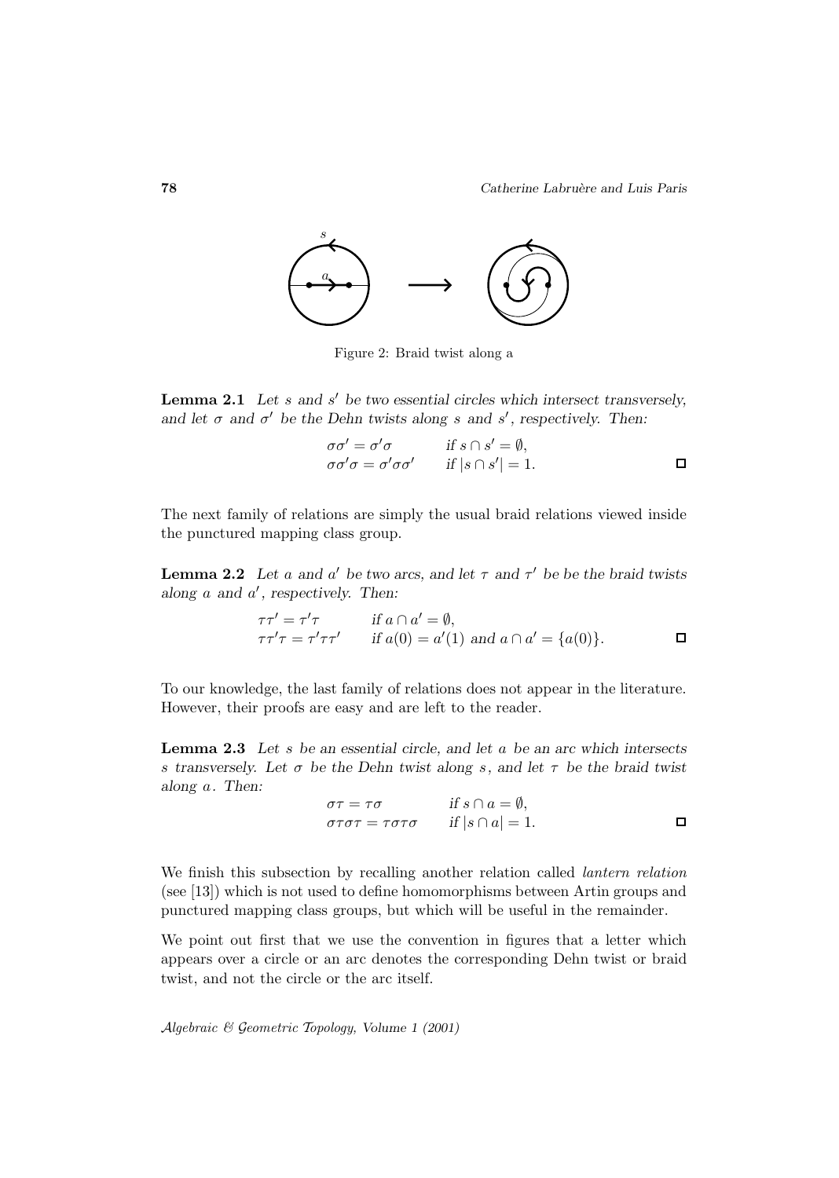Figure 2: Braid twist along a

**Lemma 2.1** *Let $s$ and $s'$ be two essential circles which intersect transversely, and let $\sigma$ and $\sigma'$ be the Dehn twists along $s$ and $s'$, respectively. Then:*

$$\begin{array}{ll} \sigma\sigma' = \sigma'\sigma & \text{if } s \cap s' = \emptyset, \\ \sigma\sigma'\sigma = \sigma'\sigma\sigma' & \text{if } |s \cap s'| = 1. \end{array}$$

□

The next family of relations are simply the usual braid relations viewed inside the punctured mapping class group.

**Lemma 2.2** *Let $a$ and $a'$ be two arcs, and let $\tau$ and $\tau'$ be be the braid twists along $a$ and $a'$, respectively. Then:*

$$\begin{array}{ll} \tau\tau' = \tau'\tau & \text{if } a \cap a' = \emptyset, \\ \tau\tau'\tau = \tau'\tau\tau' & \text{if } a(0) = a'(1) \text{ and } a \cap a' = \{a(0)\}. \end{array}$$

□

To our knowledge, the last family of relations does not appear in the literature. However, their proofs are easy and are left to the reader.

**Lemma 2.3** *Let $s$ be an essential circle, and let $a$ be an arc which intersects $s$ transversely. Let $\sigma$ be the Dehn twist along $s$, and let $\tau$ be the braid twist along $a$. Then:*

$$\begin{array}{ll} \sigma\tau = \tau\sigma & \text{if } s \cap a = \emptyset, \\ \sigma\tau\sigma\tau = \tau\sigma\tau\sigma & \text{if } |s \cap a| = 1. \end{array}$$

□

We finish this subsection by recalling another relation called *lantern relation* (see [13]) which is not used to define homomorphisms between Artin groups and punctured mapping class groups, but which will be useful in the remainder.

We point out first that we use the convention in figures that a letter which appears over a circle or an arc denotes the corresponding Dehn twist or braid twist, and not the circle or the arc itself.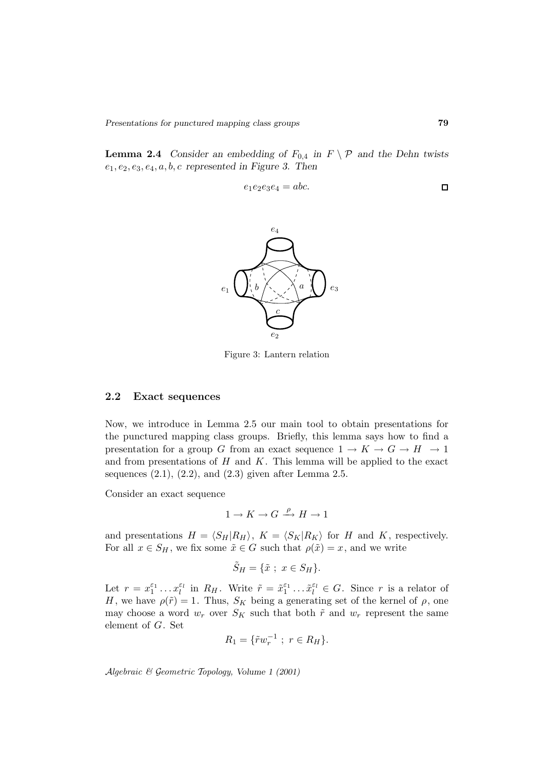**Lemma 2.4** *Consider an embedding of $F_{0,4}$ in $F \setminus \mathcal{P}$ and the Dehn twists $e_1, e_2, e_3, e_4, a, b, c$ represented in Figure 3. Then*

$$e_1 e_2 e_3 e_4 = abc.$$

□

Figure 3: Lantern relation

## 2.2 Exact sequences

Now, we introduce in Lemma 2.5 our main tool to obtain presentations for the punctured mapping class groups. Briefly, this lemma says how to find a presentation for a group $G$ from an exact sequence $1 \to K \to G \to H \to 1$ and from presentations of $H$ and $K$. This lemma will be applied to the exact sequences (2.1), (2.2), and (2.3) given after Lemma 2.5.

Consider an exact sequence

$$1 \to K \to G \xrightarrow{\rho} H \to 1$$

and presentations $H = \langle S_H | R_H \rangle$, $K = \langle S_K | R_K \rangle$ for $H$ and $K$, respectively. For all $x \in S_H$, we fix some $\tilde{x} \in G$ such that $\rho(\tilde{x}) = x$, and we write

$$\tilde{S}_H = \{\tilde{x} \ ; \ x \in S_H\}.$$

Let $r = x_1^{\varepsilon_1} \dots x_l^{\varepsilon_l}$ in $R_H$. Write $\tilde{r} = \tilde{x}_1^{\varepsilon_1} \dots \tilde{x}_l^{\varepsilon_l} \in G$. Since $r$ is a relator of $H$, we have $\rho(\tilde{r}) = 1$. Thus, $S_K$ being a generating set of the kernel of $\rho$, one may choose a word $w_r$ over $S_K$ such that both $\tilde{r}$ and $w_r$ represent the same element of $G$. Set

$$R_1 = \{\tilde{r} w_r^{-1} \ ; \ r \in R_H\}.$$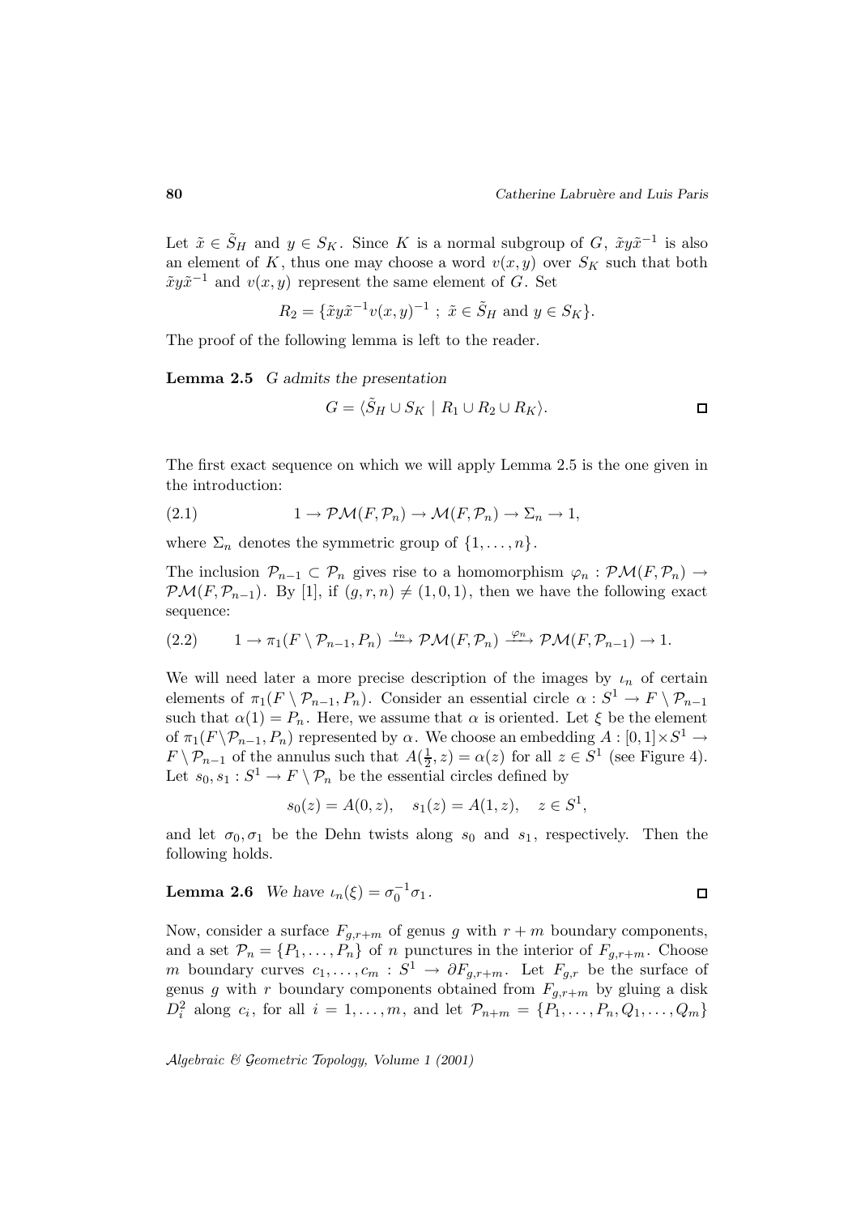Let $\tilde{x} \in \tilde{S}_H$ and $y \in S_K$. Since $K$ is a normal subgroup of $G$, $\tilde{x}y\tilde{x}^{-1}$ is also an element of $K$, thus one may choose a word $v(x,y)$ over $S_K$ such that both $\tilde{x}y\tilde{x}^{-1}$ and $v(x,y)$ represent the same element of $G$. Set

$$R_2 = \{\tilde{x}y\tilde{x}^{-1}v(x,y)^{-1} \ ; \ \tilde{x} \in \tilde{S}_H \text{ and } y \in S_K\}.$$

The proof of the following lemma is left to the reader.

**Lemma 2.5** *$G$ admits the presentation*

$$G = \langle \tilde{S}_H \cup S_K \mid R_1 \cup R_2 \cup R_K \rangle.$$

□

The first exact sequence on which we will apply Lemma 2.5 is the one given in the introduction:

$$(2.1) \qquad 1 \to \mathcal{PM}(F, \mathcal{P}_n) \to \mathcal{M}(F, \mathcal{P}_n) \to \Sigma_n \to 1,$$

where $\Sigma_n$ denotes the symmetric group of $\{1, \dots, n\}$.

The inclusion $\mathcal{P}_{n-1} \subset \mathcal{P}_n$ gives rise to a homomorphism $\varphi_n : \mathcal{PM}(F, \mathcal{P}_n) \to \mathcal{PM}(F, \mathcal{P}_{n-1})$. By [1], if $(g, r, n) \neq (1, 0, 1)$, then we have the following exact sequence:

$$(2.2) \qquad 1 \to \pi_1(F \setminus \mathcal{P}_{n-1}, P_n) \xrightarrow{\iota_n} \mathcal{PM}(F, \mathcal{P}_n) \xrightarrow{\varphi_n} \mathcal{PM}(F, \mathcal{P}_{n-1}) \to 1.$$

We will need later a more precise description of the images by $\iota_n$ of certain elements of $\pi_1(F \setminus \mathcal{P}_{n-1}, P_n)$. Consider an essential circle $\alpha : S^1 \to F \setminus \mathcal{P}_{n-1}$ such that $\alpha(1) = P_n$. Here, we assume that $\alpha$ is oriented. Let $\xi$ be the element of $\pi_1(F \setminus \mathcal{P}_{n-1}, P_n)$ represented by $\alpha$. We choose an embedding $A : [0,1] \times S^1 \to F \setminus \mathcal{P}_{n-1}$ of the annulus such that $A(\frac{1}{2}, z) = \alpha(z)$ for all $z \in S^1$ (see Figure 4). Let $s_0, s_1 : S^1 \to F \setminus \mathcal{P}_n$ be the essential circles defined by

$$s_0(z) = A(0, z), \quad s_1(z) = A(1, z), \quad z \in S^1,$$

and let $\sigma_0, \sigma_1$ be the Dehn twists along $s_0$ and $s_1$, respectively. Then the following holds.

**Lemma 2.6** *We have $\iota_n(\xi) = \sigma_0^{-1}\sigma_1$.*

□

Now, consider a surface $F_{g,r+m}$ of genus $g$ with $r + m$ boundary components, and a set $\mathcal{P}_n = \{P_1, \dots, P_n\}$ of $n$ punctures in the interior of $F_{g,r+m}$. Choose $m$ boundary curves $c_1, \dots, c_m : S^1 \to \partial F_{g,r+m}$. Let $F_{g,r}$ be the surface of genus $g$ with $r$ boundary components obtained from $F_{g,r+m}$ by gluing a disk $D_i^2$ along $c_i$, for all $i = 1, \dots, m$, and let $\mathcal{P}_{n+m} = \{P_1, \dots, P_n, Q_1, \dots, Q_m\}$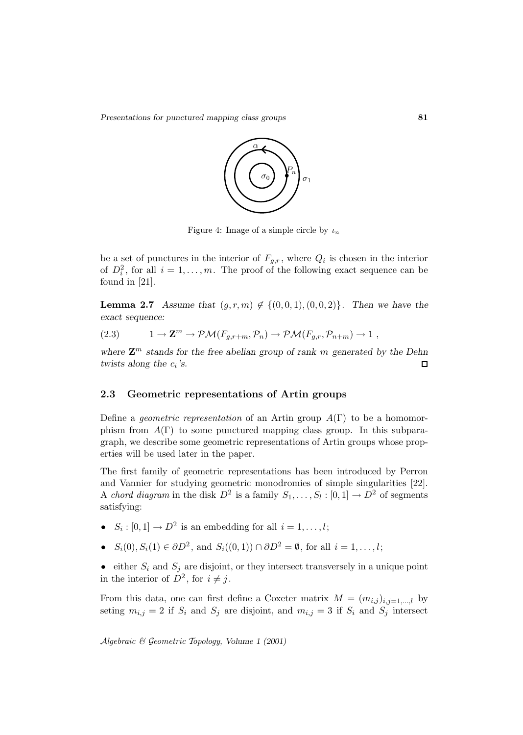Figure 4: Image of a simple circle by $\iota_n$

be a set of punctures in the interior of $F_{g,r}$, where $Q_i$ is chosen in the interior of $D_i^2$, for all $i = 1, \dots, m$. The proof of the following exact sequence can be found in [21].

**Lemma 2.7** *Assume that $(g, r, m) \notin \{(0, 0, 1), (0, 0, 2)\}$. Then we have the exact sequence:*

$$(2.3) \qquad 1 \to \mathbf{Z}^m \to \mathcal{PM}(F_{g,r+m}, \mathcal{P}_n) \to \mathcal{PM}(F_{g,r}, \mathcal{P}_{n+m}) \to 1 \ ,$$

*where $\mathbf{Z}^m$ stands for the free abelian group of rank $m$ generated by the Dehn twists along the $c_i$'s.* □

### 2.3 Geometric representations of Artin groups

Define a *geometric representation* of an Artin group $A(\Gamma)$ to be a homomorphism from $A(\Gamma)$ to some punctured mapping class group. In this subparagraph, we describe some geometric representations of Artin groups whose properties will be used later in the paper.

The first family of geometric representations has been introduced by Perron and Vannier for studying geometric monodromies of simple singularities [22]. A *chord diagram* in the disk $D^2$ is a family $S_1, \dots, S_l : [0, 1] \to D^2$ of segments satisfying:

- $S_i : [0, 1] \to D^2$ is an embedding for all $i = 1, \dots, l$;
- $S_i(0), S_i(1) \in \partial D^2$, and $S_i((0, 1)) \cap \partial D^2 = \emptyset$, for all $i = 1, \dots, l$;
- either $S_i$ and $S_j$ are disjoint, or they intersect transversely in a unique point in the interior of $D^2$, for $i \neq j$.

From this data, one can first define a Coxeter matrix $M = (m_{i,j})_{i,j=1,\dots,l}$ by seting $m_{i,j} = 2$ if $S_i$ and $S_j$ are disjoint, and $m_{i,j} = 3$ if $S_i$ and $S_j$ intersect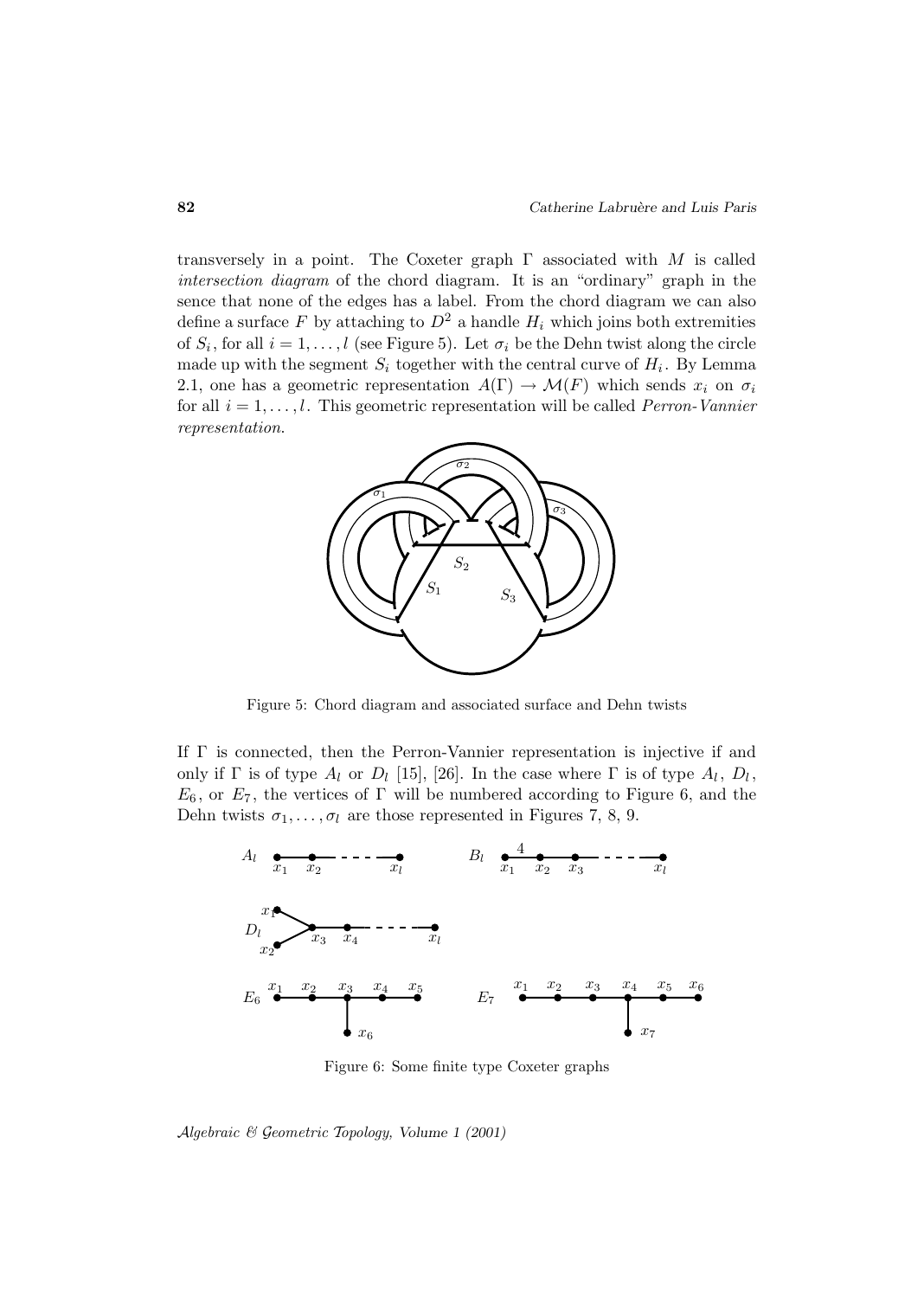transversely in a point. The Coxeter graph $\Gamma$ associated with $M$ is called *intersection diagram* of the chord diagram. It is an "ordinary" graph in the sence that none of the edges has a label. From the chord diagram we can also define a surface $F$ by attaching to $D^2$ a handle $H_i$ which joins both extremities of $S_i$, for all $i = 1, \dots, l$ (see Figure 5). Let $\sigma_i$ be the Dehn twist along the circle made up with the segment $S_i$ together with the central curve of $H_i$. By Lemma 2.1, one has a geometric representation $A(\Gamma) \to \mathcal{M}(F)$ which sends $x_i$ on $\sigma_i$ for all $i = 1, \dots, l$. This geometric representation will be called *Perron-Vannier representation*.

Figure 5: Chord diagram and associated surface and Dehn twists

If $\Gamma$ is connected, then the Perron-Vannier representation is injective if and only if $\Gamma$ is of type $A_l$ or $D_l$ [15], [26]. In the case where $\Gamma$ is of type $A_l$, $D_l$, $E_6$, or $E_7$, the vertices of $\Gamma$ will be numbered according to Figure 6, and the Dehn twists $\sigma_1, \dots, \sigma_l$ are those represented in Figures 7, 8, 9.

Figure 6: Some finite type Coxeter graphs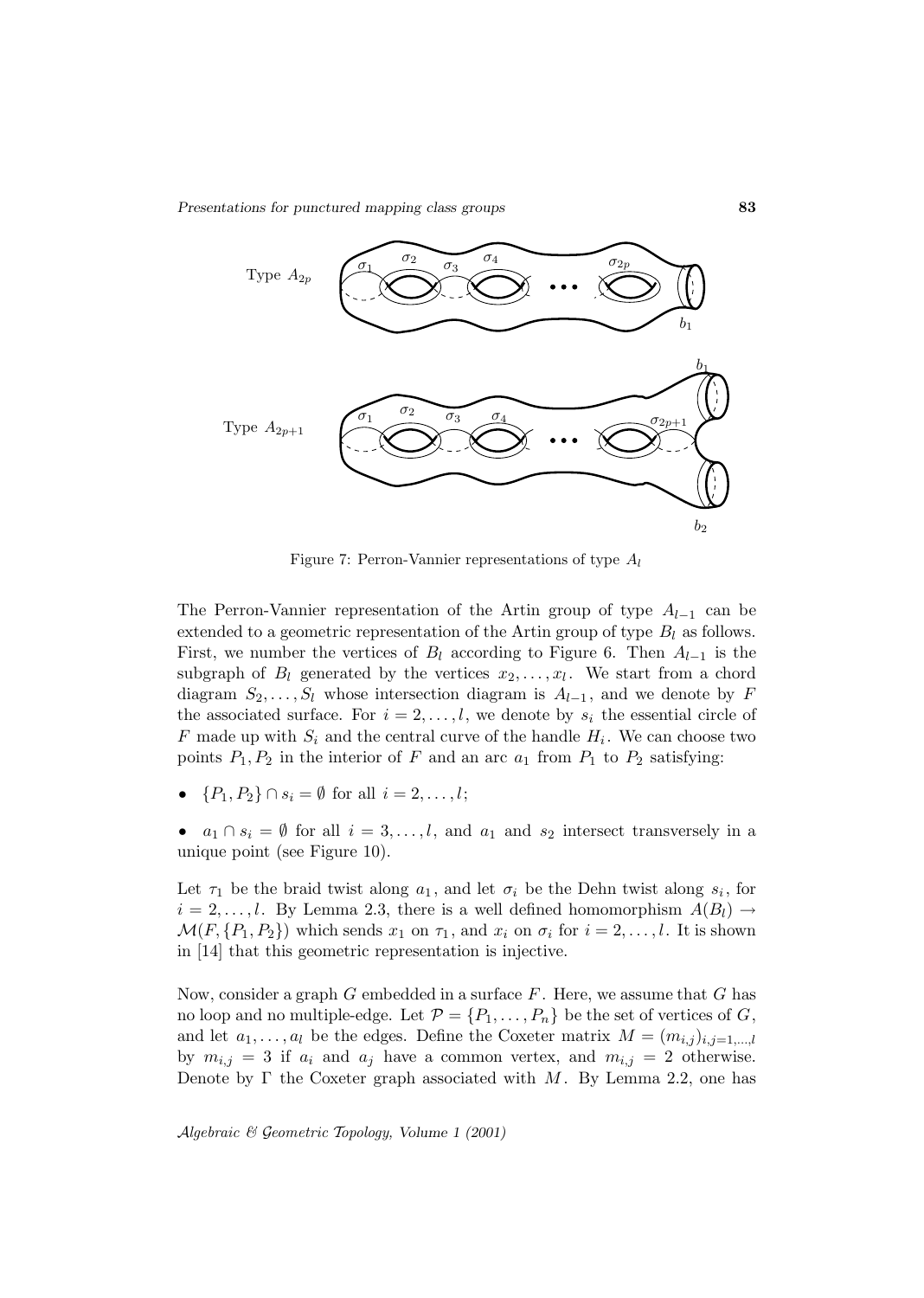Figure 7: Perron-Vannier representations of type $A_l$

The Perron-Vannier representation of the Artin group of type $A_{l-1}$ can be extended to a geometric representation of the Artin group of type $B_l$ as follows. First, we number the vertices of $B_l$ according to Figure 6. Then $A_{l-1}$ is the subgraph of $B_l$ generated by the vertices $x_2, \dots, x_l$. We start from a chord diagram $S_2, \dots, S_l$ whose intersection diagram is $A_{l-1}$, and we denote by $F$ the associated surface. For $i = 2, \dots, l$, we denote by $s_i$ the essential circle of $F$ made up with $S_i$ and the central curve of the handle $H_i$. We can choose two points $P_1, P_2$ in the interior of $F$ and an arc $a_1$ from $P_1$ to $P_2$ satisfying:

- $\{P_1, P_2\} \cap s_i = \emptyset$ for all $i = 2, \dots, l$;
- $a_1 \cap s_i = \emptyset$ for all $i = 3, \dots, l$, and $a_1$ and $s_2$ intersect transversely in a unique point (see Figure 10).

Let $\tau_1$ be the braid twist along $a_1$, and let $\sigma_i$ be the Dehn twist along $s_i$, for $i = 2, \dots, l$. By Lemma 2.3, there is a well defined homomorphism $A(B_l) \to \mathcal{M}(F, \{P_1, P_2\})$ which sends $x_1$ on $\tau_1$, and $x_i$ on $\sigma_i$ for $i = 2, \dots, l$. It is shown in [14] that this geometric representation is injective.

Now, consider a graph $G$ embedded in a surface $F$. Here, we assume that $G$ has no loop and no multiple-edge. Let $\mathcal{P} = \{P_1, \dots, P_n\}$ be the set of vertices of $G$, and let $a_1, \dots, a_l$ be the edges. Define the Coxeter matrix $M = (m_{i,j})_{i,j=1,\dots,l}$ by $m_{i,j} = 3$ if $a_i$ and $a_j$ have a common vertex, and $m_{i,j} = 2$ otherwise. Denote by $\Gamma$ the Coxeter graph associated with $M$. By Lemma 2.2, one has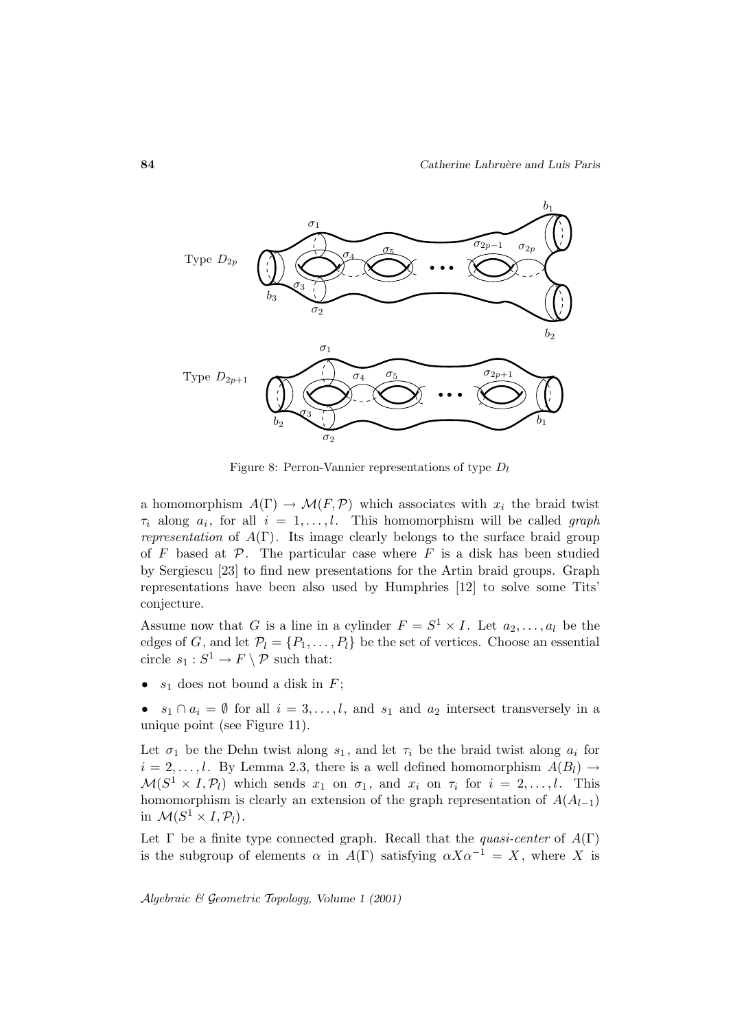Figure 8: Perron-Vannier representations of type $D_l$

a homomorphism $A(\Gamma) \to \mathcal{M}(F, \mathcal{P})$ which associates with $x_i$ the braid twist $\tau_i$ along $a_i$, for all $i = 1, \dots, l$. This homomorphism will be called *graph representation* of $A(\Gamma)$. Its image clearly belongs to the surface braid group of $F$ based at $\mathcal{P}$. The particular case where $F$ is a disk has been studied by Sergiescu [23] to find new presentations for the Artin braid groups. Graph representations have been also used by Humphries [12] to solve some Tits' conjecture.

Assume now that $G$ is a line in a cylinder $F = S^1 \times I$. Let $a_2, \dots, a_l$ be the edges of $G$, and let $\mathcal{P}_l = \{P_1, \dots, P_l\}$ be the set of vertices. Choose an essential circle $s_1 : S^1 \to F \setminus \mathcal{P}$ such that:

- $s_1$ does not bound a disk in $F$;
- $s_1 \cap a_i = \emptyset$ for all $i = 3, \dots, l$, and $s_1$ and $a_2$ intersect transversely in a unique point (see Figure 11).

Let $\sigma_1$ be the Dehn twist along $s_1$, and let $\tau_i$ be the braid twist along $a_i$ for $i = 2, \dots, l$. By Lemma 2.3, there is a well defined homomorphism $A(B_l) \to \mathcal{M}(S^1 \times I, \mathcal{P}_l)$ which sends $x_1$ on $\sigma_1$, and $x_i$ on $\tau_i$ for $i = 2, \dots, l$. This homomorphism is clearly an extension of the graph representation of $A(A_{l-1})$ in $\mathcal{M}(S^1 \times I, \mathcal{P}_l)$.

Let $\Gamma$ be a finite type connected graph. Recall that the *quasi-center* of $A(\Gamma)$ is the subgroup of elements $\alpha$ in $A(\Gamma)$ satisfying $\alpha X \alpha^{-1} = X$, where $X$ is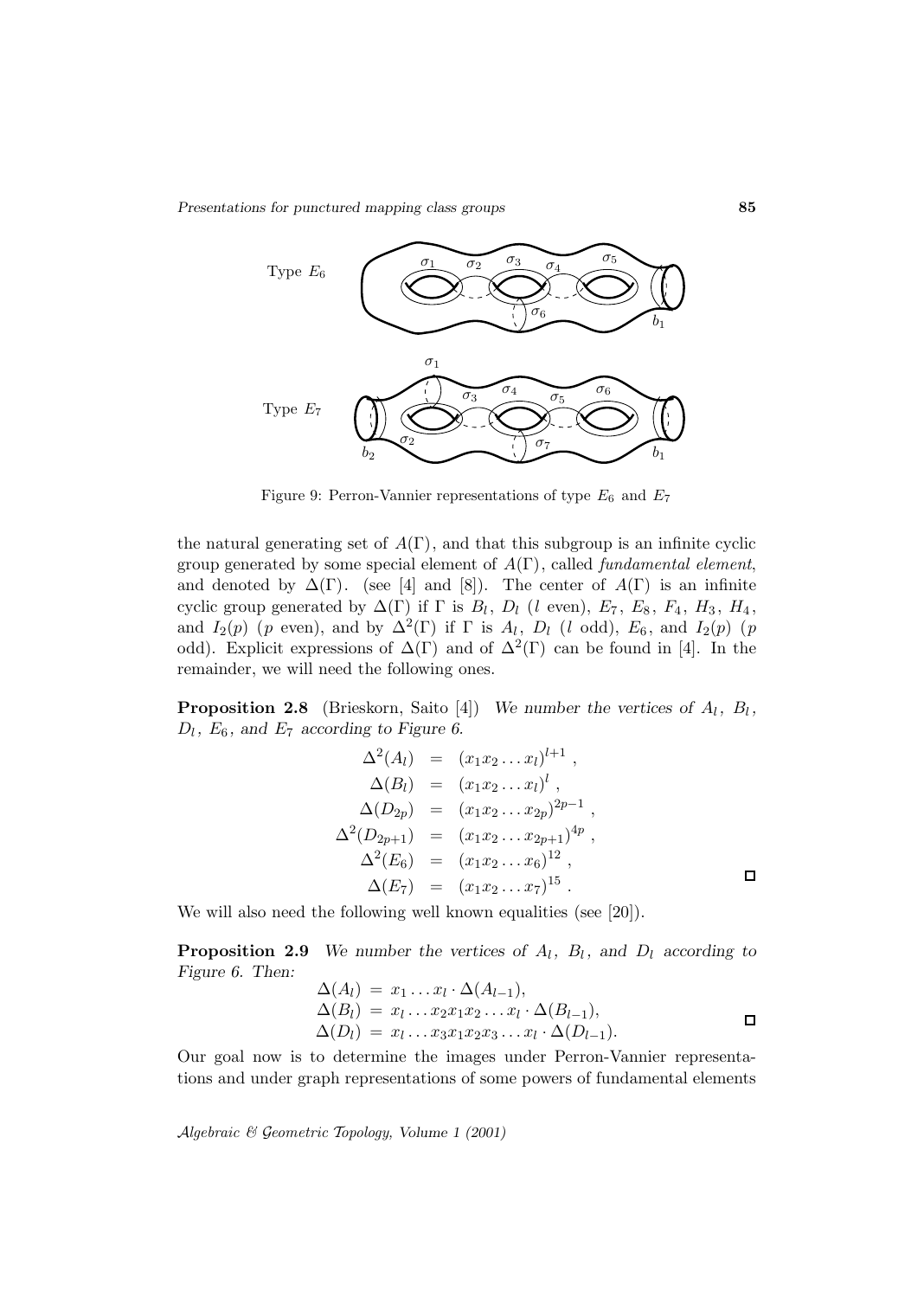Figure 9: Perron-Vannier representations of type $E_6$ and $E_7$

the natural generating set of $A(\Gamma)$, and that this subgroup is an infinite cyclic group generated by some special element of $A(\Gamma)$, called *fundamental element*, and denoted by $\Delta(\Gamma)$. (see [4] and [8]). The center of $A(\Gamma)$ is an infinite cyclic group generated by $\Delta(\Gamma)$ if $\Gamma$ is $B_l$, $D_l$ ($l$ even), $E_7$, $E_8$, $F_4$, $H_3$, $H_4$, and $I_2(p)$ ($p$ even), and by $\Delta^2(\Gamma)$ if $\Gamma$ is $A_l$, $D_l$ ($l$ odd), $E_6$, and $I_2(p)$ ($p$ odd). Explicit expressions of $\Delta(\Gamma)$ and of $\Delta^2(\Gamma)$ can be found in [4]. In the remainder, we will need the following ones.

**Proposition 2.8** (Brieskorn, Saito [4]) *We number the vertices of $A_l$, $B_l$, $D_l$, $E_6$, and $E_7$ according to Figure 6.*

$$
\begin{aligned}
\Delta^2(A_l) &= (x_1 x_2 \dots x_l)^{l+1} , \\
\Delta(B_l) &= (x_1 x_2 \dots x_l)^{l} , \\
\Delta(D_{2p}) &= (x_1 x_2 \dots x_{2p})^{2p-1} , \\
\Delta^2(D_{2p+1}) &= (x_1 x_2 \dots x_{2p+1})^{4p} , \\
\Delta^2(E_6) &= (x_1 x_2 \dots x_6)^{12} , \\
\Delta(E_7) &= (x_1 x_2 \dots x_7)^{15} .
\end{aligned}
$$

□

We will also need the following well known equalities (see [20]).

**Proposition 2.9** *We number the vertices of $A_l$, $B_l$, and $D_l$ according to Figure 6. Then:*

$$
\begin{aligned}
\Delta(A_l) &= x_1 \dots x_l \cdot \Delta(A_{l-1}), \\
\Delta(B_l) &= x_l \dots x_2 x_1 x_2 \dots x_l \cdot \Delta(B_{l-1}), \\
\Delta(D_l) &= x_l \dots x_3 x_1 x_2 x_3 \dots x_l \cdot \Delta(D_{l-1}).
\end{aligned}
$$

□

Our goal now is to determine the images under Perron-Vannier representations and under graph representations of some powers of fundamental elements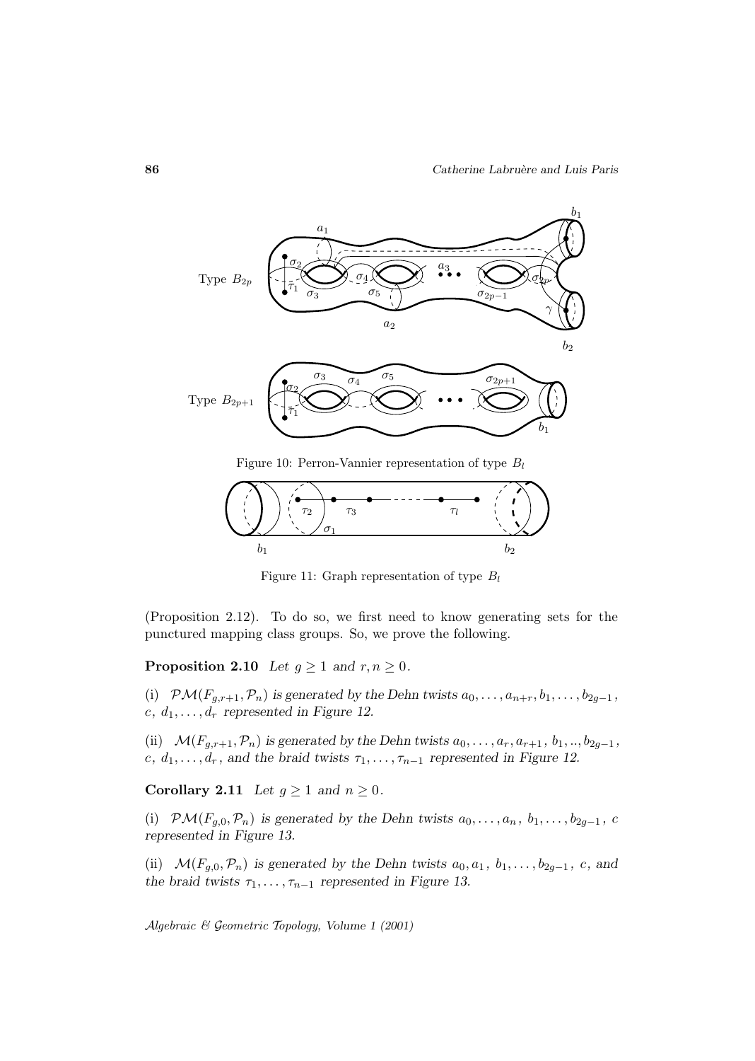Figure 10: Perron-Vannier representation of type $B_l$

Figure 11: Graph representation of type $B_l$

(Proposition 2.12). To do so, we first need to know generating sets for the punctured mapping class groups. So, we prove the following.

**Proposition 2.10** *Let $g \geq 1$ and $r, n \geq 0$.*

(i) *$\mathcal{PM}(F_{g,r+1}, \mathcal{P}_n)$ is generated by the Dehn twists $a_0, \ldots, a_{n+r}, b_1, \ldots, b_{2g-1}$, $c$, $d_1, \ldots, d_r$ represented in Figure 12.*

(ii) *$\mathcal{M}(F_{g,r+1}, \mathcal{P}_n)$ is generated by the Dehn twists $a_0, \ldots, a_r, a_{r+1}, b_1, .., b_{2g-1}$, $c$, $d_1, \ldots, d_r$, and the braid twists $\tau_1, \ldots, \tau_{n-1}$ represented in Figure 12.*

**Corollary 2.11** *Let $g \geq 1$ and $n \geq 0$.*

(i) *$\mathcal{PM}(F_{g,0}, \mathcal{P}_n)$ is generated by the Dehn twists $a_0, \ldots, a_n$, $b_1, \ldots, b_{2g-1}$, $c$ represented in Figure 13.*

(ii) *$\mathcal{M}(F_{g,0}, \mathcal{P}_n)$ is generated by the Dehn twists $a_0, a_1$, $b_1, \ldots, b_{2g-1}$, $c$, and the braid twists $\tau_1, \ldots, \tau_{n-1}$ represented in Figure 13.*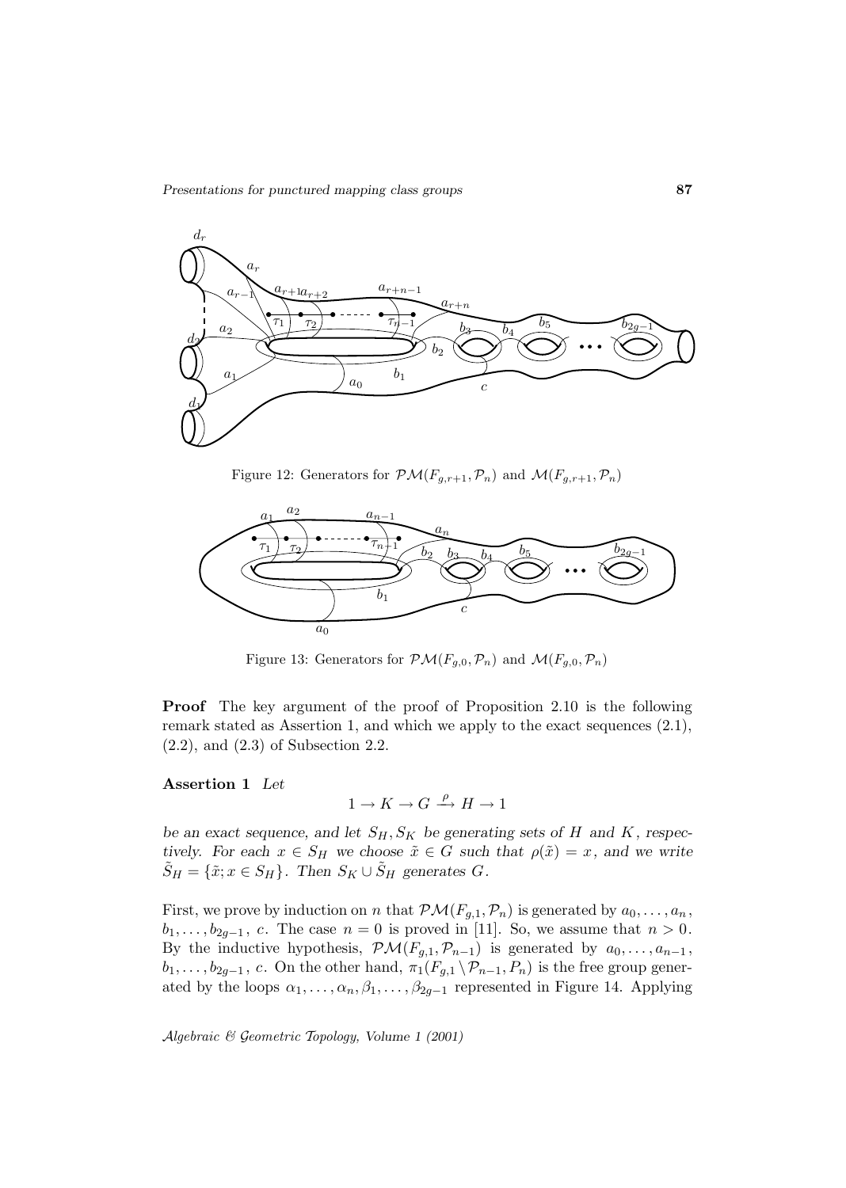Figure 12: Generators for $\mathcal{PM}(F_{g,r+1}, \mathcal{P}_n)$ and $\mathcal{M}(F_{g,r+1}, \mathcal{P}_n)$

Figure 13: Generators for $\mathcal{PM}(F_{g,0}, \mathcal{P}_n)$ and $\mathcal{M}(F_{g,0}, \mathcal{P}_n)$

**Proof** The key argument of the proof of Proposition 2.10 is the following remark stated as Assertion 1, and which we apply to the exact sequences (2.1), (2.2), and (2.3) of Subsection 2.2.

**Assertion 1** *Let*

$$1 \to K \to G \xrightarrow{\rho} H \to 1$$

*be an exact sequence, and let $S_H, S_K$ be generating sets of $H$ and $K$, respectively. For each $x \in S_H$ we choose $\tilde{x} \in G$ such that $\rho(\tilde{x}) = x$, and we write $\tilde{S}_H = \{\tilde{x}; x \in S_H\}$. Then $S_K \cup \tilde{S}_H$ generates $G$.*

First, we prove by induction on $n$ that $\mathcal{PM}(F_{g,1}, \mathcal{P}_n)$ is generated by $a_0, \ldots, a_n$, $b_1, \ldots, b_{2g-1}$, $c$. The case $n = 0$ is proved in [11]. So, we assume that $n > 0$. By the inductive hypothesis, $\mathcal{PM}(F_{g,1}, \mathcal{P}_{n-1})$ is generated by $a_0, \ldots, a_{n-1}$, $b_1, \ldots, b_{2g-1}$, $c$. On the other hand, $\pi_1(F_{g,1} \setminus \mathcal{P}_{n-1}, P_n)$ is the free group generated by the loops $\alpha_1, \ldots, \alpha_n, \beta_1, \ldots, \beta_{2g-1}$ represented in Figure 14. Applying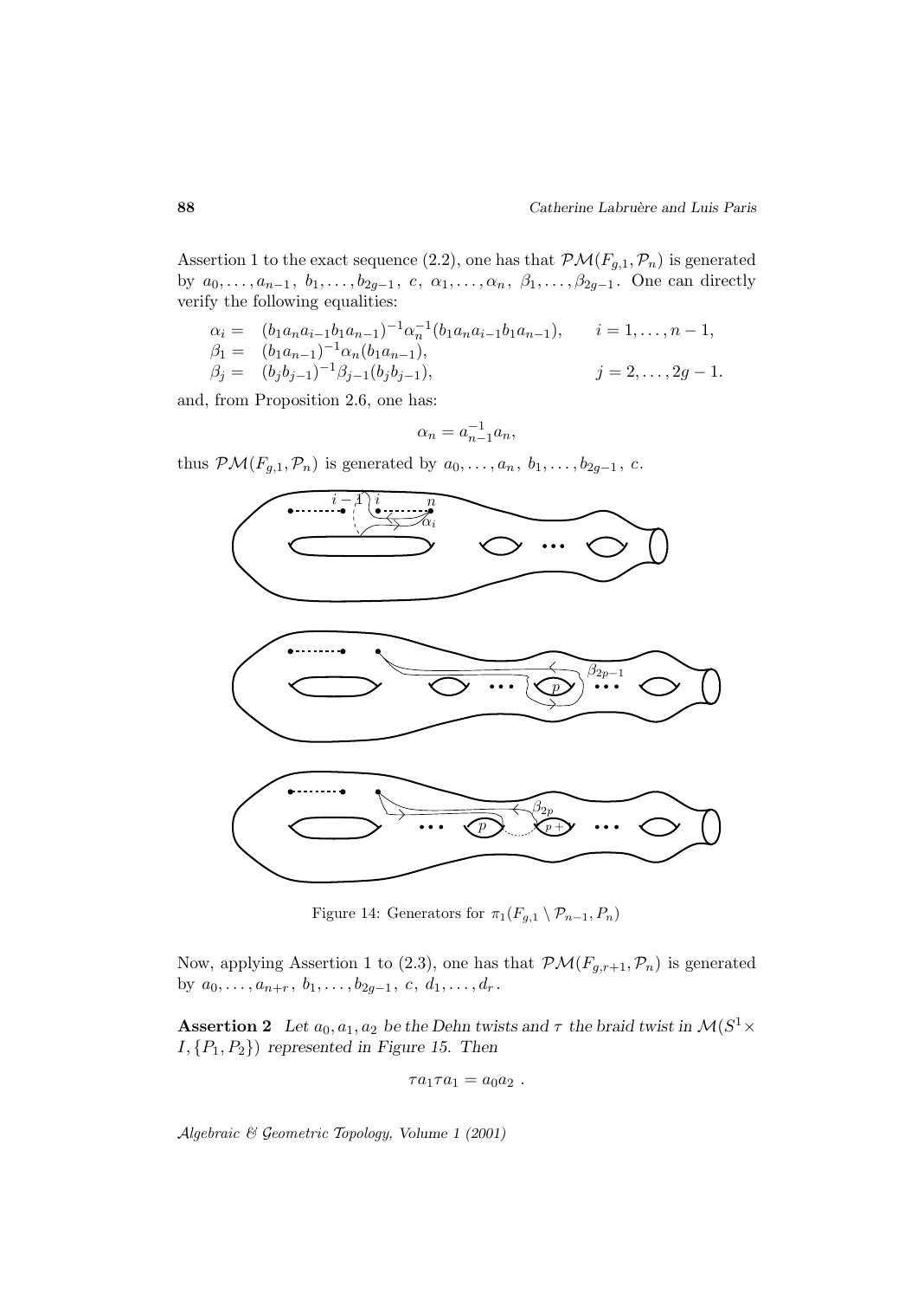Assertion 1 to the exact sequence (2.2), one has that $\mathcal{PM}(F_{g,1}, \mathcal{P}_n)$ is generated by $a_0, \dots, a_{n-1},\ b_1, \dots, b_{2g-1},\ c,\ \alpha_1, \dots, \alpha_n,\ \beta_1, \dots, \beta_{2g-1}$. One can directly verify the following equalities:

$$
\begin{aligned}
\alpha_i &= (b_1 a_n a_{i-1} b_1 a_{n-1})^{-1} \alpha_n^{-1} (b_1 a_n a_{i-1} b_1 a_{n-1}), \qquad & i = 1, \dots, n-1,\\
\beta_1 &= (b_1 a_{n-1})^{-1} \alpha_n (b_1 a_{n-1}),\\
\beta_j &= (b_j b_{j-1})^{-1} \beta_{j-1} (b_j b_{j-1}), & j = 2, \dots, 2g-1.
\end{aligned}
$$

and, from Proposition 2.6, one has:

$$\alpha_n = a_{n-1}^{-1} a_n,$$

thus $\mathcal{PM}(F_{g,1}, \mathcal{P}_n)$ is generated by $a_0, \dots, a_n,\ b_1, \dots, b_{2g-1},\ c$.

Figure 14: Generators for $\pi_1(F_{g,1} \setminus \mathcal{P}_{n-1}, P_n)$

Now, applying Assertion 1 to (2.3), one has that $\mathcal{PM}(F_{g,r+1}, \mathcal{P}_n)$ is generated by $a_0, \dots, a_{n+r},\ b_1, \dots, b_{2g-1},\ c,\ d_1, \dots, d_r$.

**Assertion 2** *Let $a_0, a_1, a_2$ be the Dehn twists and $\tau$ the braid twist in $\mathcal{M}(S^1 \times I, \{P_1, P_2\})$ represented in Figure 15. Then*

$$\tau a_1 \tau a_1 = a_0 a_2\ .$$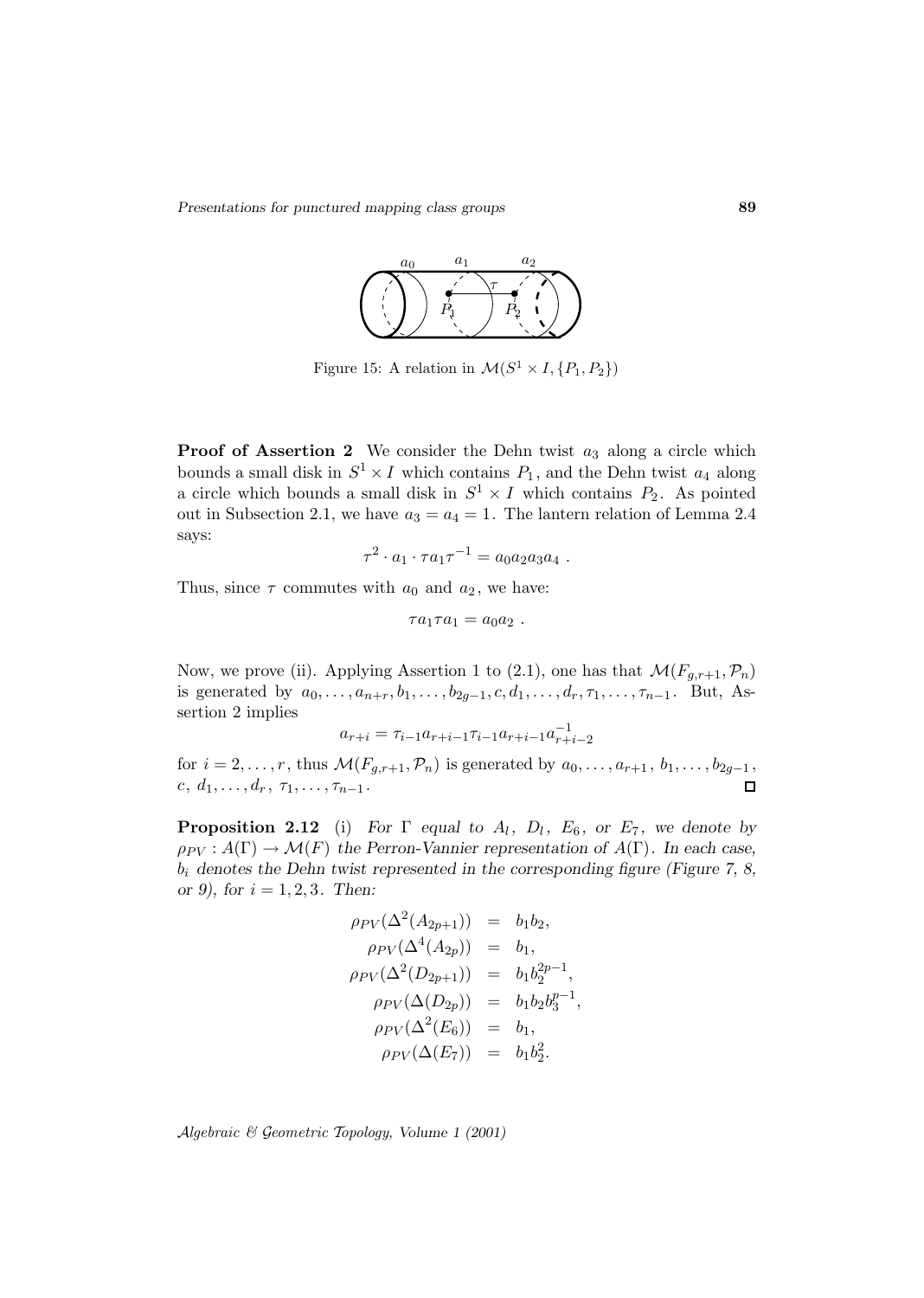Figure 15: A relation in $\mathcal{M}(S^1 \times I, \{P_1, P_2\})$

**Proof of Assertion 2** We consider the Dehn twist $a_3$ along a circle which bounds a small disk in $S^1 \times I$ which contains $P_1$, and the Dehn twist $a_4$ along a circle which bounds a small disk in $S^1 \times I$ which contains $P_2$. As pointed out in Subsection 2.1, we have $a_3 = a_4 = 1$. The lantern relation of Lemma 2.4 says:

$$\tau^2 \cdot a_1 \cdot \tau a_1 \tau^{-1} = a_0 a_2 a_3 a_4 \ .$$

Thus, since $\tau$ commutes with $a_0$ and $a_2$, we have:

$$\tau a_1 \tau a_1 = a_0 a_2 \ .$$

Now, we prove (ii). Applying Assertion 1 to (2.1), one has that $\mathcal{M}(F_{g,r+1}, \mathcal{P}_n)$ is generated by $a_0, \ldots, a_{n+r}, b_1, \ldots, b_{2g-1}, c, d_1, \ldots, d_r, \tau_1, \ldots, \tau_{n-1}$. But, Assertion 2 implies

$$a_{r+i} = \tau_{i-1} a_{r+i-1} \tau_{i-1} a_{r+i-1} a_{r+i-2}^{-1}$$

for $i = 2, \ldots, r$, thus $\mathcal{M}(F_{g,r+1}, \mathcal{P}_n)$ is generated by $a_0, \ldots, a_{r+1}$, $b_1, \ldots, b_{2g-1}$, $c$, $d_1, \ldots, d_r$, $\tau_1, \ldots, \tau_{n-1}$. $\square$

**Proposition 2.12** (i) *For $\Gamma$ equal to $A_l$, $D_l$, $E_6$, or $E_7$, we denote by $\rho_{PV} : A(\Gamma) \to \mathcal{M}(F)$ the Perron-Vannier representation of $A(\Gamma)$. In each case, $b_i$ denotes the Dehn twist represented in the corresponding figure (Figure 7, 8, or 9), for $i = 1, 2, 3$. Then:*

$$\begin{aligned}
\rho_{PV}(\Delta^2(A_{2p+1})) &= b_1 b_2, \\
\rho_{PV}(\Delta^4(A_{2p})) &= b_1, \\
\rho_{PV}(\Delta^2(D_{2p+1})) &= b_1 b_2^{2p-1}, \\
\rho_{PV}(\Delta(D_{2p})) &= b_1 b_2 b_3^{p-1}, \\
\rho_{PV}(\Delta^2(E_6)) &= b_1, \\
\rho_{PV}(\Delta(E_7)) &= b_1 b_2^2.
\end{aligned}$$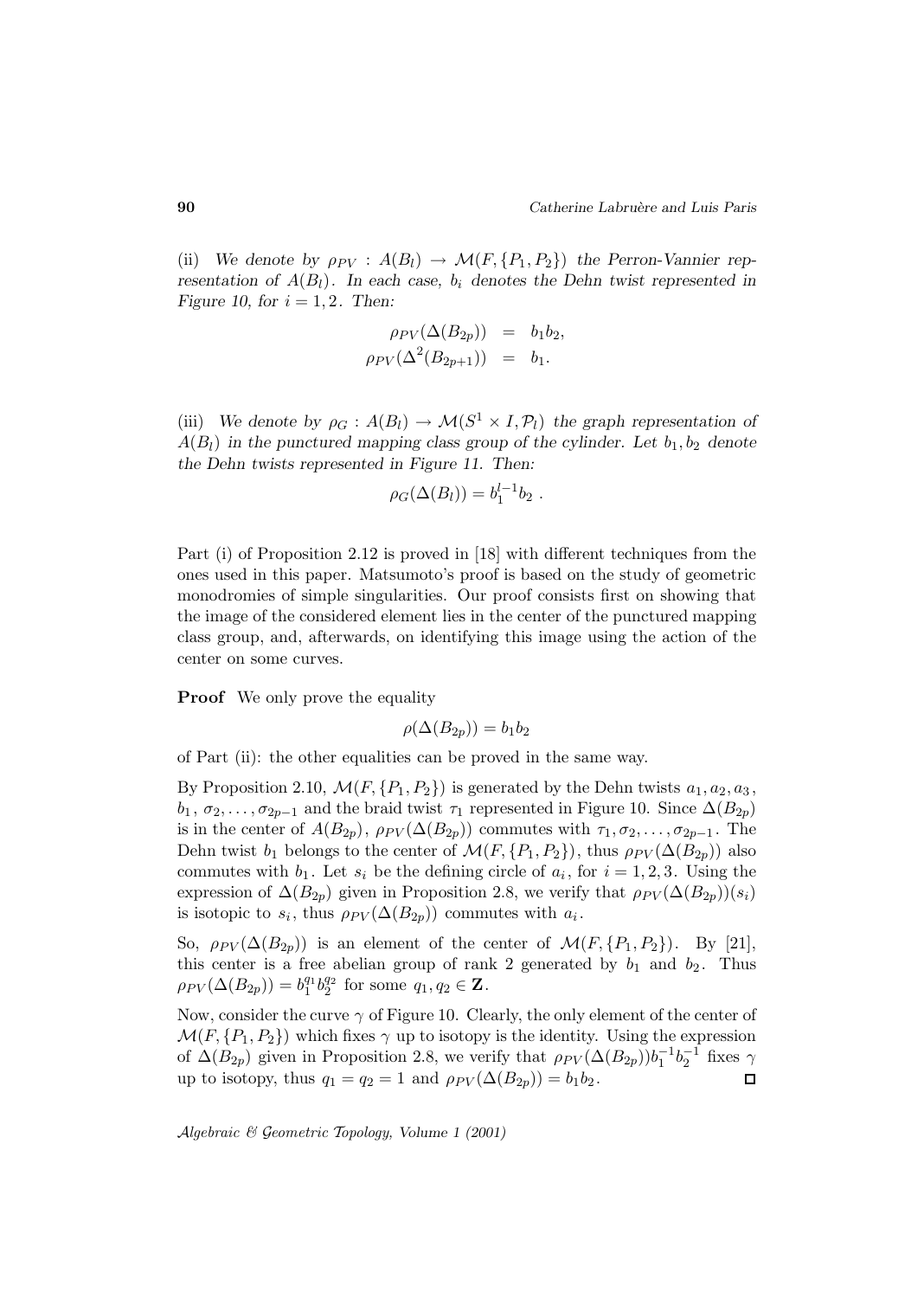(ii) *We denote by $\rho_{PV} : A(B_l) \to \mathcal{M}(F, \{P_1, P_2\})$ the Perron-Vannier representation of $A(B_l)$. In each case, $b_i$ denotes the Dehn twist represented in Figure 10, for $i = 1, 2$. Then:*

$$\begin{aligned} \rho_{PV}(\Delta(B_{2p})) &= b_1 b_2, \\ \rho_{PV}(\Delta^2(B_{2p+1})) &= b_1. \end{aligned}$$

(iii) *We denote by $\rho_G : A(B_l) \to \mathcal{M}(S^1 \times I, \mathcal{P}_l)$ the graph representation of $A(B_l)$ in the punctured mapping class group of the cylinder. Let $b_1, b_2$ denote the Dehn twists represented in Figure 11. Then:*

$$\rho_G(\Delta(B_l)) = b_1^{l-1} b_2 \ .$$

Part (i) of Proposition 2.12 is proved in [18] with different techniques from the ones used in this paper. Matsumoto's proof is based on the study of geometric monodromies of simple singularities. Our proof consists first on showing that the image of the considered element lies in the center of the punctured mapping class group, and, afterwards, on identifying this image using the action of the center on some curves.

**Proof** We only prove the equality

$$\rho(\Delta(B_{2p})) = b_1 b_2$$

of Part (ii): the other equalities can be proved in the same way.

By Proposition 2.10, $\mathcal{M}(F, \{P_1, P_2\})$ is generated by the Dehn twists $a_1, a_2, a_3$, $b_1$, $\sigma_2, \dots, \sigma_{2p-1}$ and the braid twist $\tau_1$ represented in Figure 10. Since $\Delta(B_{2p})$ is in the center of $A(B_{2p})$, $\rho_{PV}(\Delta(B_{2p}))$ commutes with $\tau_1, \sigma_2, \dots, \sigma_{2p-1}$. The Dehn twist $b_1$ belongs to the center of $\mathcal{M}(F, \{P_1, P_2\})$, thus $\rho_{PV}(\Delta(B_{2p}))$ also commutes with $b_1$. Let $s_i$ be the defining circle of $a_i$, for $i = 1, 2, 3$. Using the expression of $\Delta(B_{2p})$ given in Proposition 2.8, we verify that $\rho_{PV}(\Delta(B_{2p}))(s_i)$ is isotopic to $s_i$, thus $\rho_{PV}(\Delta(B_{2p}))$ commutes with $a_i$.

So, $\rho_{PV}(\Delta(B_{2p}))$ is an element of the center of $\mathcal{M}(F, \{P_1, P_2\})$. By [21], this center is a free abelian group of rank 2 generated by $b_1$ and $b_2$. Thus $\rho_{PV}(\Delta(B_{2p})) = b_1^{q_1} b_2^{q_2}$ for some $q_1, q_2 \in \mathbf{Z}$.

Now, consider the curve $\gamma$ of Figure 10. Clearly, the only element of the center of $\mathcal{M}(F, \{P_1, P_2\})$ which fixes $\gamma$ up to isotopy is the identity. Using the expression of $\Delta(B_{2p})$ given in Proposition 2.8, we verify that $\rho_{PV}(\Delta(B_{2p}))b_1^{-1}b_2^{-1}$ fixes $\gamma$ up to isotopy, thus $q_1 = q_2 = 1$ and $\rho_{PV}(\Delta(B_{2p})) = b_1 b_2$. □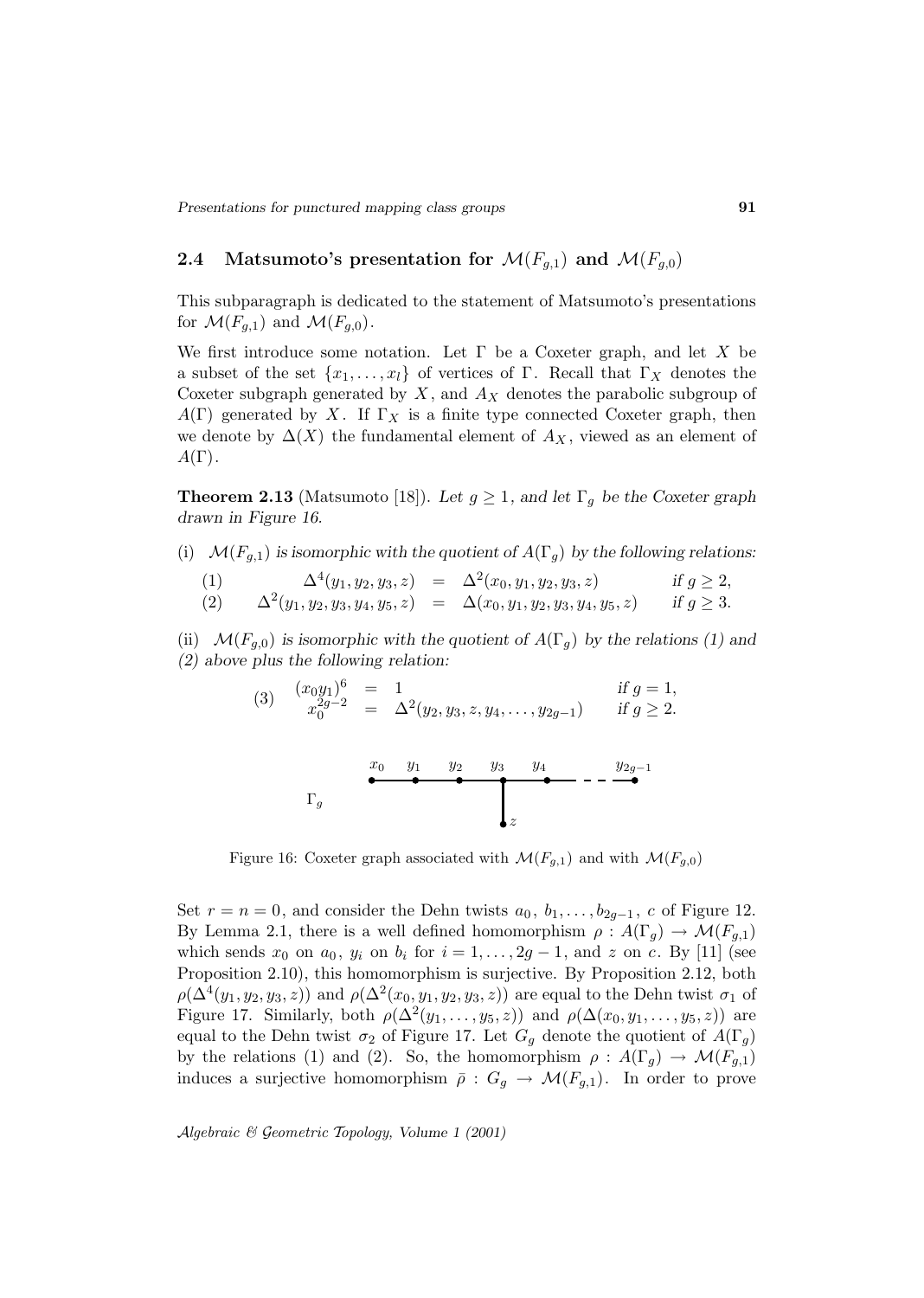## 2.4 Matsumoto's presentation for $\mathcal{M}(F_{g,1})$ and $\mathcal{M}(F_{g,0})$

This subparagraph is dedicated to the statement of Matsumoto's presentations for $\mathcal{M}(F_{g,1})$ and $\mathcal{M}(F_{g,0})$.

We first introduce some notation. Let $\Gamma$ be a Coxeter graph, and let $X$ be a subset of the set $\{x_1, \dots, x_l\}$ of vertices of $\Gamma$. Recall that $\Gamma_X$ denotes the Coxeter subgraph generated by $X$, and $A_X$ denotes the parabolic subgroup of $A(\Gamma)$ generated by $X$. If $\Gamma_X$ is a finite type connected Coxeter graph, then we denote by $\Delta(X)$ the fundamental element of $A_X$, viewed as an element of $A(\Gamma)$.

**Theorem 2.13** (Matsumoto [18]). *Let $g \geq 1$, and let $\Gamma_g$ be the Coxeter graph drawn in Figure 16.*

(i) *$\mathcal{M}(F_{g,1})$ is isomorphic with the quotient of $A(\Gamma_g)$ by the following relations:*

$$
\begin{array}{llcll}
(1) & \Delta^4(y_1, y_2, y_3, z) & = & \Delta^2(x_0, y_1, y_2, y_3, z) & \text{if } g \geq 2, \\
(2) & \Delta^2(y_1, y_2, y_3, y_4, y_5, z) & = & \Delta(x_0, y_1, y_2, y_3, y_4, y_5, z) & \text{if } g \geq 3.
\end{array}
$$

(ii) *$\mathcal{M}(F_{g,0})$ is isomorphic with the quotient of $A(\Gamma_g)$ by the relations (1) and (2) above plus the following relation:*

$$
(3) \quad \begin{array}{lcll}
(x_0 y_1)^6 & = & 1 & \text{if } g = 1, \\
x_0^{2g-2} & = & \Delta^2(y_2, y_3, z, y_4, \dots, y_{2g-1}) & \text{if } g \geq 2.
\end{array}
$$

Figure 16: Coxeter graph associated with $\mathcal{M}(F_{g,1})$ and with $\mathcal{M}(F_{g,0})$

Set $r = n = 0$, and consider the Dehn twists $a_0, b_1, \dots, b_{2g-1}, c$ of Figure 12. By Lemma 2.1, there is a well defined homomorphism $\rho : A(\Gamma_g) \to \mathcal{M}(F_{g,1})$ which sends $x_0$ on $a_0$, $y_i$ on $b_i$ for $i = 1, \dots, 2g-1$, and $z$ on $c$. By [11] (see Proposition 2.10), this homomorphism is surjective. By Proposition 2.12, both $\rho(\Delta^4(y_1, y_2, y_3, z))$ and $\rho(\Delta^2(x_0, y_1, y_2, y_3, z))$ are equal to the Dehn twist $\sigma_1$ of Figure 17. Similarly, both $\rho(\Delta^2(y_1, \dots, y_5, z))$ and $\rho(\Delta(x_0, y_1, \dots, y_5, z))$ are equal to the Dehn twist $\sigma_2$ of Figure 17. Let $G_g$ denote the quotient of $A(\Gamma_g)$ by the relations (1) and (2). So, the homomorphism $\rho : A(\Gamma_g) \to \mathcal{M}(F_{g,1})$ induces a surjective homomorphism $\bar{\rho} : G_g \to \mathcal{M}(F_{g,1})$. In order to prove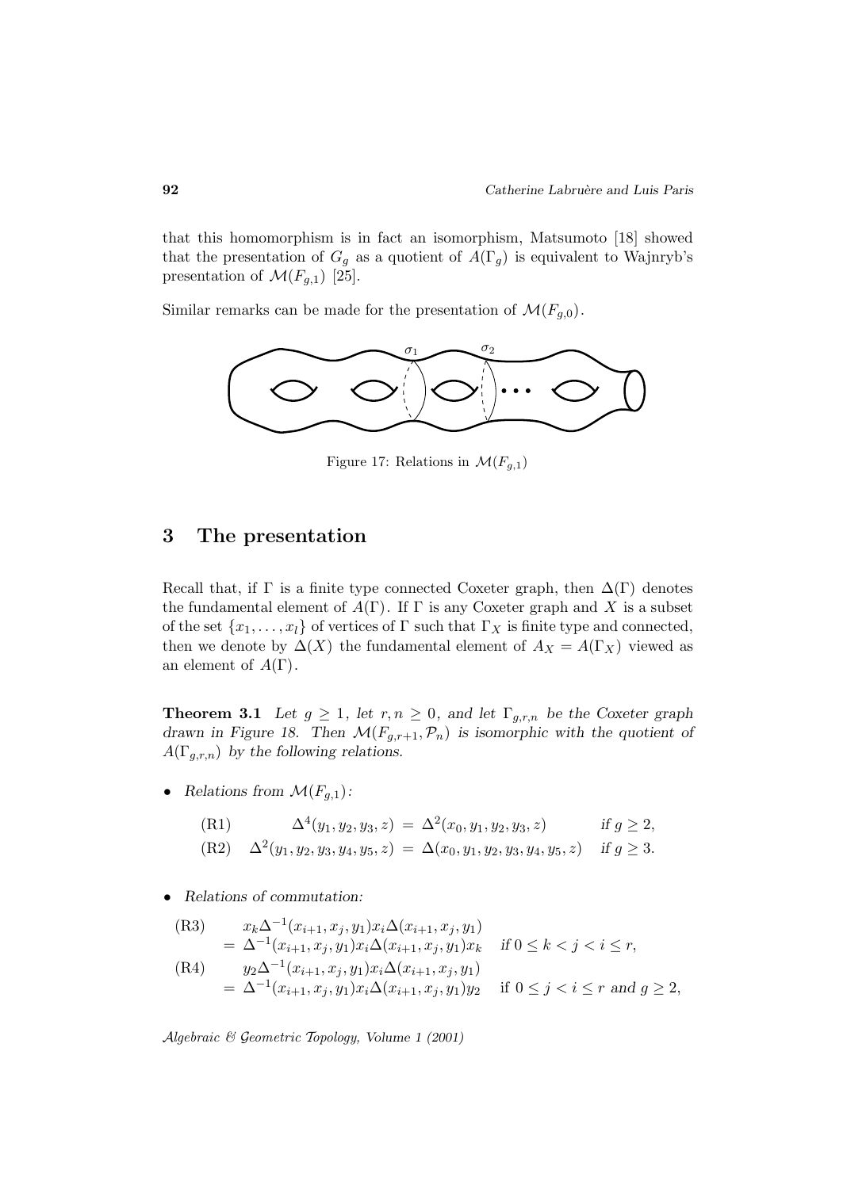that this homomorphism is in fact an isomorphism, Matsumoto [18] showed that the presentation of $G_g$ as a quotient of $A(\Gamma_g)$ is equivalent to Wajnryb's presentation of $\mathcal{M}(F_{g,1})$ [25].

Similar remarks can be made for the presentation of $\mathcal{M}(F_{g,0})$.

Figure 17: Relations in $\mathcal{M}(F_{g,1})$

## 3 The presentation

Recall that, if $\Gamma$ is a finite type connected Coxeter graph, then $\Delta(\Gamma)$ denotes the fundamental element of $A(\Gamma)$. If $\Gamma$ is any Coxeter graph and $X$ is a subset of the set $\{x_1, \dots, x_l\}$ of vertices of $\Gamma$ such that $\Gamma_X$ is finite type and connected, then we denote by $\Delta(X)$ the fundamental element of $A_X = A(\Gamma_X)$ viewed as an element of $A(\Gamma)$.

**Theorem 3.1** *Let $g \geq 1$, let $r, n \geq 0$, and let $\Gamma_{g,r,n}$ be the Coxeter graph drawn in Figure 18. Then $\mathcal{M}(F_{g,r+1}, \mathcal{P}_n)$ is isomorphic with the quotient of $A(\Gamma_{g,r,n})$ by the following relations.*

- *Relations from $\mathcal{M}(F_{g,1})$:*

$$\text{(R1)} \qquad \Delta^4(y_1, y_2, y_3, z) = \Delta^2(x_0, y_1, y_2, y_3, z) \qquad \text{if } g \geq 2,$$

$$\text{(R2)} \qquad \Delta^2(y_1, y_2, y_3, y_4, y_5, z) = \Delta(x_0, y_1, y_2, y_3, y_4, y_5, z) \quad \text{if } g \geq 3.$$

- *Relations of commutation:*

$$\text{(R3)} \qquad x_k \Delta^{-1}(x_{i+1}, x_j, y_1) x_i \Delta(x_{i+1}, x_j, y_1) = \Delta^{-1}(x_{i+1}, x_j, y_1) x_i \Delta(x_{i+1}, x_j, y_1) x_k \quad \text{if } 0 \leq k < j < i \leq r,$$

$$\text{(R4)} \qquad y_2 \Delta^{-1}(x_{i+1}, x_j, y_1) x_i \Delta(x_{i+1}, x_j, y_1) = \Delta^{-1}(x_{i+1}, x_j, y_1) x_i \Delta(x_{i+1}, x_j, y_1) y_2 \quad \text{if } 0 \leq j < i \leq r \text{ and } g \geq 2,$$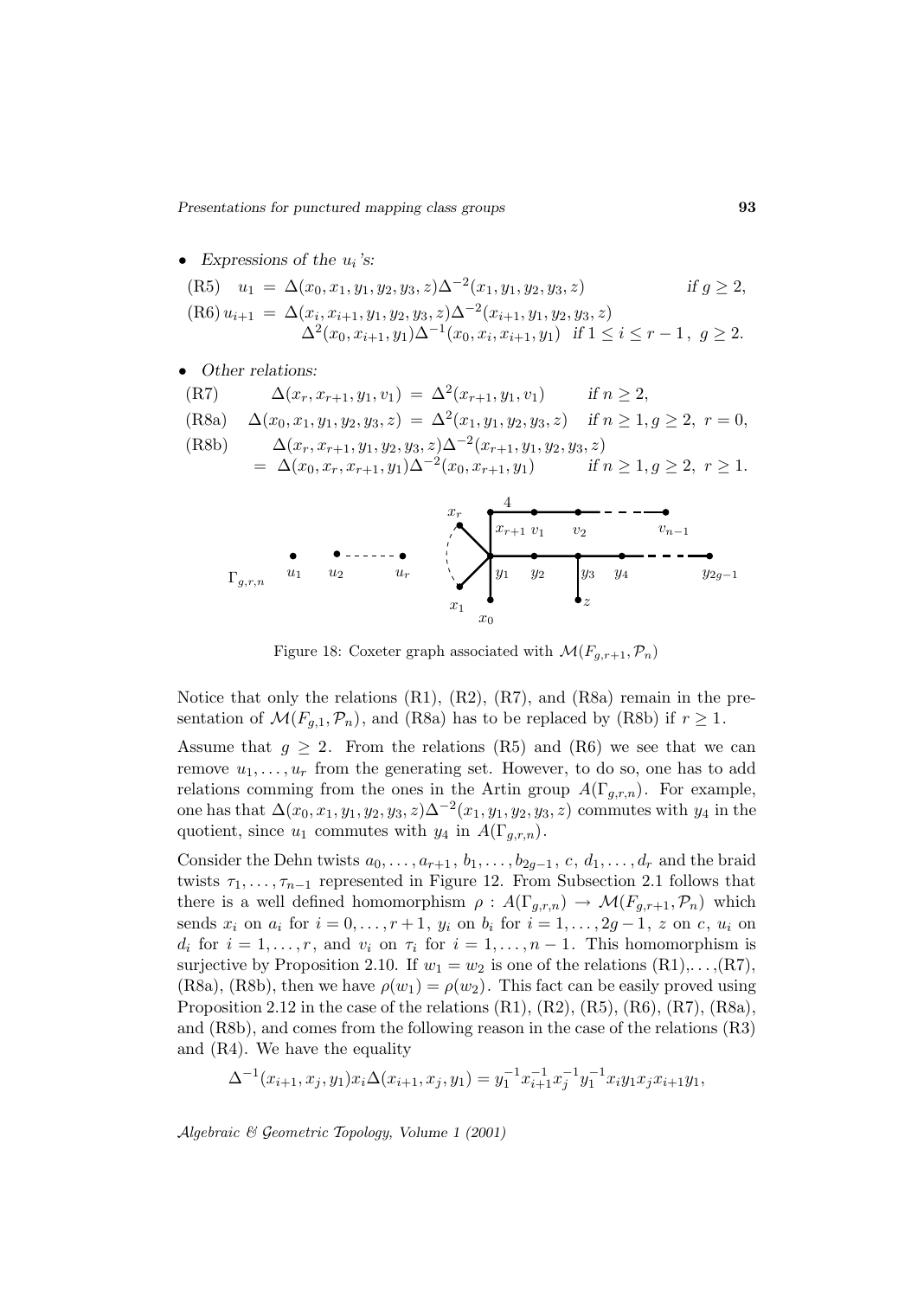- *Expressions of the $u_i$'s:*

(R5) $u_1 = \Delta(x_0,x_1,y_1,y_2,y_3,z)\Delta^{-2}(x_1,y_1,y_2,y_3,z)$ if $g \geq 2$,

(R6) $u_{i+1} = \Delta(x_i,x_{i+1},y_1,y_2,y_3,z)\Delta^{-2}(x_{i+1},y_1,y_2,y_3,z)$ $\Delta^2(x_0,x_{i+1},y_1)\Delta^{-1}(x_0,x_i,x_{i+1},y_1)$ if $1 \leq i \leq r-1$, $g \geq 2$.

- *Other relations:*

(R7) $\Delta(x_r,x_{r+1},y_1,v_1) = \Delta^2(x_{r+1},y_1,v_1)$ if $n \geq 2$,

(R8a) $\Delta(x_0,x_1,y_1,y_2,y_3,z) = \Delta^2(x_1,y_1,y_2,y_3,z)$ if $n \geq 1, g \geq 2,\ r=0$,

(R8b) $\Delta(x_r,x_{r+1},y_1,y_2,y_3,z)\Delta^{-2}(x_{r+1},y_1,y_2,y_3,z)$ $= \Delta(x_0,x_r,x_{r+1},y_1)\Delta^{-2}(x_0,x_{r+1},y_1)$ if $n \geq 1, g \geq 2,\ r \geq 1$.

Figure 18: Coxeter graph associated with $\mathcal{M}(F_{g,r+1},\mathcal{P}_n)$

Notice that only the relations (R1), (R2), (R7), and (R8a) remain in the presentation of $\mathcal{M}(F_{g,1},\mathcal{P}_n)$, and (R8a) has to be replaced by (R8b) if $r \geq 1$.

Assume that $g \geq 2$. From the relations (R5) and (R6) we see that we can remove $u_1,\dots,u_r$ from the generating set. However, to do so, one has to add relations comming from the ones in the Artin group $A(\Gamma_{g,r,n})$. For example, one has that $\Delta(x_0,x_1,y_1,y_2,y_3,z)\Delta^{-2}(x_1,y_1,y_2,y_3,z)$ commutes with $y_4$ in the quotient, since $u_1$ commutes with $y_4$ in $A(\Gamma_{g,r,n})$.

Consider the Dehn twists $a_0,\dots,a_{r+1}$, $b_1,\dots,b_{2g-1}$, $c$, $d_1,\dots,d_r$ and the braid twists $\tau_1,\dots,\tau_{n-1}$ represented in Figure 12. From Subsection 2.1 follows that there is a well defined homomorphism $\rho : A(\Gamma_{g,r,n}) \to \mathcal{M}(F_{g,r+1},\mathcal{P}_n)$ which sends $x_i$ on $a_i$ for $i=0,\dots,r+1$, $y_i$ on $b_i$ for $i=1,\dots,2g-1$, $z$ on $c$, $u_i$ on $d_i$ for $i=1,\dots,r$, and $v_i$ on $\tau_i$ for $i=1,\dots,n-1$. This homomorphism is surjective by Proposition 2.10. If $w_1=w_2$ is one of the relations (R1),…,(R7), (R8a), (R8b), then we have $\rho(w_1)=\rho(w_2)$. This fact can be easily proved using Proposition 2.12 in the case of the relations (R1), (R2), (R5), (R6), (R7), (R8a), and (R8b), and comes from the following reason in the case of the relations (R3) and (R4). We have the equality

$$\Delta^{-1}(x_{i+1},x_j,y_1)x_i\Delta(x_{i+1},x_j,y_1) = y_1^{-1}x_{i+1}^{-1}x_j^{-1}y_1^{-1}x_iy_1x_jx_{i+1}y_1,$$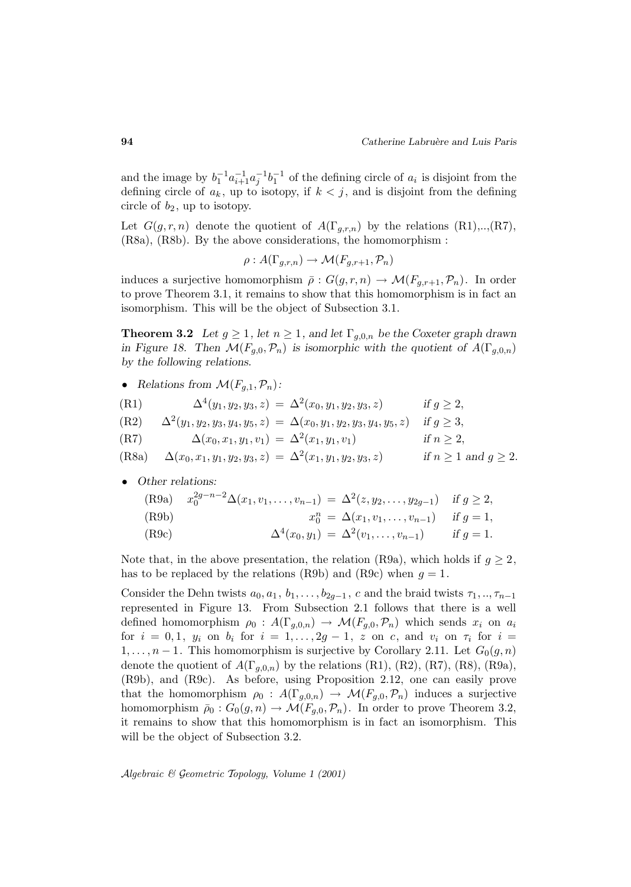and the image by $b_1^{-1}a_{i+1}^{-1}a_j^{-1}b_1^{-1}$ of the defining circle of $a_i$ is disjoint from the defining circle of $a_k$, up to isotopy, if $k < j$, and is disjoint from the defining circle of $b_2$, up to isotopy.

Let $G(g,r,n)$ denote the quotient of $A(\Gamma_{g,r,n})$ by the relations (R1),..,(R7), (R8a), (R8b). By the above considerations, the homomorphism :

$$\rho : A(\Gamma_{g,r,n}) \to \mathcal{M}(F_{g,r+1}, \mathcal{P}_n)$$

induces a surjective homomorphism $\bar{\rho} : G(g,r,n) \to \mathcal{M}(F_{g,r+1}, \mathcal{P}_n)$. In order to prove Theorem 3.1, it remains to show that this homomorphism is in fact an isomorphism. This will be the object of Subsection 3.1.

**Theorem 3.2** *Let $g \geq 1$, let $n \geq 1$, and let $\Gamma_{g,0,n}$ be the Coxeter graph drawn in Figure 18. Then $\mathcal{M}(F_{g,0}, \mathcal{P}_n)$ is isomorphic with the quotient of $A(\Gamma_{g,0,n})$ by the following relations.*

- *Relations from $\mathcal{M}(F_{g,1}, \mathcal{P}_n)$:*

(R1) $\quad \Delta^4(y_1, y_2, y_3, z) = \Delta^2(x_0, y_1, y_2, y_3, z) \qquad$ *if $g \geq 2$,*

(R2) $\quad \Delta^2(y_1, y_2, y_3, y_4, y_5, z) = \Delta(x_0, y_1, y_2, y_3, y_4, y_5, z) \qquad$ *if $g \geq 3$,*

(R7) $\quad \Delta(x_0, x_1, y_1, v_1) = \Delta^2(x_1, y_1, v_1) \qquad$ *if $n \geq 2$,*

(R8a) $\quad \Delta(x_0, x_1, y_1, y_2, y_3, z) = \Delta^2(x_1, y_1, y_2, y_3, z) \qquad$ *if $n \geq 1$ and $g \geq 2$.*

- *Other relations:*

(R9a) $\quad x_0^{2g-n-2}\Delta(x_1, v_1, \dots, v_{n-1}) = \Delta^2(z, y_2, \dots, y_{2g-1}) \qquad$ *if $g \geq 2$,*

(R9b) $\quad x_0^n = \Delta(x_1, v_1, \dots, v_{n-1}) \qquad$ *if $g = 1$,*

(R9c) $\quad \Delta^4(x_0, y_1) = \Delta^2(v_1, \dots, v_{n-1}) \qquad$ *if $g = 1$.*

Note that, in the above presentation, the relation (R9a), which holds if $g \geq 2$, has to be replaced by the relations (R9b) and (R9c) when $g = 1$.

Consider the Dehn twists $a_0, a_1, b_1, \dots, b_{2g-1}, c$ and the braid twists $\tau_1, .., \tau_{n-1}$ represented in Figure 13. From Subsection 2.1 follows that there is a well defined homomorphism $\rho_0 : A(\Gamma_{g,0,n}) \to \mathcal{M}(F_{g,0}, \mathcal{P}_n)$ which sends $x_i$ on $a_i$ for $i = 0, 1$, $y_i$ on $b_i$ for $i = 1, \dots, 2g-1$, $z$ on $c$, and $v_i$ on $\tau_i$ for $i = 1, \dots, n-1$. This homomorphism is surjective by Corollary 2.11. Let $G_0(g,n)$ denote the quotient of $A(\Gamma_{g,0,n})$ by the relations (R1), (R2), (R7), (R8), (R9a), (R9b), and (R9c). As before, using Proposition 2.12, one can easily prove that the homomorphism $\rho_0 : A(\Gamma_{g,0,n}) \to \mathcal{M}(F_{g,0}, \mathcal{P}_n)$ induces a surjective homomorphism $\bar{\rho}_0 : G_0(g,n) \to \mathcal{M}(F_{g,0}, \mathcal{P}_n)$. In order to prove Theorem 3.2, it remains to show that this homomorphism is in fact an isomorphism. This will be the object of Subsection 3.2.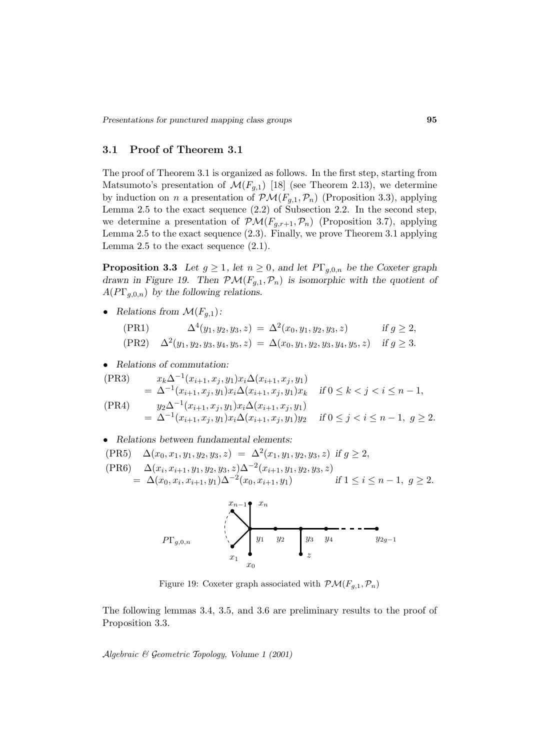### 3.1 Proof of Theorem 3.1

The proof of Theorem 3.1 is organized as follows. In the first step, starting from Matsumoto's presentation of $\mathcal{M}(F_{g,1})$ [18] (see Theorem 2.13), we determine by induction on $n$ a presentation of $\mathcal{PM}(F_{g,1}, \mathcal{P}_n)$ (Proposition 3.3), applying Lemma 2.5 to the exact sequence (2.2) of Subsection 2.2. In the second step, we determine a presentation of $\mathcal{PM}(F_{g,r+1}, \mathcal{P}_n)$ (Proposition 3.7), applying Lemma 2.5 to the exact sequence (2.3). Finally, we prove Theorem 3.1 applying Lemma 2.5 to the exact sequence (2.1).

**Proposition 3.3** *Let $g \geq 1$, let $n \geq 0$, and let $P\Gamma_{g,0,n}$ be the Coxeter graph drawn in Figure 19. Then $\mathcal{PM}(F_{g,1}, \mathcal{P}_n)$ is isomorphic with the quotient of $A(P\Gamma_{g,0,n})$ by the following relations.*

- *Relations from $\mathcal{M}(F_{g,1})$:*

$$\text{(PR1)} \qquad \Delta^4(y_1, y_2, y_3, z) = \Delta^2(x_0, y_1, y_2, y_3, z) \qquad \text{if } g \geq 2,$$

$$\text{(PR2)} \quad \Delta^2(y_1, y_2, y_3, y_4, y_5, z) = \Delta(x_0, y_1, y_2, y_3, y_4, y_5, z) \quad \text{if } g \geq 3.$$

- *Relations of commutation:*

$$\text{(PR3)} \quad x_k \Delta^{-1}(x_{i+1}, x_j, y_1) x_i \Delta(x_{i+1}, x_j, y_1) = \Delta^{-1}(x_{i+1}, x_j, y_1) x_i \Delta(x_{i+1}, x_j, y_1) x_k \quad \text{if } 0 \leq k < j < i \leq n-1,$$

$$\text{(PR4)} \quad y_2 \Delta^{-1}(x_{i+1}, x_j, y_1) x_i \Delta(x_{i+1}, x_j, y_1) = \Delta^{-1}(x_{i+1}, x_j, y_1) x_i \Delta(x_{i+1}, x_j, y_1) y_2 \quad \text{if } 0 \leq j < i \leq n-1,\ g \geq 2.$$

- *Relations between fundamental elements:*

$$\text{(PR5)} \quad \Delta(x_0, x_1, y_1, y_2, y_3, z) = \Delta^2(x_1, y_1, y_2, y_3, z) \ \text{ if } g \geq 2,$$

$$\text{(PR6)} \quad \Delta(x_i, x_{i+1}, y_1, y_2, y_3, z)\Delta^{-2}(x_{i+1}, y_1, y_2, y_3, z) = \Delta(x_0, x_i, x_{i+1}, y_1)\Delta^{-2}(x_0, x_{i+1}, y_1) \qquad \text{if } 1 \leq i \leq n-1,\ g \geq 2.$$

Figure 19: Coxeter graph associated with $\mathcal{PM}(F_{g,1}, \mathcal{P}_n)$

The following lemmas 3.4, 3.5, and 3.6 are preliminary results to the proof of Proposition 3.3.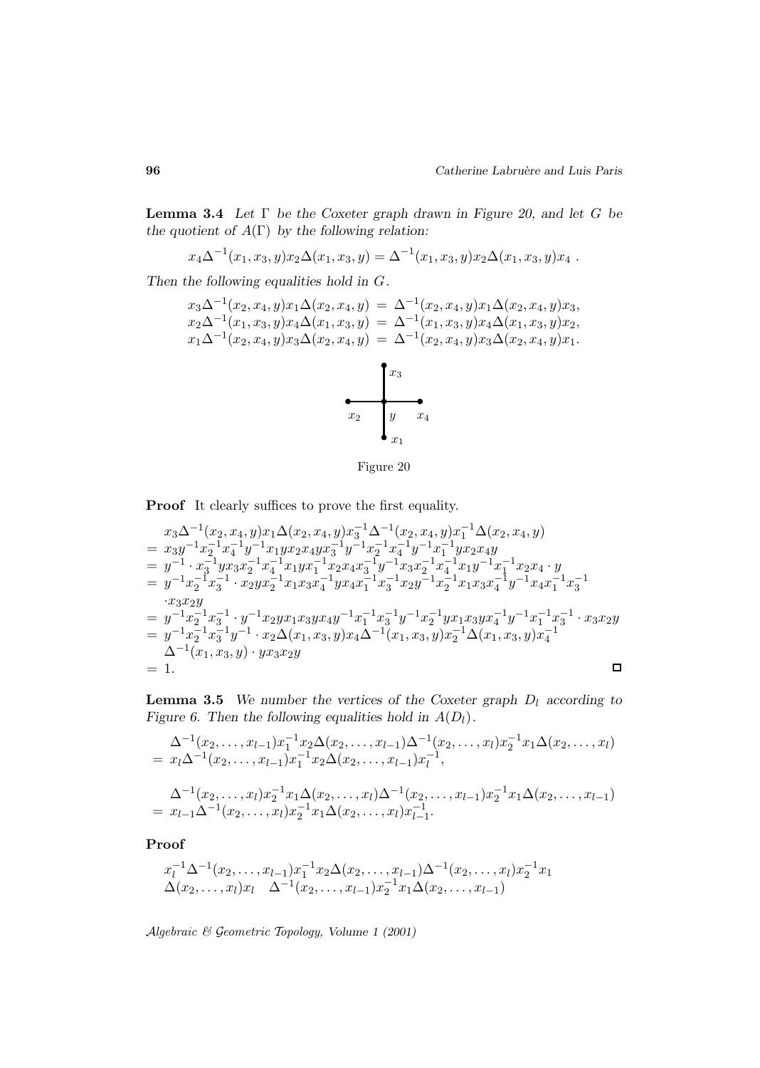**Lemma 3.4** *Let $\Gamma$ be the Coxeter graph drawn in Figure 20, and let $G$ be the quotient of $A(\Gamma)$ by the following relation:*

$$x_4\Delta^{-1}(x_1,x_3,y)x_2\Delta(x_1,x_3,y) = \Delta^{-1}(x_1,x_3,y)x_2\Delta(x_1,x_3,y)x_4 \ .$$

*Then the following equalities hold in $G$.*

$$\begin{aligned}
x_3\Delta^{-1}(x_2,x_4,y)x_1\Delta(x_2,x_4,y) &= \Delta^{-1}(x_2,x_4,y)x_1\Delta(x_2,x_4,y)x_3,\\
x_2\Delta^{-1}(x_1,x_3,y)x_4\Delta(x_1,x_3,y) &= \Delta^{-1}(x_1,x_3,y)x_4\Delta(x_1,x_3,y)x_2,\\
x_1\Delta^{-1}(x_2,x_4,y)x_3\Delta(x_2,x_4,y) &= \Delta^{-1}(x_2,x_4,y)x_3\Delta(x_2,x_4,y)x_1.
\end{aligned}$$

Figure 20

**Proof** It clearly suffices to prove the first equality.

$$\begin{aligned}
& x_3\Delta^{-1}(x_2,x_4,y)x_1\Delta(x_2,x_4,y)x_3^{-1}\Delta^{-1}(x_2,x_4,y)x_1^{-1}\Delta(x_2,x_4,y)\\
=\ & x_3y^{-1}x_2^{-1}x_4^{-1}y^{-1}x_1yx_2x_4yx_3^{-1}y^{-1}x_2^{-1}x_4^{-1}y^{-1}x_1^{-1}yx_2x_4y\\
=\ & y^{-1}\cdot x_3^{-1}yx_3x_2^{-1}x_4^{-1}x_1yx_1^{-1}x_2x_4x_3^{-1}y^{-1}x_3x_2^{-1}x_4^{-1}x_1y^{-1}x_1^{-1}x_2x_4\cdot y\\
=\ & y^{-1}x_2^{-1}x_3^{-1}\cdot x_2yx_2^{-1}x_1x_3x_4^{-1}yx_4x_1^{-1}x_3^{-1}x_2y^{-1}x_2^{-1}x_1x_3x_4^{-1}y^{-1}x_4x_1^{-1}x_3^{-1}\\
& \cdot x_3x_2y\\
=\ & y^{-1}x_2^{-1}x_3^{-1}\cdot y^{-1}x_2yx_1x_3yx_4y^{-1}x_1^{-1}x_3^{-1}y^{-1}x_2^{-1}yx_1x_3yx_4^{-1}y^{-1}x_1^{-1}x_3^{-1}\cdot x_3x_2y\\
=\ & y^{-1}x_2^{-1}x_3^{-1}y^{-1}\cdot x_2\Delta(x_1,x_3,y)x_4\Delta^{-1}(x_1,x_3,y)x_2^{-1}\Delta(x_1,x_3,y)x_4^{-1}\\
& \Delta^{-1}(x_1,x_3,y)\cdot yx_3x_2y\\
=\ & 1.
\end{aligned}$$

□

**Lemma 3.5** *We number the vertices of the Coxeter graph $D_l$ according to Figure 6. Then the following equalities hold in $A(D_l)$.*

$$\begin{aligned}
& \Delta^{-1}(x_2,\dots,x_{l-1})x_1^{-1}x_2\Delta(x_2,\dots,x_{l-1})\Delta^{-1}(x_2,\dots,x_l)x_2^{-1}x_1\Delta(x_2,\dots,x_l)\\
=\ & x_l\Delta^{-1}(x_2,\dots,x_{l-1})x_1^{-1}x_2\Delta(x_2,\dots,x_{l-1})x_l^{-1},
\end{aligned}$$

$$\begin{aligned}
& \Delta^{-1}(x_2,\dots,x_l)x_2^{-1}x_1\Delta(x_2,\dots,x_l)\Delta^{-1}(x_2,\dots,x_{l-1})x_2^{-1}x_1\Delta(x_2,\dots,x_{l-1})\\
=\ & x_{l-1}\Delta^{-1}(x_2,\dots,x_l)x_2^{-1}x_1\Delta(x_2,\dots,x_l)x_{l-1}^{-1}.
\end{aligned}$$

**Proof**

$$\begin{aligned}
& x_l^{-1}\Delta^{-1}(x_2,\dots,x_{l-1})x_1^{-1}x_2\Delta(x_2,\dots,x_{l-1})\Delta^{-1}(x_2,\dots,x_l)x_2^{-1}x_1\\
& \Delta(x_2,\dots,x_l)x_l \quad \Delta^{-1}(x_2,\dots,x_{l-1})x_2^{-1}x_1\Delta(x_2,\dots,x_{l-1})
\end{aligned}$$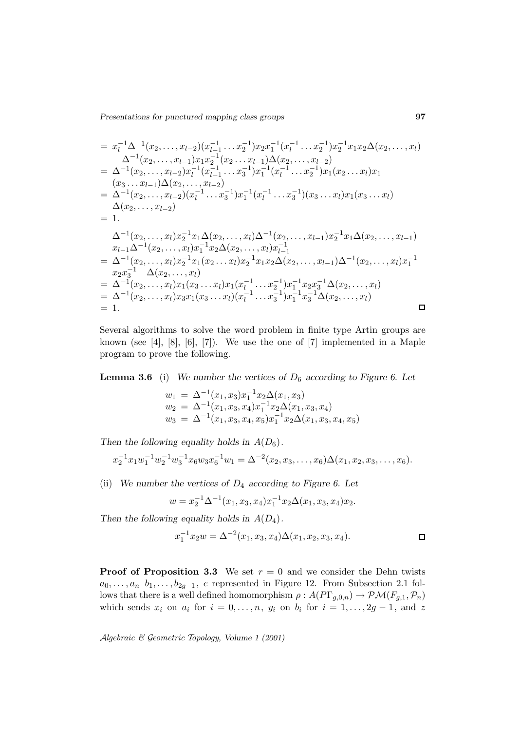$$
\begin{aligned}
&= x_l^{-1}\Delta^{-1}(x_2,\dots,x_{l-2})(x_{l-1}^{-1}\dots x_2^{-1})x_2x_1^{-1}(x_l^{-1}\dots x_2^{-1})x_2^{-1}x_1x_2\Delta(x_2,\dots,x_l)\\
&\quad\ \Delta^{-1}(x_2,\dots,x_{l-1})x_1x_2^{-1}(x_2\dots x_{l-1})\Delta(x_2,\dots,x_{l-2})\\
&= \Delta^{-1}(x_2,\dots,x_{l-2})x_l^{-1}(x_{l-1}^{-1}\dots x_3^{-1})x_1^{-1}(x_l^{-1}\dots x_2^{-1})x_1(x_2\dots x_l)x_1\\
&\quad (x_3\dots x_{l-1})\Delta(x_2,\dots,x_{l-2})\\
&= \Delta^{-1}(x_2,\dots,x_{l-2})(x_l^{-1}\dots x_3^{-1})x_1^{-1}(x_l^{-1}\dots x_3^{-1})(x_3\dots x_l)x_1(x_3\dots x_l)\\
&\quad \Delta(x_2,\dots,x_{l-2})\\
&= 1.
\end{aligned}
$$

$$
\begin{aligned}
&\Delta^{-1}(x_2,\dots,x_l)x_2^{-1}x_1\Delta(x_2,\dots,x_l)\Delta^{-1}(x_2,\dots,x_{l-1})x_2^{-1}x_1\Delta(x_2,\dots,x_{l-1})\\
&x_{l-1}\Delta^{-1}(x_2,\dots,x_l)x_1^{-1}x_2\Delta(x_2,\dots,x_l)x_{l-1}^{-1}\\
&= \Delta^{-1}(x_2,\dots,x_l)x_2^{-1}x_1(x_2\dots x_l)x_2^{-1}x_1x_2\Delta(x_2,\dots,x_{l-1})\Delta^{-1}(x_2,\dots,x_l)x_1^{-1}\\
&\quad x_2x_3^{-1}\ \ \Delta(x_2,\dots,x_l)\\
&= \Delta^{-1}(x_2,\dots,x_l)x_1(x_3\dots x_l)x_1(x_l^{-1}\dots x_2^{-1})x_1^{-1}x_2x_3^{-1}\Delta(x_2,\dots,x_l)\\
&= \Delta^{-1}(x_2,\dots,x_l)x_3x_1(x_3\dots x_l)(x_l^{-1}\dots x_3^{-1})x_1^{-1}x_3^{-1}\Delta(x_2,\dots,x_l)\\
&= 1. \qquad \square
\end{aligned}
$$

Several algorithms to solve the word problem in finite type Artin groups are known (see [4], [8], [6], [7]). We use the one of [7] implemented in a Maple program to prove the following.

**Lemma 3.6** (i) *We number the vertices of $D_6$ according to Figure 6. Let*

$$
\begin{aligned}
w_1 &= \Delta^{-1}(x_1,x_3)x_1^{-1}x_2\Delta(x_1,x_3)\\
w_2 &= \Delta^{-1}(x_1,x_3,x_4)x_1^{-1}x_2\Delta(x_1,x_3,x_4)\\
w_3 &= \Delta^{-1}(x_1,x_3,x_4,x_5)x_1^{-1}x_2\Delta(x_1,x_3,x_4,x_5)
\end{aligned}
$$

*Then the following equality holds in $A(D_6)$.*

$$x_2^{-1}x_1w_1^{-1}w_2^{-1}w_3^{-1}x_6w_3x_6^{-1}w_1 = \Delta^{-2}(x_2,x_3,\dots,x_6)\Delta(x_1,x_2,x_3,\dots,x_6).$$

(ii) *We number the vertices of $D_4$ according to Figure 6. Let*

$$w = x_2^{-1}\Delta^{-1}(x_1,x_3,x_4)x_1^{-1}x_2\Delta(x_1,x_3,x_4)x_2.$$

*Then the following equality holds in $A(D_4)$.*

$$x_1^{-1}x_2w = \Delta^{-2}(x_1,x_3,x_4)\Delta(x_1,x_2,x_3,x_4). \qquad \square$$

**Proof of Proposition 3.3** We set $r=0$ and we consider the Dehn twists $a_0,\dots,a_n$ $b_1,\dots,b_{2g-1}$, $c$ represented in Figure 12. From Subsection 2.1 follows that there is a well defined homomorphism $\rho : A(P\Gamma_{g,0,n}) \to \mathcal{PM}(F_{g,1},\mathcal{P}_n)$ which sends $x_i$ on $a_i$ for $i=0,\dots,n$, $y_i$ on $b_i$ for $i=1,\dots,2g-1$, and $z$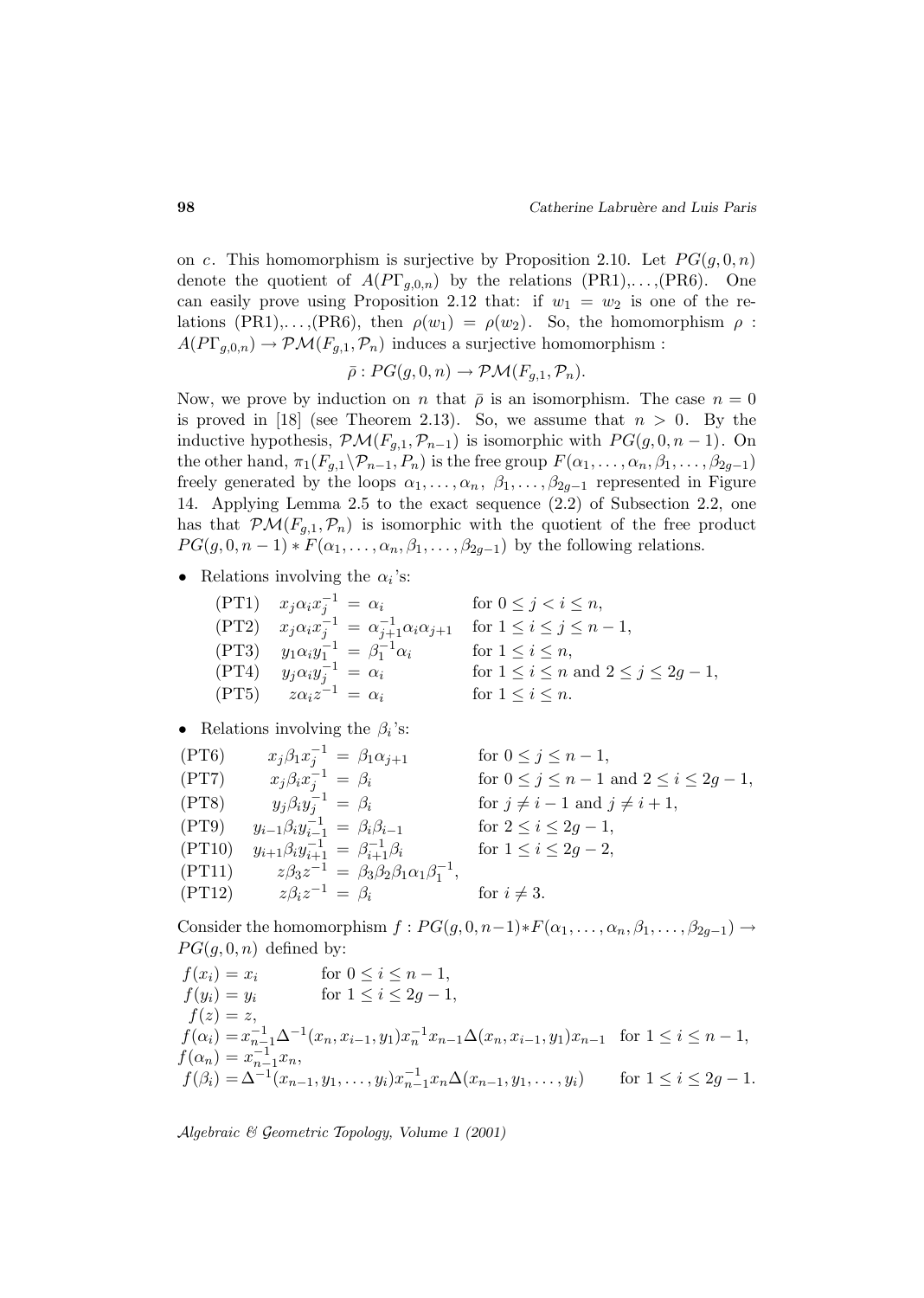on $c$. This homomorphism is surjective by Proposition 2.10. Let $PG(g,0,n)$ denote the quotient of $A(P\Gamma_{g,0,n})$ by the relations (PR1),…,(PR6). One can easily prove using Proposition 2.12 that: if $w_1 = w_2$ is one of the relations (PR1),…,(PR6), then $\rho(w_1) = \rho(w_2)$. So, the homomorphism $\rho : A(P\Gamma_{g,0,n}) \to \mathcal{PM}(F_{g,1}, \mathcal{P}_n)$ induces a surjective homomorphism :

$$\bar{\rho} : PG(g,0,n) \to \mathcal{PM}(F_{g,1}, \mathcal{P}_n).$$

Now, we prove by induction on $n$ that $\bar{\rho}$ is an isomorphism. The case $n = 0$ is proved in [18] (see Theorem 2.13). So, we assume that $n > 0$. By the inductive hypothesis, $\mathcal{PM}(F_{g,1}, \mathcal{P}_{n-1})$ is isomorphic with $PG(g,0,n-1)$. On the other hand, $\pi_1(F_{g,1} \setminus \mathcal{P}_{n-1}, P_n)$ is the free group $F(\alpha_1, \dots, \alpha_n, \beta_1, \dots, \beta_{2g-1})$ freely generated by the loops $\alpha_1, \dots, \alpha_n$, $\beta_1, \dots, \beta_{2g-1}$ represented in Figure 14. Applying Lemma 2.5 to the exact sequence (2.2) of Subsection 2.2, one has that $\mathcal{PM}(F_{g,1}, \mathcal{P}_n)$ is isomorphic with the quotient of the free product $PG(g,0,n-1) * F(\alpha_1, \dots, \alpha_n, \beta_1, \dots, \beta_{2g-1})$ by the following relations.

- Relations involving the $\alpha_i$'s:

| | | |
|---|---|---|
| (PT1) | $x_j \alpha_i x_j^{-1} = \alpha_i$ | for $0 \le j < i \le n$, |
| (PT2) | $x_j \alpha_i x_j^{-1} = \alpha_{j+1}^{-1} \alpha_i \alpha_{j+1}$ | for $1 \le i \le j \le n-1$, |
| (PT3) | $y_1 \alpha_i y_1^{-1} = \beta_1^{-1} \alpha_i$ | for $1 \le i \le n$, |
| (PT4) | $y_j \alpha_i y_j^{-1} = \alpha_i$ | for $1 \le i \le n$ and $2 \le j \le 2g-1$, |
| (PT5) | $z \alpha_i z^{-1} = \alpha_i$ | for $1 \le i \le n$. |

- Relations involving the $\beta_i$'s:

| | | |
|---|---|---|
| (PT6) | $x_j \beta_1 x_j^{-1} = \beta_1 \alpha_{j+1}$ | for $0 \le j \le n-1$, |
| (PT7) | $x_j \beta_i x_j^{-1} = \beta_i$ | for $0 \le j \le n-1$ and $2 \le i \le 2g-1$, |
| (PT8) | $y_j \beta_i y_j^{-1} = \beta_i$ | for $j \ne i-1$ and $j \ne i+1$, |
| (PT9) | $y_{i-1} \beta_i y_{i-1}^{-1} = \beta_i \beta_{i-1}$ | for $2 \le i \le 2g-1$, |
| (PT10) | $y_{i+1} \beta_i y_{i+1}^{-1} = \beta_{i+1}^{-1} \beta_i$ | for $1 \le i \le 2g-2$, |
| (PT11) | $z \beta_3 z^{-1} = \beta_3 \beta_2 \beta_1 \alpha_1 \beta_1^{-1}$, | |
| (PT12) | $z \beta_i z^{-1} = \beta_i$ | for $i \ne 3$. |

Consider the homomorphism $f : PG(g,0,n-1) * F(\alpha_1, \dots, \alpha_n, \beta_1, \dots, \beta_{2g-1}) \to PG(g,0,n)$ defined by:

$$
\begin{aligned}
&f(x_i) = x_i && \text{for } 0 \le i \le n-1,\\
&f(y_i) = y_i && \text{for } 1 \le i \le 2g-1,\\
&f(z) = z, &&\\
&f(\alpha_i) = x_{n-1}^{-1} \Delta^{-1}(x_n, x_{i-1}, y_1) x_n^{-1} x_{n-1} \Delta(x_n, x_{i-1}, y_1) x_{n-1} && \text{for } 1 \le i \le n-1,\\
&f(\alpha_n) = x_{n-1}^{-1} x_n, &&\\
&f(\beta_i) = \Delta^{-1}(x_{n-1}, y_1, \dots, y_i) x_{n-1}^{-1} x_n \Delta(x_{n-1}, y_1, \dots, y_i) && \text{for } 1 \le i \le 2g-1.
\end{aligned}
$$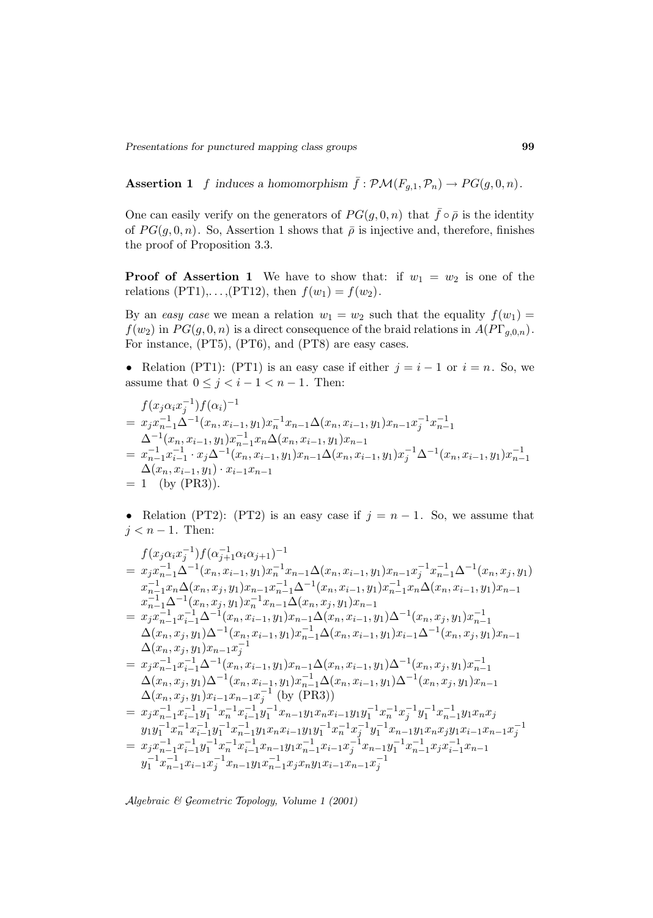**Assertion 1** *$f$ induces a homomorphism $\bar{f} : \mathcal{PM}(F_{g,1}, \mathcal{P}_n) \to PG(g,0,n)$.*

One can easily verify on the generators of $PG(g,0,n)$ that $\bar{f} \circ \bar{\rho}$ is the identity of $PG(g,0,n)$. So, Assertion 1 shows that $\bar{\rho}$ is injective and, therefore, finishes the proof of Proposition 3.3.

**Proof of Assertion 1** We have to show that: if $w_1 = w_2$ is one of the relations (PT1),...,(PT12), then $f(w_1) = f(w_2)$.

By an *easy case* we mean a relation $w_1 = w_2$ such that the equality $f(w_1) = f(w_2)$ in $PG(g,0,n)$ is a direct consequence of the braid relations in $A(P\Gamma_{g,0,n})$. For instance, (PT5), (PT6), and (PT8) are easy cases.

- Relation (PT1): (PT1) is an easy case if either $j = i-1$ or $i = n$. So, we assume that $0 \le j < i-1 < n-1$. Then:

$$
\begin{aligned}
& f(x_j \alpha_i x_j^{-1}) f(\alpha_i)^{-1} \\
= \ & x_j x_{n-1}^{-1} \Delta^{-1}(x_n, x_{i-1}, y_1) x_n^{-1} x_{n-1} \Delta(x_n, x_{i-1}, y_1) x_{n-1} x_j^{-1} x_{n-1}^{-1} \\
& \Delta^{-1}(x_n, x_{i-1}, y_1) x_{n-1}^{-1} x_n \Delta(x_n, x_{i-1}, y_1) x_{n-1} \\
= \ & x_{n-1}^{-1} x_{i-1}^{-1} \cdot x_j \Delta^{-1}(x_n, x_{i-1}, y_1) x_{n-1} \Delta(x_n, x_{i-1}, y_1) x_j^{-1} \Delta^{-1}(x_n, x_{i-1}, y_1) x_{n-1}^{-1} \\
& \Delta(x_n, x_{i-1}, y_1) \cdot x_{i-1} x_{n-1} \\
= \ & 1 \quad \text{(by (PR3))}.
\end{aligned}
$$

- Relation (PT2): (PT2) is an easy case if $j = n-1$. So, we assume that $j < n-1$. Then:

$$
\begin{aligned}
& f(x_j \alpha_i x_j^{-1}) f(\alpha_{j+1}^{-1} \alpha_i \alpha_{j+1})^{-1} \\
= \ & x_j x_{n-1}^{-1} \Delta^{-1}(x_n, x_{i-1}, y_1) x_n^{-1} x_{n-1} \Delta(x_n, x_{i-1}, y_1) x_{n-1} x_j^{-1} x_{n-1}^{-1} \Delta^{-1}(x_n, x_j, y_1) \\
& x_{n-1}^{-1} x_n \Delta(x_n, x_j, y_1) x_{n-1} x_{n-1}^{-1} \Delta^{-1}(x_n, x_{i-1}, y_1) x_{n-1}^{-1} x_n \Delta(x_n, x_{i-1}, y_1) x_{n-1} \\
& x_{n-1}^{-1} \Delta^{-1}(x_n, x_j, y_1) x_n^{-1} x_{n-1} \Delta(x_n, x_j, y_1) x_{n-1} \\
= \ & x_j x_{n-1}^{-1} x_{i-1}^{-1} \Delta^{-1}(x_n, x_{i-1}, y_1) x_{n-1} \Delta(x_n, x_{i-1}, y_1) \Delta^{-1}(x_n, x_j, y_1) x_{n-1}^{-1} \\
& \Delta(x_n, x_j, y_1) \Delta^{-1}(x_n, x_{i-1}, y_1) x_{n-1}^{-1} \Delta(x_n, x_{i-1}, y_1) x_{i-1} \Delta^{-1}(x_n, x_j, y_1) x_{n-1} \\
& \Delta(x_n, x_j, y_1) x_{n-1} x_j^{-1} \\
= \ & x_j x_{n-1}^{-1} x_{i-1}^{-1} \Delta^{-1}(x_n, x_{i-1}, y_1) x_{n-1} \Delta(x_n, x_{i-1}, y_1) \Delta^{-1}(x_n, x_j, y_1) x_{n-1}^{-1} \\
& \Delta(x_n, x_j, y_1) \Delta^{-1}(x_n, x_{i-1}, y_1) x_{n-1}^{-1} \Delta(x_n, x_{i-1}, y_1) \Delta^{-1}(x_n, x_j, y_1) x_{n-1} \\
& \Delta(x_n, x_j, y_1) x_{i-1} x_{n-1} x_j^{-1} \ \text{(by (PR3))} \\
= \ & x_j x_{n-1}^{-1} x_{i-1}^{-1} y_1^{-1} x_n^{-1} x_{i-1}^{-1} y_1^{-1} x_{n-1} y_1 x_n x_{i-1} y_1 y_1^{-1} x_n^{-1} x_j^{-1} y_1^{-1} x_{n-1}^{-1} y_1 x_n x_j \\
& y_1 y_1^{-1} x_n^{-1} x_{i-1}^{-1} y_1^{-1} x_{n-1}^{-1} y_1 x_n x_{i-1} y_1 y_1^{-1} x_n^{-1} x_j^{-1} y_1^{-1} x_{n-1} y_1 x_n x_j y_1 x_{i-1} x_{n-1} x_j^{-1} \\
= \ & x_j x_{n-1}^{-1} x_{i-1}^{-1} y_1^{-1} x_n^{-1} x_{i-1}^{-1} x_{n-1} y_1 x_{n-1}^{-1} x_{i-1} x_j^{-1} x_{n-1} y_1^{-1} x_{n-1}^{-1} x_j x_{i-1}^{-1} x_{n-1} \\
& y_1^{-1} x_{n-1}^{-1} x_{i-1} x_j^{-1} x_{n-1} y_1 x_{n-1}^{-1} x_j x_n y_1 x_{i-1} x_{n-1} x_j^{-1}
\end{aligned}
$$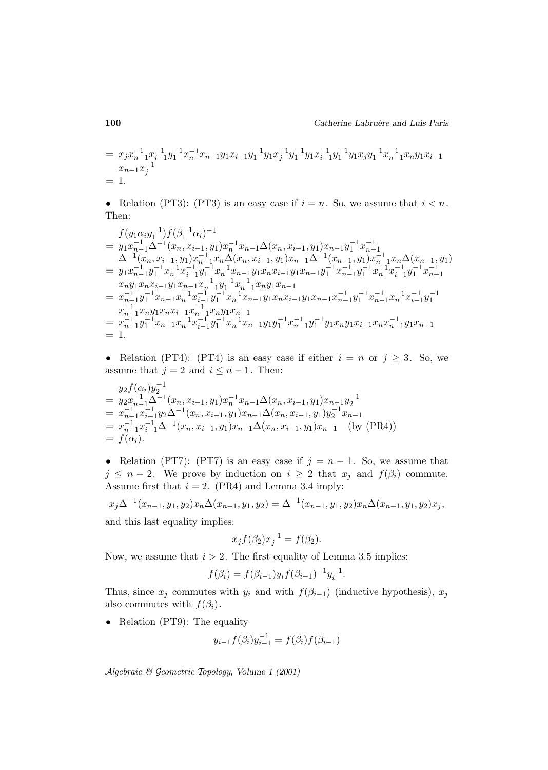$$= x_j x_{n-1}^{-1} x_{i-1}^{-1} y_1^{-1} x_n^{-1} x_{n-1} y_1 x_{i-1} y_1^{-1} y_1 x_j^{-1} y_1^{-1} y_1 x_{i-1}^{-1} y_1^{-1} y_1 x_j y_1^{-1} x_{n-1}^{-1} x_n y_1 x_{i-1} x_{n-1} x_j^{-1}$$
$$= 1.$$

• Relation (PT3): (PT3) is an easy case if $i = n$. So, we assume that $i < n$. Then:

$$f(y_1 \alpha_i y_1^{-1}) f(\beta_1^{-1} \alpha_i)^{-1}$$
$$= y_1 x_{n-1}^{-1} \Delta^{-1}(x_n, x_{i-1}, y_1) x_n^{-1} x_{n-1} \Delta(x_n, x_{i-1}, y_1) x_{n-1} y_1^{-1} x_{n-1}^{-1} \Delta^{-1}(x_n, x_{i-1}, y_1) x_{n-1}^{-1} x_n \Delta(x_n, x_{i-1}, y_1) x_{n-1} \Delta^{-1}(x_{n-1}, y_1) x_{n-1}^{-1} x_n \Delta(x_{n-1}, y_1)$$
$$= y_1 x_{n-1}^{-1} y_1^{-1} x_n^{-1} x_{i-1}^{-1} y_1^{-1} x_n^{-1} x_{n-1} y_1 x_n x_{i-1} y_1 x_{n-1} y_1^{-1} x_{n-1}^{-1} y_1^{-1} x_n^{-1} x_{i-1}^{-1} y_1^{-1} x_{n-1}^{-1} x_n y_1 x_n x_{i-1} y_1 x_{n-1} x_{n-1}^{-1} y_1^{-1} x_{n-1}^{-1} x_n y_1 x_{n-1}$$
$$= x_{n-1}^{-1} y_1^{-1} x_{n-1} x_n^{-1} x_{i-1}^{-1} y_1^{-1} x_n^{-1} x_{n-1} y_1 x_n x_{i-1} y_1 x_{n-1} x_{n-1}^{-1} y_1^{-1} x_{n-1}^{-1} x_n^{-1} x_{i-1}^{-1} y_1^{-1} x_{n-1}^{-1} x_n y_1 x_n x_{i-1} x_{n-1}^{-1} x_n y_1 x_{n-1}$$
$$= x_{n-1}^{-1} y_1^{-1} x_{n-1} x_n^{-1} x_{i-1}^{-1} y_1^{-1} x_n^{-1} x_{n-1} y_1 y_1^{-1} x_{n-1}^{-1} y_1^{-1} y_1 x_n y_1 x_{i-1} x_n x_{n-1}^{-1} y_1 x_{n-1}$$
$$= 1.$$

• Relation (PT4): (PT4) is an easy case if either $i = n$ or $j \ge 3$. So, we assume that $j = 2$ and $i \le n - 1$. Then:

$$y_2 f(\alpha_i) y_2^{-1}$$
$$= y_2 x_{n-1}^{-1} \Delta^{-1}(x_n, x_{i-1}, y_1) x_n^{-1} x_{n-1} \Delta(x_n, x_{i-1}, y_1) x_{n-1} y_2^{-1}$$
$$= x_{n-1}^{-1} x_{i-1}^{-1} y_2 \Delta^{-1}(x_n, x_{i-1}, y_1) x_{n-1} \Delta(x_n, x_{i-1}, y_1) y_2^{-1} x_{n-1}$$
$$= x_{n-1}^{-1} x_{i-1}^{-1} \Delta^{-1}(x_n, x_{i-1}, y_1) x_{n-1} \Delta(x_n, x_{i-1}, y_1) x_{n-1} \quad \text{(by (PR4))}$$
$$= f(\alpha_i).$$

• Relation (PT7): (PT7) is an easy case if $j = n - 1$. So, we assume that $j \le n - 2$. We prove by induction on $i \ge 2$ that $x_j$ and $f(\beta_i)$ commute. Assume first that $i = 2$. (PR4) and Lemma 3.4 imply:

$$x_j \Delta^{-1}(x_{n-1}, y_1, y_2) x_n \Delta(x_{n-1}, y_1, y_2) = \Delta^{-1}(x_{n-1}, y_1, y_2) x_n \Delta(x_{n-1}, y_1, y_2) x_j,$$

and this last equality implies:

$$x_j f(\beta_2) x_j^{-1} = f(\beta_2).$$

Now, we assume that $i > 2$. The first equality of Lemma 3.5 implies:

$$f(\beta_i) = f(\beta_{i-1}) y_i f(\beta_{i-1})^{-1} y_i^{-1}.$$

Thus, since $x_j$ commutes with $y_i$ and with $f(\beta_{i-1})$ (inductive hypothesis), $x_j$ also commutes with $f(\beta_i)$.

• Relation (PT9): The equality

$$y_{i-1} f(\beta_i) y_{i-1}^{-1} = f(\beta_i) f(\beta_{i-1})$$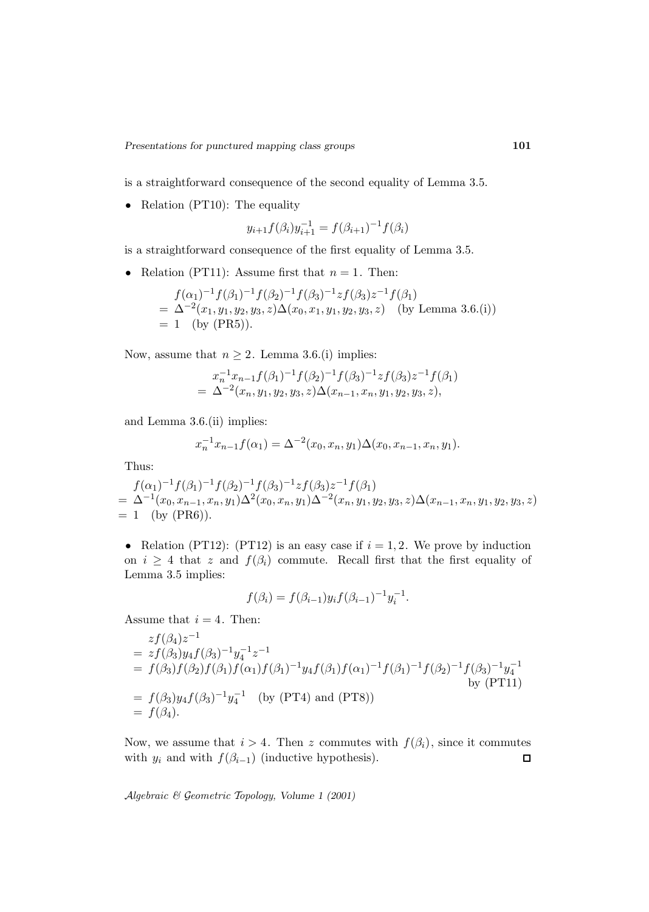is a straightforward consequence of the second equality of Lemma 3.5.

- Relation (PT10): The equality

$$y_{i+1} f(\beta_i) y_{i+1}^{-1} = f(\beta_{i+1})^{-1} f(\beta_i)$$

is a straightforward consequence of the first equality of Lemma 3.5.

- Relation (PT11): Assume first that $n = 1$. Then:

$$\begin{aligned}
& f(\alpha_1)^{-1} f(\beta_1)^{-1} f(\beta_2)^{-1} f(\beta_3)^{-1} z f(\beta_3) z^{-1} f(\beta_1) \\
&= \Delta^{-2}(x_1, y_1, y_2, y_3, z) \Delta(x_0, x_1, y_1, y_2, y_3, z) \quad \text{(by Lemma 3.6.(i))} \\
&= 1 \quad \text{(by (PR5))}.
\end{aligned}$$

Now, assume that $n \geq 2$. Lemma 3.6.(i) implies:

$$\begin{aligned}
& x_n^{-1} x_{n-1} f(\beta_1)^{-1} f(\beta_2)^{-1} f(\beta_3)^{-1} z f(\beta_3) z^{-1} f(\beta_1) \\
&= \Delta^{-2}(x_n, y_1, y_2, y_3, z) \Delta(x_{n-1}, x_n, y_1, y_2, y_3, z),
\end{aligned}$$

and Lemma 3.6.(ii) implies:

$$x_n^{-1} x_{n-1} f(\alpha_1) = \Delta^{-2}(x_0, x_n, y_1) \Delta(x_0, x_{n-1}, x_n, y_1).$$

Thus:

$$\begin{aligned}
& f(\alpha_1)^{-1} f(\beta_1)^{-1} f(\beta_2)^{-1} f(\beta_3)^{-1} z f(\beta_3) z^{-1} f(\beta_1) \\
&= \Delta^{-1}(x_0, x_{n-1}, x_n, y_1) \Delta^2(x_0, x_n, y_1) \Delta^{-2}(x_n, y_1, y_2, y_3, z) \Delta(x_{n-1}, x_n, y_1, y_2, y_3, z) \\
&= 1 \quad \text{(by (PR6))}.
\end{aligned}$$

- Relation (PT12): (PT12) is an easy case if $i = 1, 2$. We prove by induction on $i \geq 4$ that $z$ and $f(\beta_i)$ commute. Recall first that the first equality of Lemma 3.5 implies:

$$f(\beta_i) = f(\beta_{i-1}) y_i f(\beta_{i-1})^{-1} y_i^{-1}.$$

Assume that $i = 4$. Then:

$$\begin{aligned}
& z f(\beta_4) z^{-1} \\
&= z f(\beta_3) y_4 f(\beta_3)^{-1} y_4^{-1} z^{-1} \\
&= f(\beta_3) f(\beta_2) f(\beta_1) f(\alpha_1) f(\beta_1)^{-1} y_4 f(\beta_1) f(\alpha_1)^{-1} f(\beta_1)^{-1} f(\beta_2)^{-1} f(\beta_3)^{-1} y_4^{-1} \\
& \hspace{30em} \text{by (PT11)} \\
&= f(\beta_3) y_4 f(\beta_3)^{-1} y_4^{-1} \quad \text{(by (PT4) and (PT8))} \\
&= f(\beta_4).
\end{aligned}$$

Now, we assume that $i > 4$. Then $z$ commutes with $f(\beta_i)$, since it commutes with $y_i$ and with $f(\beta_{i-1})$ (inductive hypothesis). □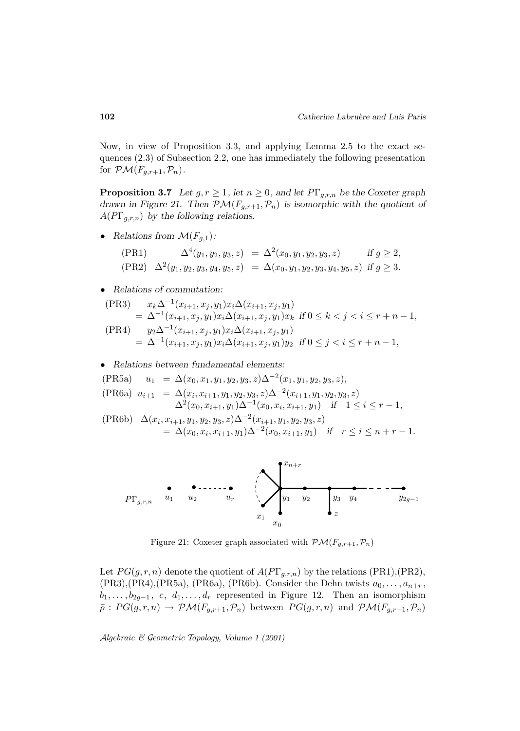Now, in view of Proposition 3.3, and applying Lemma 2.5 to the exact sequences (2.3) of Subsection 2.2, one has immediately the following presentation for $\mathcal{PM}(F_{g,r+1}, \mathcal{P}_n)$.

**Proposition 3.7** *Let $g, r \geq 1$, let $n \geq 0$, and let $P\Gamma_{g,r,n}$ be the Coxeter graph drawn in Figure 21. Then $\mathcal{PM}(F_{g,r+1}, \mathcal{P}_n)$ is isomorphic with the quotient of $A(P\Gamma_{g,r,n})$ by the following relations.*

- *Relations from $\mathcal{M}(F_{g,1})$:*

$$\begin{array}{llll} \text{(PR1)} & \Delta^4(y_1, y_2, y_3, z) & = \Delta^2(x_0, y_1, y_2, y_3, z) & \text{if } g \geq 2, \\ \text{(PR2)} & \Delta^2(y_1, y_2, y_3, y_4, y_5, z) & = \Delta(x_0, y_1, y_2, y_3, y_4, y_5, z) & \text{if } g \geq 3. \end{array}$$

- *Relations of commutation:*

$$\begin{array}{ll} \text{(PR3)} & x_k \Delta^{-1}(x_{i+1}, x_j, y_1) x_i \Delta(x_{i+1}, x_j, y_1) \\ & = \Delta^{-1}(x_{i+1}, x_j, y_1) x_i \Delta(x_{i+1}, x_j, y_1) x_k \;\; \text{if } 0 \leq k < j < i \leq r+n-1, \\ \text{(PR4)} & y_2 \Delta^{-1}(x_{i+1}, x_j, y_1) x_i \Delta(x_{i+1}, x_j, y_1) \\ & = \Delta^{-1}(x_{i+1}, x_j, y_1) x_i \Delta(x_{i+1}, x_j, y_1) y_2 \;\; \text{if } 0 \leq j < i \leq r+n-1, \end{array}$$

- *Relations between fundamental elements:*

$$\begin{array}{ll} \text{(PR5a)} & u_1 = \Delta(x_0, x_1, y_1, y_2, y_3, z) \Delta^{-2}(x_1, y_1, y_2, y_3, z), \\ \text{(PR6a)} & u_{i+1} = \Delta(x_i, x_{i+1}, y_1, y_2, y_3, z) \Delta^{-2}(x_{i+1}, y_1, y_2, y_3, z) \\ & \qquad \Delta^2(x_0, x_{i+1}, y_1) \Delta^{-1}(x_0, x_i, x_{i+1}, y_1) \quad \text{if} \quad 1 \leq i \leq r-1, \\ \text{(PR6b)} & \Delta(x_i, x_{i+1}, y_1, y_2, y_3, z) \Delta^{-2}(x_{i+1}, y_1, y_2, y_3, z) \\ & \qquad = \Delta(x_0, x_i, x_{i+1}, y_1) \Delta^{-2}(x_0, x_{i+1}, y_1) \quad \text{if} \quad r \leq i \leq n+r-1. \end{array}$$

Figure 21: Coxeter graph associated with $\mathcal{PM}(F_{g,r+1}, \mathcal{P}_n)$

Let $PG(g, r, n)$ denote the quotient of $A(P\Gamma_{g,r,n})$ by the relations (PR1),(PR2), (PR3),(PR4),(PR5a), (PR6a), (PR6b). Consider the Dehn twists $a_0, \dots, a_{n+r}$, $b_1, \dots, b_{2g-1}$, $c$, $d_1, \dots, d_r$ represented in Figure 12. Then an isomorphism $\bar{\rho} : PG(g, r, n) \to \mathcal{PM}(F_{g,r+1}, \mathcal{P}_n)$ between $PG(g, r, n)$ and $\mathcal{PM}(F_{g,r+1}, \mathcal{P}_n)$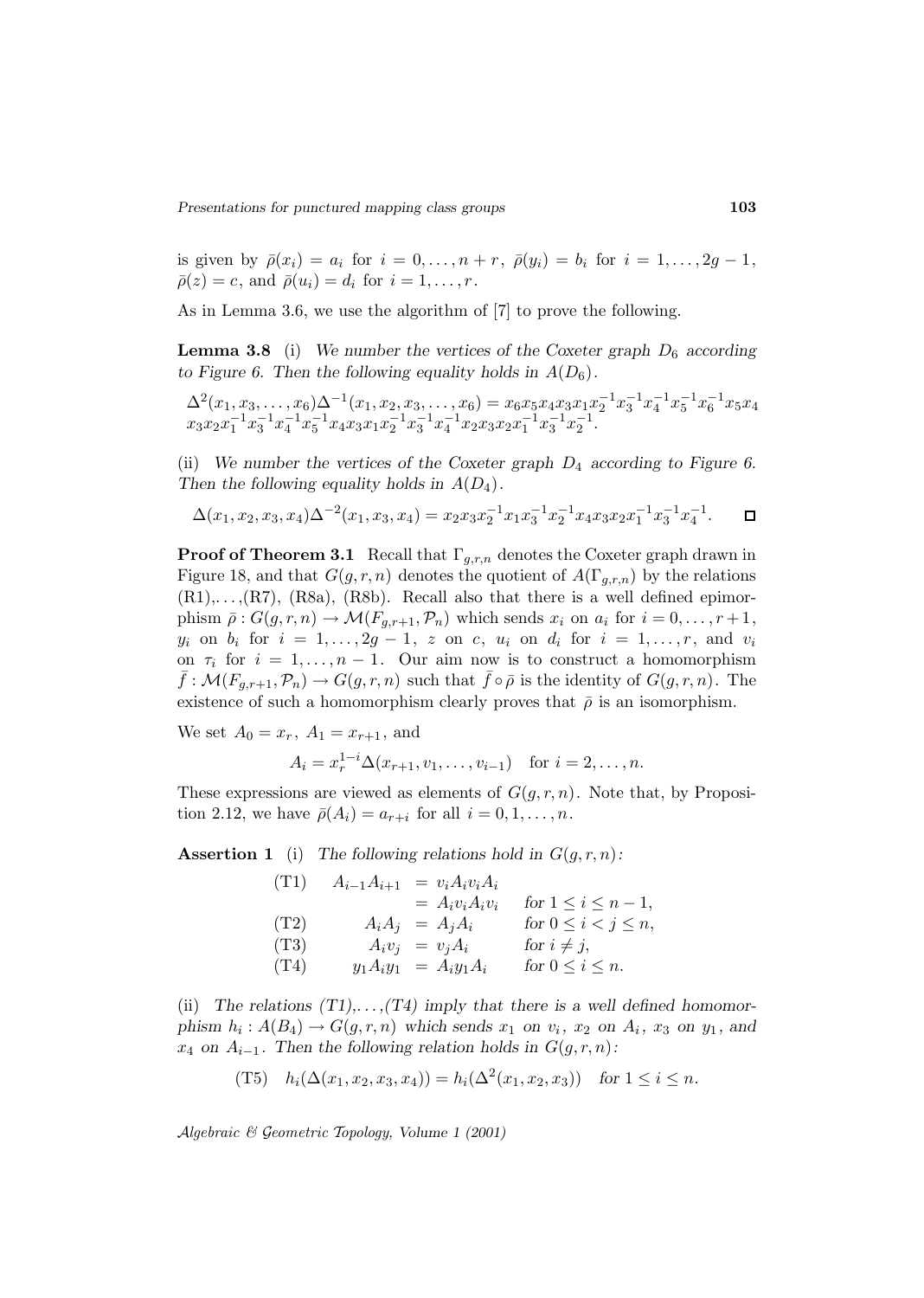is given by $\bar\rho(x_i) = a_i$ for $i = 0, \dots, n+r$, $\bar\rho(y_i) = b_i$ for $i = 1, \dots, 2g-1$, $\bar\rho(z) = c$, and $\bar\rho(u_i) = d_i$ for $i = 1, \dots, r$.

As in Lemma 3.6, we use the algorithm of [7] to prove the following.

**Lemma 3.8** (i) *We number the vertices of the Coxeter graph $D_6$ according to Figure 6. Then the following equality holds in $A(D_6)$.*

$$\Delta^2(x_1, x_3, \dots, x_6)\Delta^{-1}(x_1, x_2, x_3, \dots, x_6) = x_6x_5x_4x_3x_1x_2^{-1}x_3^{-1}x_4^{-1}x_5^{-1}x_6^{-1}x_5x_4 x_3x_2x_1^{-1}x_3^{-1}x_4^{-1}x_5^{-1}x_4x_3x_1x_2^{-1}x_3^{-1}x_4^{-1}x_2x_3x_2x_1^{-1}x_3^{-1}x_2^{-1}.$$

(ii) *We number the vertices of the Coxeter graph $D_4$ according to Figure 6. Then the following equality holds in $A(D_4)$.*

$$\Delta(x_1, x_2, x_3, x_4)\Delta^{-2}(x_1, x_3, x_4) = x_2x_3x_2^{-1}x_1x_3^{-1}x_2^{-1}x_4x_3x_2x_1^{-1}x_3^{-1}x_4^{-1}. \qquad \square$$

**Proof of Theorem 3.1** Recall that $\Gamma_{g,r,n}$ denotes the Coxeter graph drawn in Figure 18, and that $G(g, r, n)$ denotes the quotient of $A(\Gamma_{g,r,n})$ by the relations (R1),…,(R7), (R8a), (R8b). Recall also that there is a well defined epimorphism $\bar\rho : G(g, r, n) \to \mathcal{M}(F_{g,r+1}, \mathcal{P}_n)$ which sends $x_i$ on $a_i$ for $i = 0, \dots, r+1$, $y_i$ on $b_i$ for $i = 1, \dots, 2g-1$, $z$ on $c$, $u_i$ on $d_i$ for $i = 1, \dots, r$, and $v_i$ on $\tau_i$ for $i = 1, \dots, n-1$. Our aim now is to construct a homomorphism $\bar f : \mathcal{M}(F_{g,r+1}, \mathcal{P}_n) \to G(g, r, n)$ such that $\bar f \circ \bar\rho$ is the identity of $G(g, r, n)$. The existence of such a homomorphism clearly proves that $\bar\rho$ is an isomorphism.

We set $A_0 = x_r$, $A_1 = x_{r+1}$, and

$$A_i = x_r^{1-i}\Delta(x_{r+1}, v_1, \dots, v_{i-1}) \quad \text{for } i = 2, \dots, n.$$

These expressions are viewed as elements of $G(g, r, n)$. Note that, by Proposition 2.12, we have $\bar\rho(A_i) = a_{r+i}$ for all $i = 0, 1, \dots, n$.

**Assertion 1** (i) *The following relations hold in $G(g, r, n)$:*

$$\begin{array}{llll}
\text{(T1)} & A_{i-1}A_{i+1} & = v_iA_iv_iA_i & \\
 & & = A_iv_iA_iv_i & \text{for } 1 \le i \le n-1, \\
\text{(T2)} & A_iA_j & = A_jA_i & \text{for } 0 \le i < j \le n, \\
\text{(T3)} & A_iv_j & = v_jA_i & \text{for } i \ne j, \\
\text{(T4)} & y_1A_iy_1 & = A_iy_1A_i & \text{for } 0 \le i \le n.
\end{array}$$

(ii) *The relations (T1),…,(T4) imply that there is a well defined homomorphism $h_i : A(B_4) \to G(g, r, n)$ which sends $x_1$ on $v_i$, $x_2$ on $A_i$, $x_3$ on $y_1$, and $x_4$ on $A_{i-1}$. Then the following relation holds in $G(g, r, n)$:*

$$\text{(T5)} \quad h_i(\Delta(x_1, x_2, x_3, x_4)) = h_i(\Delta^2(x_1, x_2, x_3)) \quad \text{for } 1 \le i \le n.$$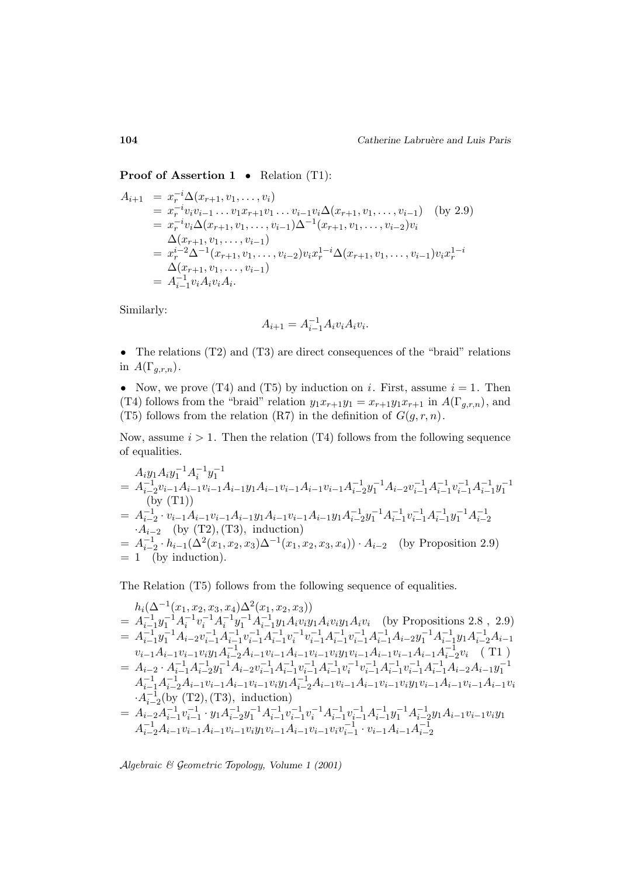**Proof of Assertion 1** • Relation (T1):

$$
\begin{aligned}
A_{i+1} &= x_r^{-i}\Delta(x_{r+1},v_1,\dots,v_i)\\
&= x_r^{-i}v_iv_{i-1}\dots v_1x_{r+1}v_1\dots v_{i-1}v_i\Delta(x_{r+1},v_1,\dots,v_{i-1}) \quad \text{(by 2.9)}\\
&= x_r^{-i}v_i\Delta(x_{r+1},v_1,\dots,v_{i-1})\Delta^{-1}(x_{r+1},v_1,\dots,v_{i-2})v_i\\
&\quad \Delta(x_{r+1},v_1,\dots,v_{i-1})\\
&= x_r^{i-2}\Delta^{-1}(x_{r+1},v_1,\dots,v_{i-2})v_ix_r^{1-i}\Delta(x_{r+1},v_1,\dots,v_{i-1})v_ix_r^{1-i}\\
&\quad \Delta(x_{r+1},v_1,\dots,v_{i-1})\\
&= A_{i-1}^{-1}v_iA_iv_iA_i.
\end{aligned}
$$

Similarly:

$$A_{i+1} = A_{i-1}^{-1}A_iv_iA_iv_i.$$

• The relations (T2) and (T3) are direct consequences of the "braid" relations in $A(\Gamma_{g,r,n})$.

• Now, we prove (T4) and (T5) by induction on $i$. First, assume $i=1$. Then (T4) follows from the "braid" relation $y_1x_{r+1}y_1 = x_{r+1}y_1x_{r+1}$ in $A(\Gamma_{g,r,n})$, and (T5) follows from the relation (R7) in the definition of $G(g,r,n)$.

Now, assume $i>1$. Then the relation (T4) follows from the following sequence of equalities.

$$
\begin{aligned}
&A_iy_1A_iy_1^{-1}A_i^{-1}y_1^{-1}\\
&= A_{i-2}^{-1}v_{i-1}A_{i-1}v_{i-1}A_{i-1}y_1A_{i-1}v_{i-1}A_{i-1}v_{i-1}A_{i-2}^{-1}y_1^{-1}A_{i-2}v_{i-1}^{-1}A_{i-1}^{-1}v_{i-1}^{-1}A_{i-1}^{-1}y_1^{-1}\\
&\qquad \text{(by (T1))}\\
&= A_{i-2}^{-1}\cdot v_{i-1}A_{i-1}v_{i-1}A_{i-1}y_1A_{i-1}v_{i-1}A_{i-1}y_1A_{i-2}^{-1}y_1^{-1}A_{i-1}^{-1}v_{i-1}^{-1}A_{i-1}^{-1}y_1^{-1}A_{i-2}^{-1}\\
&\quad \cdot A_{i-2} \quad \text{(by (T2), (T3), induction)}\\
&= A_{i-2}^{-1}\cdot h_{i-1}(\Delta^2(x_1,x_2,x_3)\Delta^{-1}(x_1,x_2,x_3,x_4))\cdot A_{i-2} \quad \text{(by Proposition 2.9)}\\
&= 1 \quad \text{(by induction)}.
\end{aligned}
$$

The Relation (T5) follows from the following sequence of equalities.

$$
\begin{aligned}
&h_i(\Delta^{-1}(x_1,x_2,x_3,x_4)\Delta^2(x_1,x_2,x_3))\\
&= A_{i-1}^{-1}y_1^{-1}A_i^{-1}v_i^{-1}A_i^{-1}y_1^{-1}A_{i-1}^{-1}y_1A_iv_iy_1A_iv_iy_1A_iv_i \quad \text{(by Propositions 2.8 , 2.9)}\\
&= A_{i-1}^{-1}y_1^{-1}A_{i-2}v_{i-1}^{-1}A_{i-1}^{-1}v_{i-1}^{-1}A_{i-1}^{-1}v_i^{-1}v_{i-1}^{-1}A_{i-1}^{-1}v_{i-1}^{-1}A_{i-1}^{-1}A_{i-2}y_1^{-1}A_{i-1}^{-1}y_1A_{i-2}^{-1}A_{i-1}\\
&\quad v_{i-1}A_{i-1}v_{i-1}v_iy_1A_{i-2}^{-1}A_{i-1}v_{i-1}A_{i-1}v_{i-1}v_iy_1v_{i-1}A_{i-1}v_{i-1}A_{i-1}A_{i-2}^{-1}v_i \quad (\text{T1})\\
&= A_{i-2}\cdot A_{i-1}^{-1}A_{i-2}^{-1}y_1^{-1}A_{i-2}v_{i-1}^{-1}A_{i-1}^{-1}v_{i-1}^{-1}A_{i-1}^{-1}v_i^{-1}v_{i-1}^{-1}A_{i-1}^{-1}v_{i-1}^{-1}A_{i-1}^{-1}A_{i-2}A_{i-1}y_1^{-1}\\
&\quad A_{i-1}^{-1}A_{i-2}^{-1}A_{i-1}v_{i-1}A_{i-1}v_{i-1}v_iy_1A_{i-2}^{-1}A_{i-1}v_{i-1}A_{i-1}v_{i-1}v_iy_1v_{i-1}A_{i-1}v_{i-1}A_{i-1}v_i\\
&\quad \cdot A_{i-2}^{-1} \text{(by (T2), (T3), induction)}\\
&= A_{i-2}A_{i-1}^{-1}v_{i-1}^{-1}\cdot y_1A_{i-2}^{-1}y_1^{-1}A_{i-1}^{-1}v_{i-1}^{-1}v_i^{-1}A_{i-1}^{-1}v_{i-1}^{-1}A_{i-1}^{-1}y_1^{-1}A_{i-2}^{-1}y_1A_{i-1}v_{i-1}v_iy_1\\
&\quad A_{i-2}^{-1}A_{i-1}v_{i-1}A_{i-1}v_{i-1}v_iy_1v_{i-1}A_{i-1}v_{i-1}v_iv_{i-1}^{-1}\cdot v_{i-1}A_{i-1}A_{i-2}^{-1}
\end{aligned}
$$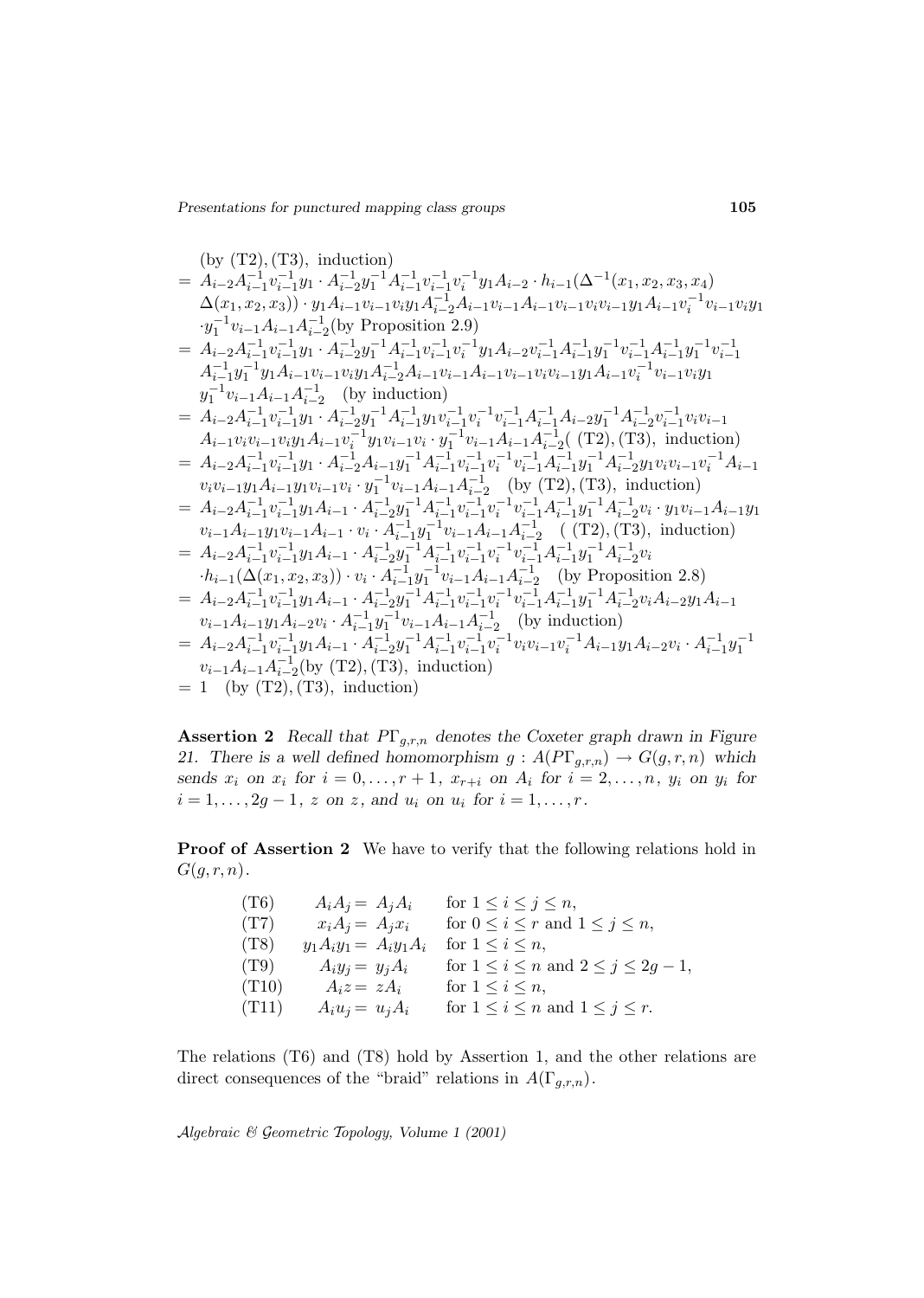(by (T2), (T3), induction)

$$= A_{i-2}A_{i-1}^{-1}v_{i-1}^{-1}y_1 \cdot A_{i-2}^{-1}y_1^{-1}A_{i-1}^{-1}v_{i-1}^{-1}v_i^{-1}y_1A_{i-2} \cdot h_{i-1}(\Delta^{-1}(x_1,x_2,x_3,x_4)$$
$$\Delta(x_1,x_2,x_3)) \cdot y_1A_{i-1}v_{i-1}v_iy_1A_{i-2}^{-1}A_{i-1}v_{i-1}A_{i-1}v_{i-1}v_iv_{i-1}y_1A_{i-1}v_i^{-1}v_{i-1}v_iy_1$$
$$\cdot y_1^{-1}v_{i-1}A_{i-1}A_{i-2}^{-1} \text{(by Proposition 2.9)}$$

$$= A_{i-2}A_{i-1}^{-1}v_{i-1}^{-1}y_1 \cdot A_{i-2}^{-1}y_1^{-1}A_{i-1}^{-1}v_{i-1}^{-1}v_i^{-1}y_1A_{i-2}v_{i-1}^{-1}A_{i-1}^{-1}y_1^{-1}v_{i-1}^{-1}A_{i-1}^{-1}y_1^{-1}v_{i-1}^{-1}$$
$$A_{i-1}^{-1}y_1^{-1}y_1A_{i-1}v_{i-1}v_iy_1A_{i-2}^{-1}A_{i-1}v_{i-1}A_{i-1}v_{i-1}v_iv_{i-1}y_1A_{i-1}v_i^{-1}v_{i-1}v_iy_1$$
$$y_1^{-1}v_{i-1}A_{i-1}A_{i-2}^{-1} \quad \text{(by induction)}$$

$$= A_{i-2}A_{i-1}^{-1}v_{i-1}^{-1}y_1 \cdot A_{i-2}^{-1}y_1^{-1}A_{i-1}^{-1}y_1v_{i-1}^{-1}v_i^{-1}v_{i-1}^{-1}A_{i-1}^{-1}A_{i-2}y_1^{-1}A_{i-2}^{-1}v_{i-1}^{-1}v_iv_{i-1}$$
$$A_{i-1}v_iv_{i-1}v_iy_1A_{i-1}v_i^{-1}y_1v_{i-1}v_i \cdot y_1^{-1}v_{i-1}A_{i-1}A_{i-2}^{-1}(\text{ (T2), (T3), induction})$$

$$= A_{i-2}A_{i-1}^{-1}v_{i-1}^{-1}y_1 \cdot A_{i-2}^{-1}A_{i-1}y_1^{-1}A_{i-1}^{-1}v_{i-1}^{-1}v_i^{-1}v_{i-1}^{-1}A_{i-1}^{-1}y_1^{-1}A_{i-2}^{-1}y_1v_iv_{i-1}v_i^{-1}A_{i-1}$$
$$v_iv_{i-1}y_1A_{i-1}y_1v_{i-1}v_i \cdot y_1^{-1}v_{i-1}A_{i-1}A_{i-2}^{-1} \quad \text{(by (T2), (T3), induction)}$$

$$= A_{i-2}A_{i-1}^{-1}v_{i-1}^{-1}y_1A_{i-1} \cdot A_{i-2}^{-1}y_1^{-1}A_{i-1}^{-1}v_{i-1}^{-1}v_i^{-1}v_{i-1}^{-1}A_{i-1}^{-1}y_1^{-1}A_{i-2}^{-1}v_i \cdot y_1v_{i-1}A_{i-1}y_1$$
$$v_{i-1}A_{i-1}y_1v_{i-1}A_{i-1} \cdot v_i \cdot A_{i-1}^{-1}y_1^{-1}v_{i-1}A_{i-1}A_{i-2}^{-1} \quad (\text{ (T2), (T3), induction})$$

$$= A_{i-2}A_{i-1}^{-1}v_{i-1}^{-1}y_1A_{i-1} \cdot A_{i-2}^{-1}y_1^{-1}A_{i-1}^{-1}v_{i-1}^{-1}v_i^{-1}v_{i-1}^{-1}A_{i-1}^{-1}y_1^{-1}A_{i-2}^{-1}v_i$$
$$\cdot h_{i-1}(\Delta(x_1,x_2,x_3)) \cdot v_i \cdot A_{i-1}^{-1}y_1^{-1}v_{i-1}A_{i-1}A_{i-2}^{-1} \quad \text{(by Proposition 2.8)}$$

$$= A_{i-2}A_{i-1}^{-1}v_{i-1}^{-1}y_1A_{i-1} \cdot A_{i-2}^{-1}y_1^{-1}A_{i-1}^{-1}v_{i-1}^{-1}v_i^{-1}v_{i-1}^{-1}A_{i-1}^{-1}y_1^{-1}A_{i-2}^{-1}v_iA_{i-2}y_1A_{i-1}$$
$$v_{i-1}A_{i-1}y_1A_{i-2}v_i \cdot A_{i-1}^{-1}y_1^{-1}v_{i-1}A_{i-1}A_{i-2}^{-1} \quad \text{(by induction)}$$

$$= A_{i-2}A_{i-1}^{-1}v_{i-1}^{-1}y_1A_{i-1} \cdot A_{i-2}^{-1}y_1^{-1}A_{i-1}^{-1}v_{i-1}^{-1}v_i^{-1}v_iv_{i-1}v_i^{-1}A_{i-1}y_1A_{i-2}v_i \cdot A_{i-1}^{-1}y_1^{-1}$$
$$v_{i-1}A_{i-1}A_{i-2}^{-1} \text{(by (T2), (T3), induction)}$$

$$= 1 \quad \text{(by (T2), (T3), induction)}$$

**Assertion 2** *Recall that $P\Gamma_{g,r,n}$ denotes the Coxeter graph drawn in Figure 21. There is a well defined homomorphism $g : A(P\Gamma_{g,r,n}) \to G(g,r,n)$ which sends $x_i$ on $x_i$ for $i = 0, \dots, r+1$, $x_{r+i}$ on $A_i$ for $i = 2, \dots, n$, $y_i$ on $y_i$ for $i = 1, \dots, 2g-1$, $z$ on $z$, and $u_i$ on $u_i$ for $i = 1, \dots, r$.*

**Proof of Assertion 2** We have to verify that the following relations hold in $G(g,r,n)$.

| | | |
|---|---|---|
| (T6) | $A_iA_j = A_jA_i$ | for $1 \le i \le j \le n$, |
| (T7) | $x_iA_j = A_jx_i$ | for $0 \le i \le r$ and $1 \le j \le n$, |
| (T8) | $y_1A_iy_1 = A_iy_1A_i$ | for $1 \le i \le n$, |
| (T9) | $A_iy_j = y_jA_i$ | for $1 \le i \le n$ and $2 \le j \le 2g-1$, |
| (T10) | $A_iz = zA_i$ | for $1 \le i \le n$, |
| (T11) | $A_iu_j = u_jA_i$ | for $1 \le i \le n$ and $1 \le j \le r$. |

The relations (T6) and (T8) hold by Assertion 1, and the other relations are direct consequences of the "braid" relations in $A(\Gamma_{g,r,n})$.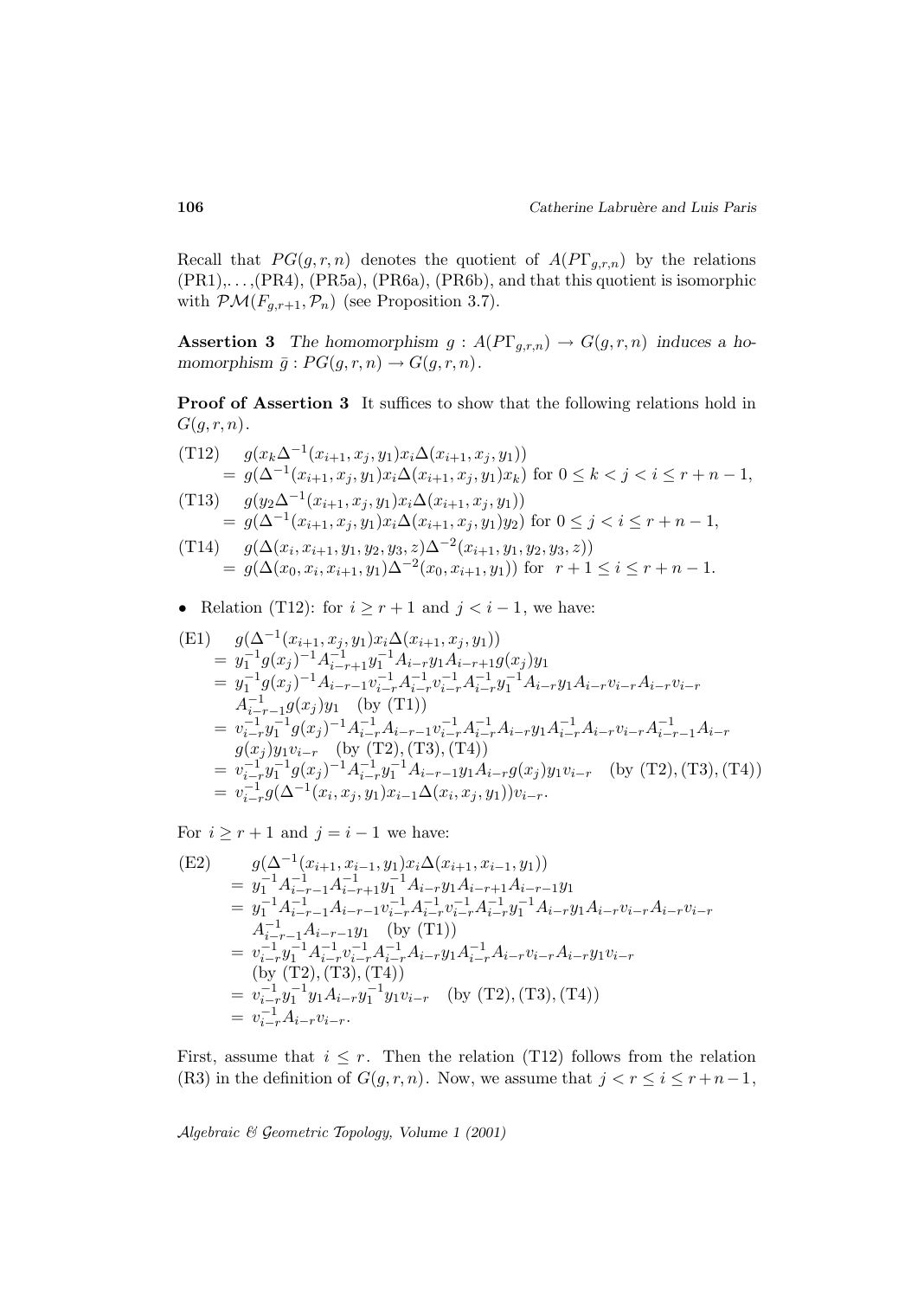Recall that $PG(g, r, n)$ denotes the quotient of $A(P\Gamma_{g,r,n})$ by the relations (PR1),...,(PR4), (PR5a), (PR6a), (PR6b), and that this quotient is isomorphic with $\mathcal{PM}(F_{g,r+1}, \mathcal{P}_n)$ (see Proposition 3.7).

**Assertion 3** *The homomorphism $g : A(P\Gamma_{g,r,n}) \to G(g, r, n)$ induces a homomorphism $\bar{g} : PG(g, r, n) \to G(g, r, n)$.*

**Proof of Assertion 3** It suffices to show that the following relations hold in $G(g, r, n)$.

(T12) $g(x_k \Delta^{-1}(x_{i+1}, x_j, y_1) x_i \Delta(x_{i+1}, x_j, y_1))$
$= g(\Delta^{-1}(x_{i+1}, x_j, y_1) x_i \Delta(x_{i+1}, x_j, y_1) x_k)$ for $0 \le k < j < i \le r + n - 1$,

(T13) $g(y_2 \Delta^{-1}(x_{i+1}, x_j, y_1) x_i \Delta(x_{i+1}, x_j, y_1))$
$= g(\Delta^{-1}(x_{i+1}, x_j, y_1) x_i \Delta(x_{i+1}, x_j, y_1) y_2)$ for $0 \le j < i \le r + n - 1$,

(T14) $g(\Delta(x_i, x_{i+1}, y_1, y_2, y_3, z) \Delta^{-2}(x_{i+1}, y_1, y_2, y_3, z))$
$= g(\Delta(x_0, x_i, x_{i+1}, y_1) \Delta^{-2}(x_0, x_{i+1}, y_1))$ for $r + 1 \le i \le r + n - 1$.

- Relation (T12): for $i \ge r + 1$ and $j < i - 1$, we have:

(E1)
$$
\begin{aligned}
& g(\Delta^{-1}(x_{i+1}, x_j, y_1) x_i \Delta(x_{i+1}, x_j, y_1)) \\
&= y_1^{-1} g(x_j)^{-1} A_{i-r+1}^{-1} y_1^{-1} A_{i-r} y_1 A_{i-r+1} g(x_j) y_1 \\
&= y_1^{-1} g(x_j)^{-1} A_{i-r-1} v_{i-r}^{-1} A_{i-r}^{-1} v_{i-r}^{-1} A_{i-r}^{-1} y_1^{-1} A_{i-r} y_1 A_{i-r} v_{i-r} A_{i-r} v_{i-r} \\
&\quad A_{i-r-1}^{-1} g(x_j) y_1 \quad \text{(by (T1))} \\
&= v_{i-r}^{-1} y_1^{-1} g(x_j)^{-1} A_{i-r}^{-1} A_{i-r-1} v_{i-r}^{-1} A_{i-r}^{-1} A_{i-r} y_1 A_{i-r}^{-1} A_{i-r} v_{i-r} A_{i-r-1}^{-1} A_{i-r} \\
&\quad g(x_j) y_1 v_{i-r} \quad \text{(by (T2), (T3), (T4))} \\
&= v_{i-r}^{-1} y_1^{-1} g(x_j)^{-1} A_{i-r}^{-1} y_1^{-1} A_{i-r-1} y_1 A_{i-r} g(x_j) y_1 v_{i-r} \quad \text{(by (T2), (T3), (T4))} \\
&= v_{i-r}^{-1} g(\Delta^{-1}(x_i, x_j, y_1) x_{i-1} \Delta(x_i, x_j, y_1)) v_{i-r}.
\end{aligned}
$$

For $i \ge r + 1$ and $j = i - 1$ we have:

(E2)
$$
\begin{aligned}
& g(\Delta^{-1}(x_{i+1}, x_{i-1}, y_1) x_i \Delta(x_{i+1}, x_{i-1}, y_1)) \\
&= y_1^{-1} A_{i-r-1}^{-1} A_{i-r+1}^{-1} y_1^{-1} A_{i-r} y_1 A_{i-r+1} A_{i-r-1} y_1 \\
&= y_1^{-1} A_{i-r-1}^{-1} A_{i-r-1} v_{i-r}^{-1} A_{i-r}^{-1} v_{i-r}^{-1} A_{i-r}^{-1} y_1^{-1} A_{i-r} y_1 A_{i-r} v_{i-r} A_{i-r} v_{i-r} \\
&\quad A_{i-r-1}^{-1} A_{i-r-1} y_1 \quad \text{(by (T1))} \\
&= v_{i-r}^{-1} y_1^{-1} A_{i-r}^{-1} v_{i-r}^{-1} A_{i-r}^{-1} A_{i-r} y_1 A_{i-r}^{-1} A_{i-r} v_{i-r} A_{i-r} y_1 v_{i-r} \\
&\quad \text{(by (T2), (T3), (T4))} \\
&= v_{i-r}^{-1} y_1^{-1} y_1 A_{i-r} y_1^{-1} y_1 v_{i-r} \quad \text{(by (T2), (T3), (T4))} \\
&= v_{i-r}^{-1} A_{i-r} v_{i-r}.
\end{aligned}
$$

First, assume that $i \le r$. Then the relation (T12) follows from the relation (R3) in the definition of $G(g, r, n)$. Now, we assume that $j < r \le i \le r + n - 1$,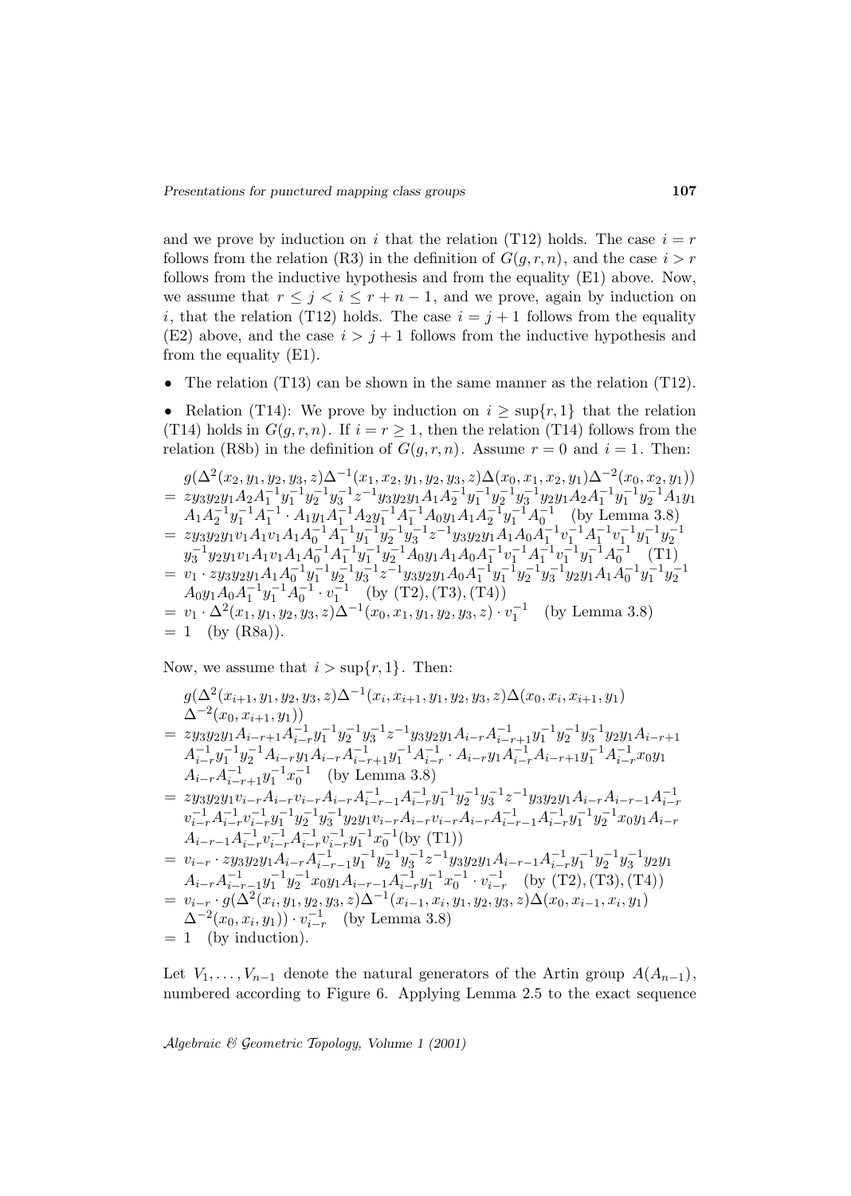and we prove by induction on $i$ that the relation (T12) holds. The case $i = r$ follows from the relation (R3) in the definition of $G(g, r, n)$, and the case $i > r$ follows from the inductive hypothesis and from the equality (E1) above. Now, we assume that $r \le j < i \le r + n - 1$, and we prove, again by induction on $i$, that the relation (T12) holds. The case $i = j + 1$ follows from the equality (E2) above, and the case $i > j + 1$ follows from the inductive hypothesis and from the equality (E1).

- The relation (T13) can be shown in the same manner as the relation (T12).

- Relation (T14): We prove by induction on $i \ge \sup\{r, 1\}$ that the relation (T14) holds in $G(g, r, n)$. If $i = r \ge 1$, then the relation (T14) follows from the relation (R8b) in the definition of $G(g, r, n)$. Assume $r = 0$ and $i = 1$. Then:

$$
\begin{aligned}
& g(\Delta^2(x_2, y_1, y_2, y_3, z)\Delta^{-1}(x_1, x_2, y_1, y_2, y_3, z)\Delta(x_0, x_1, x_2, y_1)\Delta^{-2}(x_0, x_2, y_1)) \\
= {} & zy_3y_2y_1A_2A_1^{-1}y_1^{-1}y_2^{-1}y_3^{-1}z^{-1}y_3y_2y_1A_1A_2^{-1}y_1^{-1}y_2^{-1}y_3^{-1}y_2y_1A_2A_1^{-1}y_1^{-1}y_2^{-1}A_1y_1 \\
& A_1A_2^{-1}y_1^{-1}A_1^{-1} \cdot A_1y_1A_1^{-1}A_2y_1^{-1}A_1^{-1}A_0y_1A_1A_2^{-1}y_1^{-1}A_0^{-1} \quad \text{(by Lemma 3.8)} \\
= {} & zy_3y_2y_1v_1A_1v_1A_1A_0^{-1}A_1^{-1}y_1^{-1}y_2^{-1}y_3^{-1}z^{-1}y_3y_2y_1A_1A_0A_1^{-1}v_1^{-1}A_1^{-1}v_1^{-1}y_1^{-1}y_2^{-1} \\
& y_3^{-1}y_2y_1v_1A_1v_1A_1A_0^{-1}A_1^{-1}y_1^{-1}y_2^{-1}A_0y_1A_1A_0A_1^{-1}v_1^{-1}A_1^{-1}v_1^{-1}y_1^{-1}A_0^{-1} \quad \text{(T1)} \\
= {} & v_1 \cdot zy_3y_2y_1A_1A_0^{-1}y_1^{-1}y_2^{-1}y_3^{-1}z^{-1}y_3y_2y_1A_0A_1^{-1}y_1^{-1}y_2^{-1}y_3^{-1}y_2y_1A_1A_0^{-1}y_1^{-1}y_2^{-1} \\
& A_0y_1A_0A_1^{-1}y_1^{-1}A_0^{-1} \cdot v_1^{-1} \quad \text{(by (T2), (T3), (T4))} \\
= {} & v_1 \cdot \Delta^2(x_1, y_1, y_2, y_3, z)\Delta^{-1}(x_0, x_1, y_1, y_2, y_3, z) \cdot v_1^{-1} \quad \text{(by Lemma 3.8)} \\
= {} & 1 \quad \text{(by (R8a))}.
\end{aligned}
$$

Now, we assume that $i > \sup\{r, 1\}$. Then:

$$
\begin{aligned}
& g(\Delta^2(x_{i+1}, y_1, y_2, y_3, z)\Delta^{-1}(x_i, x_{i+1}, y_1, y_2, y_3, z)\Delta(x_0, x_i, x_{i+1}, y_1) \\
& \Delta^{-2}(x_0, x_{i+1}, y_1)) \\
= {} & zy_3y_2y_1A_{i-r+1}A_{i-r}^{-1}y_1^{-1}y_2^{-1}y_3^{-1}z^{-1}y_3y_2y_1A_{i-r}A_{i-r+1}^{-1}y_1^{-1}y_2^{-1}y_3^{-1}y_2y_1A_{i-r+1} \\
& A_{i-r}^{-1}y_1^{-1}y_2^{-1}A_{i-r}y_1A_{i-r}A_{i-r+1}^{-1}y_1^{-1}A_{i-r}^{-1} \cdot A_{i-r}y_1A_{i-r}^{-1}A_{i-r+1}y_1^{-1}A_{i-r}^{-1}x_0y_1 \\
& A_{i-r}A_{i-r+1}^{-1}y_1^{-1}x_0^{-1} \quad \text{(by Lemma 3.8)} \\
= {} & zy_3y_2y_1v_{i-r}A_{i-r}v_{i-r}A_{i-r}A_{i-r-1}^{-1}A_{i-r}^{-1}y_1^{-1}y_2^{-1}y_3^{-1}z^{-1}y_3y_2y_1A_{i-r}A_{i-r-1}A_{i-r}^{-1} \\
& v_{i-r}^{-1}A_{i-r}^{-1}v_{i-r}^{-1}y_1^{-1}y_2^{-1}y_3^{-1}y_2y_1v_{i-r}A_{i-r}v_{i-r}A_{i-r}A_{i-r-1}^{-1}A_{i-r}^{-1}y_1^{-1}y_2^{-1}x_0y_1A_{i-r} \\
& A_{i-r-1}A_{i-r}^{-1}v_{i-r}^{-1}A_{i-r}^{-1}v_{i-r}^{-1}y_1^{-1}x_0^{-1} \text{(by (T1))} \\
= {} & v_{i-r} \cdot zy_3y_2y_1A_{i-r}A_{i-r-1}^{-1}y_1^{-1}y_2^{-1}y_3^{-1}z^{-1}y_3y_2y_1A_{i-r-1}A_{i-r}^{-1}y_1^{-1}y_2^{-1}y_3^{-1}y_2y_1 \\
& A_{i-r}A_{i-r-1}^{-1}y_1^{-1}y_2^{-1}x_0y_1A_{i-r-1}A_{i-r}^{-1}y_1^{-1}x_0^{-1} \cdot v_{i-r}^{-1} \quad \text{(by (T2), (T3), (T4))} \\
= {} & v_{i-r} \cdot g(\Delta^2(x_i, y_1, y_2, y_3, z)\Delta^{-1}(x_{i-1}, x_i, y_1, y_2, y_3, z)\Delta(x_0, x_{i-1}, x_i, y_1) \\
& \Delta^{-2}(x_0, x_i, y_1)) \cdot v_{i-r}^{-1} \quad \text{(by Lemma 3.8)} \\
= {} & 1 \quad \text{(by induction)}.
\end{aligned}
$$

Let $V_1, \dots, V_{n-1}$ denote the natural generators of the Artin group $A(A_{n-1})$, numbered according to Figure 6. Applying Lemma 2.5 to the exact sequence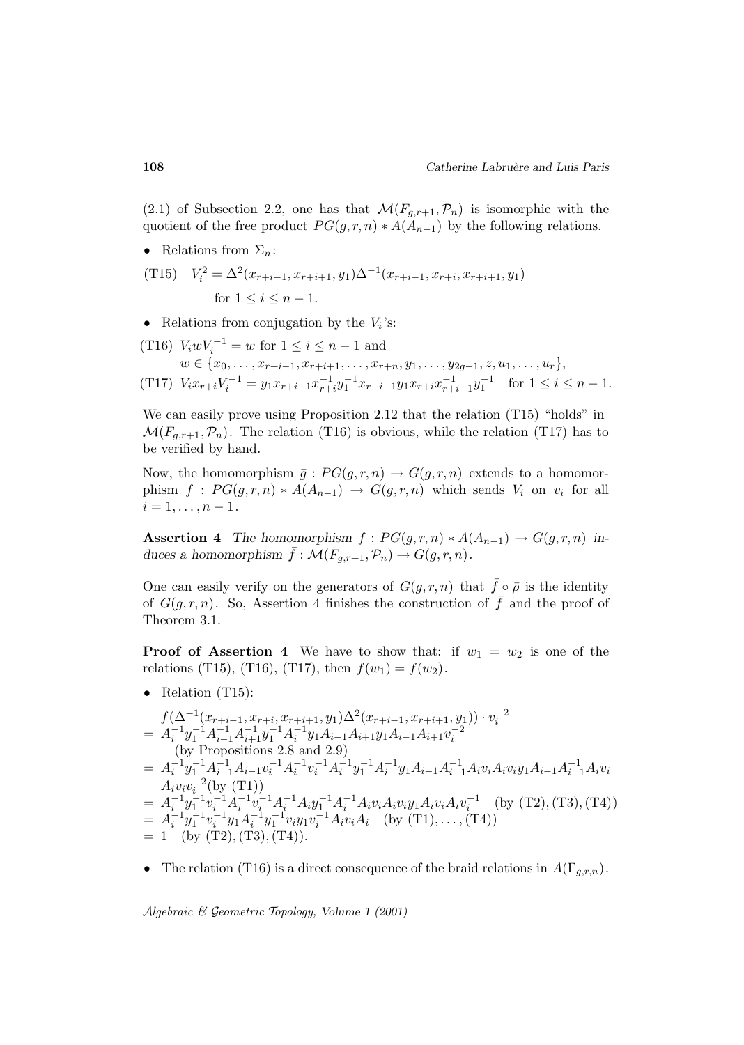(2.1) of Subsection 2.2, one has that $\mathcal{M}(F_{g,r+1}, \mathcal{P}_n)$ is isomorphic with the quotient of the free product $PG(g,r,n) * A(A_{n-1})$ by the following relations.

- Relations from $\Sigma_n$:

(T15) $V_i^2 = \Delta^2(x_{r+i-1}, x_{r+i+1}, y_1)\Delta^{-1}(x_{r+i-1}, x_{r+i}, x_{r+i+1}, y_1)$ for $1 \le i \le n-1$.

- Relations from conjugation by the $V_i$'s:

(T16) $V_i w V_i^{-1} = w$ for $1 \le i \le n-1$ and $w \in \{x_0, \dots, x_{r+i-1}, x_{r+i+1}, \dots, x_{r+n}, y_1, \dots, y_{2g-1}, z, u_1, \dots, u_r\}$,

(T17) $V_i x_{r+i} V_i^{-1} = y_1 x_{r+i-1} x_{r+i}^{-1} y_1^{-1} x_{r+i+1} y_1 x_{r+i} x_{r+i-1}^{-1} y_1^{-1}$ for $1 \le i \le n-1$.

We can easily prove using Proposition 2.12 that the relation (T15) "holds" in $\mathcal{M}(F_{g,r+1}, \mathcal{P}_n)$. The relation (T16) is obvious, while the relation (T17) has to be verified by hand.

Now, the homomorphism $\bar{g} : PG(g,r,n) \to G(g,r,n)$ extends to a homomorphism $f : PG(g,r,n) * A(A_{n-1}) \to G(g,r,n)$ which sends $V_i$ on $v_i$ for all $i = 1, \dots, n-1$.

**Assertion 4** *The homomorphism $f : PG(g,r,n) * A(A_{n-1}) \to G(g,r,n)$ induces a homomorphism $\bar{f} : \mathcal{M}(F_{g,r+1}, \mathcal{P}_n) \to G(g,r,n)$.*

One can easily verify on the generators of $G(g,r,n)$ that $\bar{f} \circ \bar{\rho}$ is the identity of $G(g,r,n)$. So, Assertion 4 finishes the construction of $\bar{f}$ and the proof of Theorem 3.1.

**Proof of Assertion 4** We have to show that: if $w_1 = w_2$ is one of the relations (T15), (T16), (T17), then $f(w_1) = f(w_2)$.

- Relation (T15):

$$
\begin{aligned}
& f(\Delta^{-1}(x_{r+i-1}, x_{r+i}, x_{r+i+1}, y_1)\Delta^2(x_{r+i-1}, x_{r+i+1}, y_1)) \cdot v_i^{-2} \\
= \ & A_i^{-1} y_1^{-1} A_{i-1}^{-1} A_{i+1}^{-1} y_1^{-1} A_i^{-1} y_1 A_{i-1} A_{i+1} y_1 A_{i-1} A_{i+1} v_i^{-2} \\
& \text{(by Propositions 2.8 and 2.9)} \\
= \ & A_i^{-1} y_1^{-1} A_{i-1}^{-1} A_{i-1} v_i^{-1} A_i^{-1} v_i^{-1} A_i^{-1} y_1^{-1} A_i^{-1} y_1 A_{i-1} A_{i-1}^{-1} A_i v_i A_i v_i y_1 A_{i-1} A_{i-1}^{-1} A_i v_i \\
& A_i v_i v_i^{-2} \text{(by (T1))} \\
= \ & A_i^{-1} y_1^{-1} v_i^{-1} A_i^{-1} v_i^{-1} A_i^{-1} A_i y_1^{-1} A_i^{-1} A_i v_i A_i v_i y_1 A_i v_i A_i v_i^{-1} \quad \text{(by (T2), (T3), (T4))} \\
= \ & A_i^{-1} y_1^{-1} v_i^{-1} y_1 A_i^{-1} y_1^{-1} v_i y_1 v_i^{-1} A_i v_i A_i \quad \text{(by (T1), \dots, (T4))} \\
= \ & 1 \quad \text{(by (T2), (T3), (T4))}.
\end{aligned}
$$

- The relation (T16) is a direct consequence of the braid relations in $A(\Gamma_{g,r,n})$.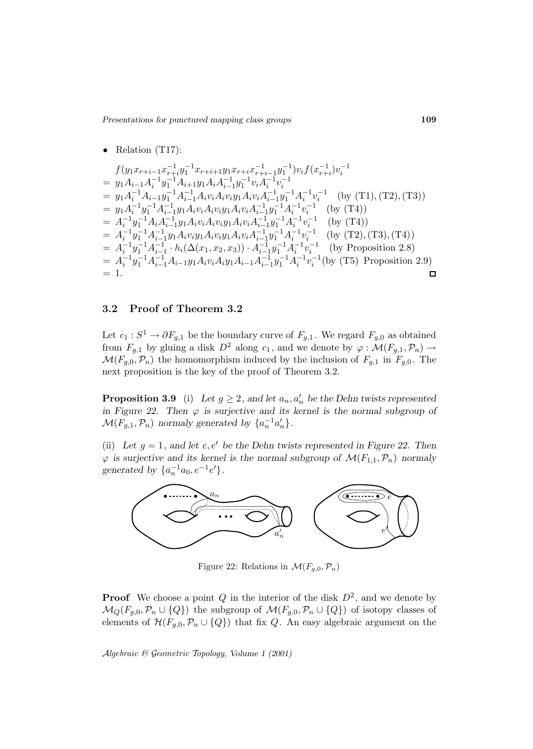- Relation (T17):

$$
\begin{aligned}
& f(y_1 x_{r+i-1} x_{r+i}^{-1} y_1^{-1} x_{r+i+1} y_1 x_{r+i} x_{r+i-1}^{-1} y_1^{-1}) v_i f(x_{r+i}^{-1}) v_i^{-1} \\
&= y_1 A_{i-1} A_i^{-1} y_1^{-1} A_{i+1} y_1 A_i A_{i-1}^{-1} y_1^{-1} v_i A_i^{-1} v_i^{-1} \\
&= y_1 A_i^{-1} A_{i-1} y_1^{-1} A_{i-1}^{-1} A_i v_i A_i v_i y_1 A_i v_i A_{i-1}^{-1} y_1^{-1} A_i^{-1} v_i^{-1} \quad \text{(by (T1), (T2), (T3))} \\
&= y_1 A_i^{-1} y_1^{-1} A_{i-1}^{-1} y_1 A_i v_i A_i v_i y_1 A_i v_i A_{i-1}^{-1} y_1^{-1} A_i^{-1} v_i^{-1} \quad \text{(by (T4))} \\
&= A_i^{-1} y_1^{-1} A_i A_{i-1}^{-1} y_1 A_i v_i A_i v_i y_1 A_i v_i A_{i-1}^{-1} y_1^{-1} A_i^{-1} v_i^{-1} \quad \text{(by (T4))} \\
&= A_i^{-1} y_1^{-1} A_{i-1}^{-1} y_1 A_i v_i y_1 A_i v_i y_1 A_i v_i A_{i-1}^{-1} y_1^{-1} A_i^{-1} v_i^{-1} \quad \text{(by (T2), (T3), (T4))} \\
&= A_i^{-1} y_1^{-1} A_{i-1}^{-1} \cdot h_i(\Delta(x_1, x_2, x_3)) \cdot A_{i-1}^{-1} y_1^{-1} A_i^{-1} v_i^{-1} \quad \text{(by Proposition 2.8)} \\
&= A_i^{-1} y_1^{-1} A_{i-1}^{-1} A_{i-1} y_1 A_i v_i A_i y_1 A_{i-1} A_{i-1}^{-1} y_1^{-1} A_i^{-1} v_i^{-1} \text{(by (T5) Proposition 2.9)} \\
&= 1.
\end{aligned}
$$

□

### 3.2 Proof of Theorem 3.2

Let $c_1 : S^1 \to \partial F_{g,1}$ be the boundary curve of $F_{g,1}$. We regard $F_{g,0}$ as obtained from $F_{g,1}$ by gluing a disk $D^2$ along $c_1$, and we denote by $\varphi : \mathcal{M}(F_{g,1}, \mathcal{P}_n) \to \mathcal{M}(F_{g,0}, \mathcal{P}_n)$ the homomorphism induced by the inclusion of $F_{g,1}$ in $F_{g,0}$. The next proposition is the key of the proof of Theorem 3.2.

**Proposition 3.9** (i) *Let $g \geq 2$, and let $a_n, a_n'$ be the Dehn twists represented in Figure 22. Then $\varphi$ is surjective and its kernel is the normal subgroup of $\mathcal{M}(F_{g,1}, \mathcal{P}_n)$ normaly generated by $\{a_n^{-1} a_n'\}$.*

(ii) *Let $g = 1$, and let $e, e'$ be the Dehn twists represented in Figure 22. Then $\varphi$ is surjective and its kernel is the normal subgroup of $\mathcal{M}(F_{1,1}, \mathcal{P}_n)$ normaly generated by $\{a_n^{-1} a_0, e^{-1} e'\}$.*

Figure 22: Relations in $\mathcal{M}(F_{g,0}, \mathcal{P}_n)$

**Proof** We choose a point $Q$ in the interior of the disk $D^2$, and we denote by $\mathcal{M}_Q(F_{g,0}, \mathcal{P}_n \cup \{Q\})$ the subgroup of $\mathcal{M}(F_{g,0}, \mathcal{P}_n \cup \{Q\})$ of isotopy classes of elements of $\mathcal{H}(F_{g,0}, \mathcal{P}_n \cup \{Q\})$ that fix $Q$. An easy algebraic argument on the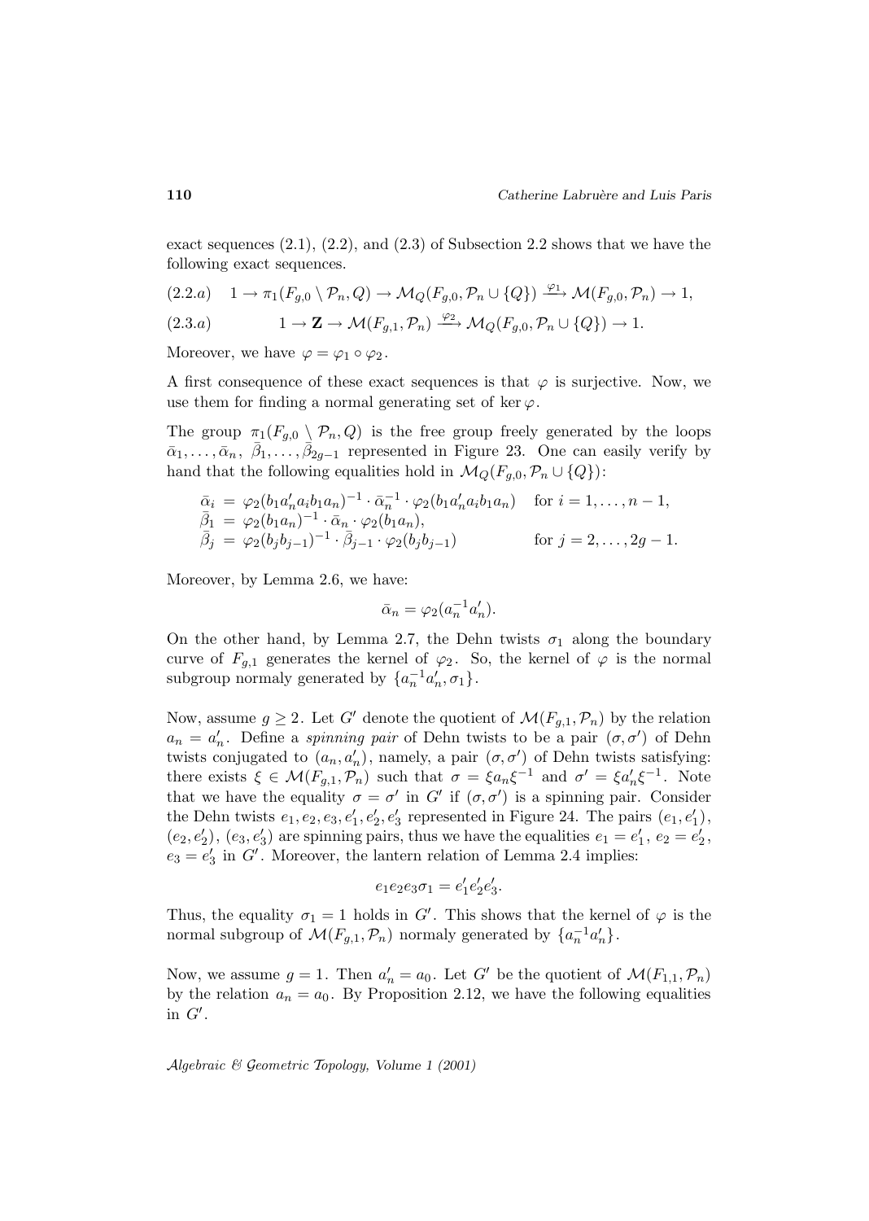exact sequences (2.1), (2.2), and (2.3) of Subsection 2.2 shows that we have the following exact sequences.

$$(2.2.a) \quad 1 \to \pi_1(F_{g,0} \setminus \mathcal{P}_n, Q) \to \mathcal{M}_Q(F_{g,0}, \mathcal{P}_n \cup \{Q\}) \xrightarrow{\varphi_1} \mathcal{M}(F_{g,0}, \mathcal{P}_n) \to 1,$$

$$(2.3.a) \quad 1 \to \mathbf{Z} \to \mathcal{M}(F_{g,1}, \mathcal{P}_n) \xrightarrow{\varphi_2} \mathcal{M}_Q(F_{g,0}, \mathcal{P}_n \cup \{Q\}) \to 1.$$

Moreover, we have $\varphi = \varphi_1 \circ \varphi_2$.

A first consequence of these exact sequences is that $\varphi$ is surjective. Now, we use them for finding a normal generating set of $\ker \varphi$.

The group $\pi_1(F_{g,0} \setminus \mathcal{P}_n, Q)$ is the free group freely generated by the loops $\bar{\alpha}_1, \dots, \bar{\alpha}_n, \bar{\beta}_1, \dots, \bar{\beta}_{2g-1}$ represented in Figure 23. One can easily verify by hand that the following equalities hold in $\mathcal{M}_Q(F_{g,0}, \mathcal{P}_n \cup \{Q\})$:

$$\begin{aligned}
\bar{\alpha}_i &= \varphi_2(b_1 a_n' a_i b_1 a_n)^{-1} \cdot \bar{\alpha}_n^{-1} \cdot \varphi_2(b_1 a_n' a_i b_1 a_n) \quad \text{for } i = 1, \dots, n-1, \\
\bar{\beta}_1 &= \varphi_2(b_1 a_n)^{-1} \cdot \bar{\alpha}_n \cdot \varphi_2(b_1 a_n), \\
\bar{\beta}_j &= \varphi_2(b_j b_{j-1})^{-1} \cdot \bar{\beta}_{j-1} \cdot \varphi_2(b_j b_{j-1}) \quad \text{for } j = 2, \dots, 2g-1.
\end{aligned}$$

Moreover, by Lemma 2.6, we have:

$$\bar{\alpha}_n = \varphi_2(a_n^{-1} a_n').$$

On the other hand, by Lemma 2.7, the Dehn twists $\sigma_1$ along the boundary curve of $F_{g,1}$ generates the kernel of $\varphi_2$. So, the kernel of $\varphi$ is the normal subgroup normaly generated by $\{a_n^{-1} a_n', \sigma_1\}$.

Now, assume $g \geq 2$. Let $G'$ denote the quotient of $\mathcal{M}(F_{g,1}, \mathcal{P}_n)$ by the relation $a_n = a_n'$. Define a *spinning pair* of Dehn twists to be a pair $(\sigma, \sigma')$ of Dehn twists conjugated to $(a_n, a_n')$, namely, a pair $(\sigma, \sigma')$ of Dehn twists satisfying: there exists $\xi \in \mathcal{M}(F_{g,1}, \mathcal{P}_n)$ such that $\sigma = \xi a_n \xi^{-1}$ and $\sigma' = \xi a_n' \xi^{-1}$. Note that we have the equality $\sigma = \sigma'$ in $G'$ if $(\sigma, \sigma')$ is a spinning pair. Consider the Dehn twists $e_1, e_2, e_3, e_1', e_2', e_3'$ represented in Figure 24. The pairs $(e_1, e_1')$, $(e_2, e_2')$, $(e_3, e_3')$ are spinning pairs, thus we have the equalities $e_1 = e_1'$, $e_2 = e_2'$, $e_3 = e_3'$ in $G'$. Moreover, the lantern relation of Lemma 2.4 implies:

$$e_1 e_2 e_3 \sigma_1 = e_1' e_2' e_3'.$$

Thus, the equality $\sigma_1 = 1$ holds in $G'$. This shows that the kernel of $\varphi$ is the normal subgroup of $\mathcal{M}(F_{g,1}, \mathcal{P}_n)$ normaly generated by $\{a_n^{-1} a_n'\}$.

Now, we assume $g = 1$. Then $a_n' = a_0$. Let $G'$ be the quotient of $\mathcal{M}(F_{1,1}, \mathcal{P}_n)$ by the relation $a_n = a_0$. By Proposition 2.12, we have the following equalities in $G'$.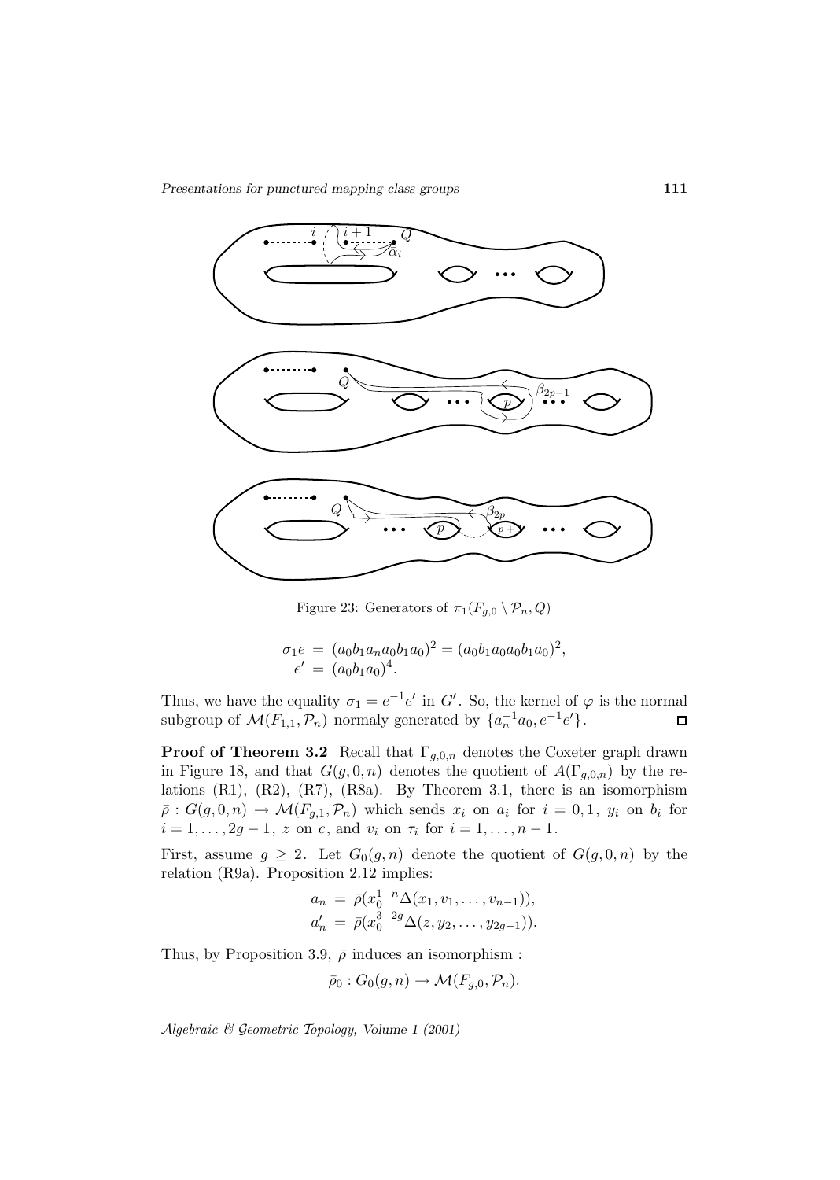Figure 23: Generators of $\pi_1(F_{g,0} \setminus \mathcal{P}_n, Q)$

$$\sigma_1 e = (a_0 b_1 a_n a_0 b_1 a_0)^2 = (a_0 b_1 a_0 a_0 b_1 a_0)^2,$$
$$e' = (a_0 b_1 a_0)^4.$$

Thus, we have the equality $\sigma_1 = e^{-1}e'$ in $G'$. So, the kernel of $\varphi$ is the normal subgroup of $\mathcal{M}(F_{1,1}, \mathcal{P}_n)$ normaly generated by $\{a_n^{-1}a_0, e^{-1}e'\}$. ◻

**Proof of Theorem 3.2** Recall that $\Gamma_{g,0,n}$ denotes the Coxeter graph drawn in Figure 18, and that $G(g,0,n)$ denotes the quotient of $A(\Gamma_{g,0,n})$ by the relations (R1), (R2), (R7), (R8a). By Theorem 3.1, there is an isomorphism $\bar{\rho} : G(g,0,n) \to \mathcal{M}(F_{g,1}, \mathcal{P}_n)$ which sends $x_i$ on $a_i$ for $i = 0, 1$, $y_i$ on $b_i$ for $i = 1, \dots, 2g-1$, $z$ on $c$, and $v_i$ on $\tau_i$ for $i = 1, \dots, n-1$.

First, assume $g \geq 2$. Let $G_0(g,n)$ denote the quotient of $G(g,0,n)$ by the relation (R9a). Proposition 2.12 implies:

$$a_n = \bar{\rho}(x_0^{1-n} \Delta(x_1, v_1, \dots, v_{n-1})),$$
$$a_n' = \bar{\rho}(x_0^{3-2g} \Delta(z, y_2, \dots, y_{2g-1})).$$

Thus, by Proposition 3.9, $\bar{\rho}$ induces an isomorphism :

$$\bar{\rho}_0 : G_0(g,n) \to \mathcal{M}(F_{g,0}, \mathcal{P}_n).$$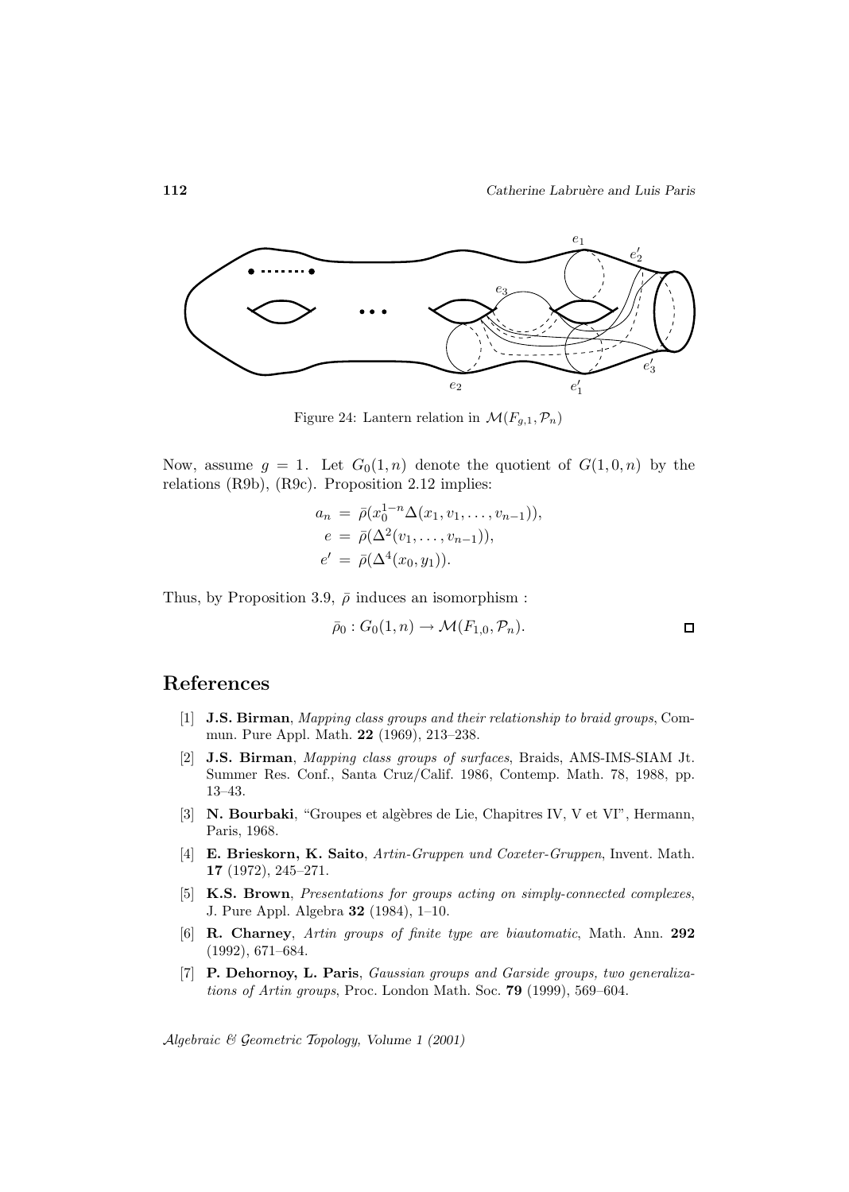Figure 24: Lantern relation in $\mathcal{M}(F_{g,1}, \mathcal{P}_n)$

Now, assume $g = 1$. Let $G_0(1,n)$ denote the quotient of $G(1,0,n)$ by the relations (R9b), (R9c). Proposition 2.12 implies:

$$
\begin{aligned}
a_n &= \bar{\rho}(x_0^{1-n}\Delta(x_1, v_1, \ldots, v_{n-1})), \\
e &= \bar{\rho}(\Delta^2(v_1, \ldots, v_{n-1})), \\
e' &= \bar{\rho}(\Delta^4(x_0, y_1)).
\end{aligned}
$$

Thus, by Proposition 3.9, $\bar{\rho}$ induces an isomorphism :

$$
\bar{\rho}_0 : G_0(1,n) \to \mathcal{M}(F_{1,0}, \mathcal{P}_n). \qquad \square
$$

## References

[1] **J.S. Birman**, *Mapping class groups and their relationship to braid groups*, Commun. Pure Appl. Math. **22** (1969), 213–238.

[2] **J.S. Birman**, *Mapping class groups of surfaces*, Braids, AMS-IMS-SIAM Jt. Summer Res. Conf., Santa Cruz/Calif. 1986, Contemp. Math. 78, 1988, pp. 13–43.

[3] **N. Bourbaki**, "Groupes et algèbres de Lie, Chapitres IV, V et VI", Hermann, Paris, 1968.

[4] **E. Brieskorn, K. Saito**, *Artin-Gruppen und Coxeter-Gruppen*, Invent. Math. **17** (1972), 245–271.

[5] **K.S. Brown**, *Presentations for groups acting on simply-connected complexes*, J. Pure Appl. Algebra **32** (1984), 1–10.

[6] **R. Charney**, *Artin groups of finite type are biautomatic*, Math. Ann. **292** (1992), 671–684.

[7] **P. Dehornoy, L. Paris**, *Gaussian groups and Garside groups, two generalizations of Artin groups*, Proc. London Math. Soc. **79** (1999), 569–604.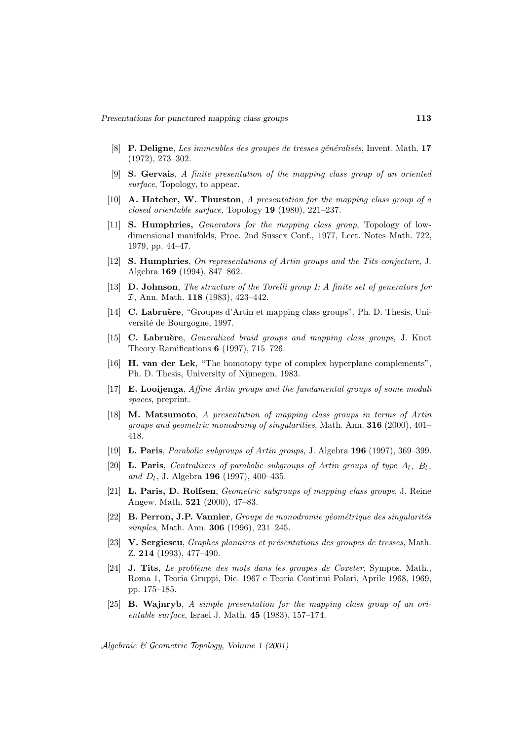[8] **P. Deligne**, *Les immeubles des groupes de tresses généralisés*, Invent. Math. **17** (1972), 273–302.

[9] **S. Gervais**, *A finite presentation of the mapping class group of an oriented surface*, Topology, to appear.

[10] **A. Hatcher, W. Thurston**, *A presentation for the mapping class group of a closed orientable surface*, Topology **19** (1980), 221–237.

[11] **S. Humphries,** *Generators for the mapping class group*, Topology of low-dimensional manifolds, Proc. 2nd Sussex Conf., 1977, Lect. Notes Math. 722, 1979, pp. 44–47.

[12] **S. Humphries**, *On representations of Artin groups and the Tits conjecture*, J. Algebra **169** (1994), 847–862.

[13] **D. Johnson**, *The structure of the Torelli group I: A finite set of generators for $\mathcal{I}$*, Ann. Math. **118** (1983), 423–442.

[14] **C. Labruère**, "Groupes d'Artin et mapping class groups", Ph. D. Thesis, Université de Bourgogne, 1997.

[15] **C. Labruère**, *Generalized braid groups and mapping class groups*, J. Knot Theory Ramifications **6** (1997), 715–726.

[16] **H. van der Lek**, "The homotopy type of complex hyperplane complements", Ph. D. Thesis, University of Nijmegen, 1983.

[17] **E. Looijenga**, *Affine Artin groups and the fundamental groups of some moduli spaces*, preprint.

[18] **M. Matsumoto**, *A presentation of mapping class groups in terms of Artin groups and geometric monodromy of singularities*, Math. Ann. **316** (2000), 401–418.

[19] **L. Paris**, *Parabolic subgroups of Artin groups*, J. Algebra **196** (1997), 369–399.

[20] **L. Paris**, *Centralizers of parabolic subgroups of Artin groups of type $A_l$, $B_l$, and $D_l$*, J. Algebra **196** (1997), 400–435.

[21] **L. Paris, D. Rolfsen**, *Geometric subgroups of mapping class groups*, J. Reine Angew. Math. **521** (2000), 47–83.

[22] **B. Perron, J.P. Vannier**, *Groupe de monodromie géométrique des singularités simples*, Math. Ann. **306** (1996), 231–245.

[23] **V. Sergiescu**, *Graphes planaires et présentations des groupes de tresses*, Math. Z. **214** (1993), 477–490.

[24] **J. Tits**, *Le problème des mots dans les groupes de Coxeter*, Sympos. Math., Roma 1, Teoria Gruppi, Dic. 1967 e Teoria Continui Polari, Aprile 1968, 1969, pp. 175–185.

[25] **B. Wajnryb**, *A simple presentation for the mapping class group of an orientable surface*, Israel J. Math. **45** (1983), 157–174.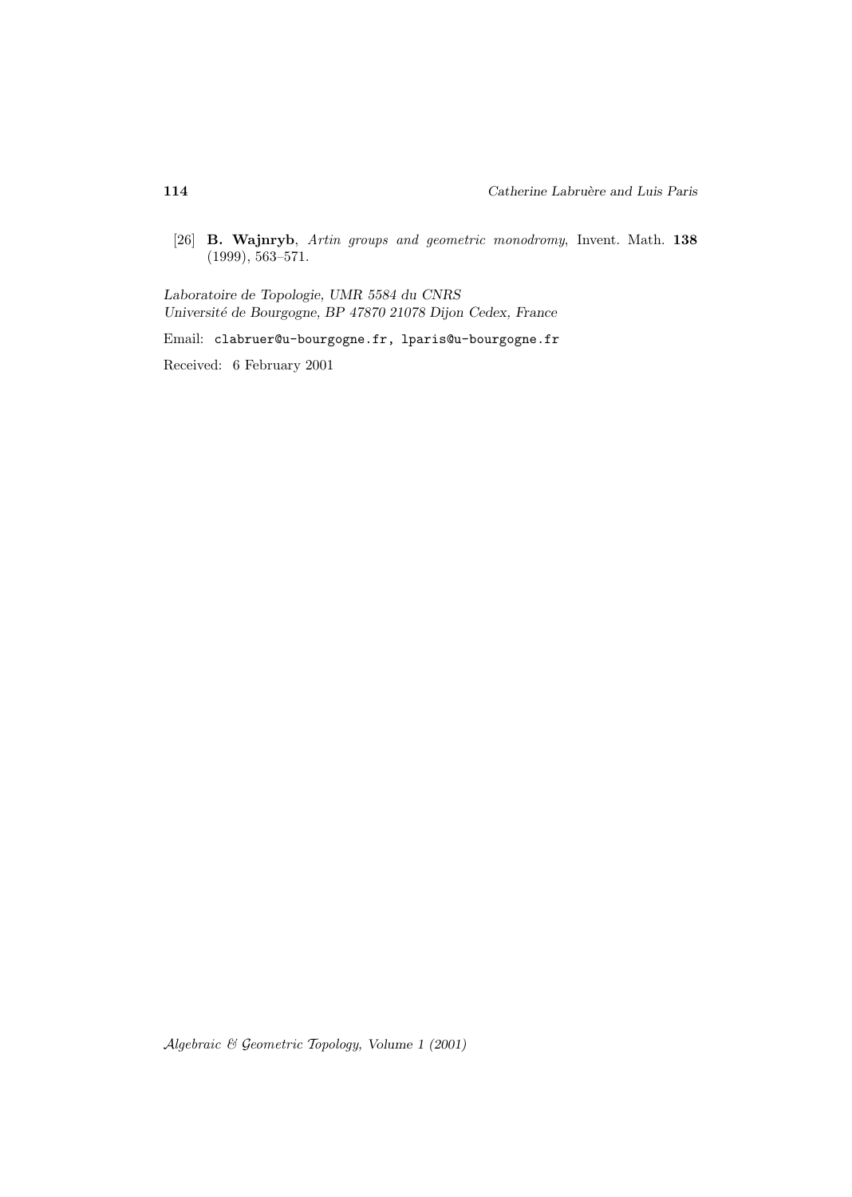[26] **B. Wajnryb**, *Artin groups and geometric monodromy*, Invent. Math. **138** (1999), 563–571.

*Laboratoire de Topologie, UMR 5584 du CNRS*
*Université de Bourgogne, BP 47870 21078 Dijon Cedex, France*

Email: clabruer@u-bourgogne.fr, lparis@u-bourgogne.fr

Received: 6 February 2001